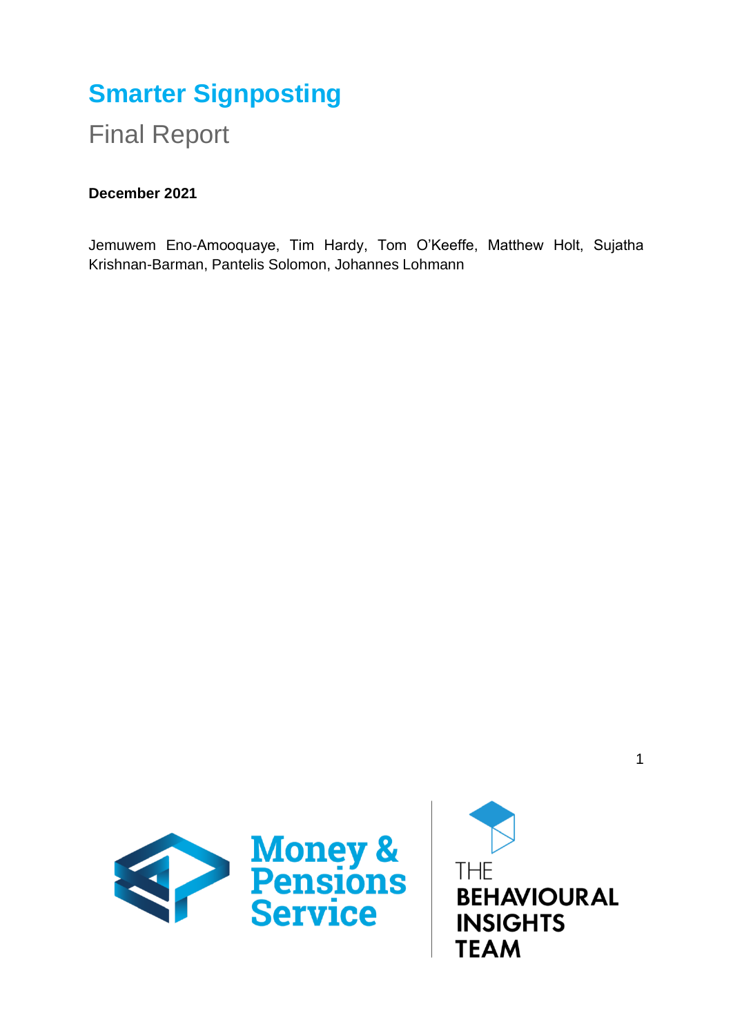# Smarter Signposting

## Final Report

**December 2021**

Jemuwem Eno-Amooquaye, Tim Hardy, Tom O'Keeffe, Matthew Holt, Sujatha Krishnan-Barman, Pantelis Solomon, Johannes Lohmann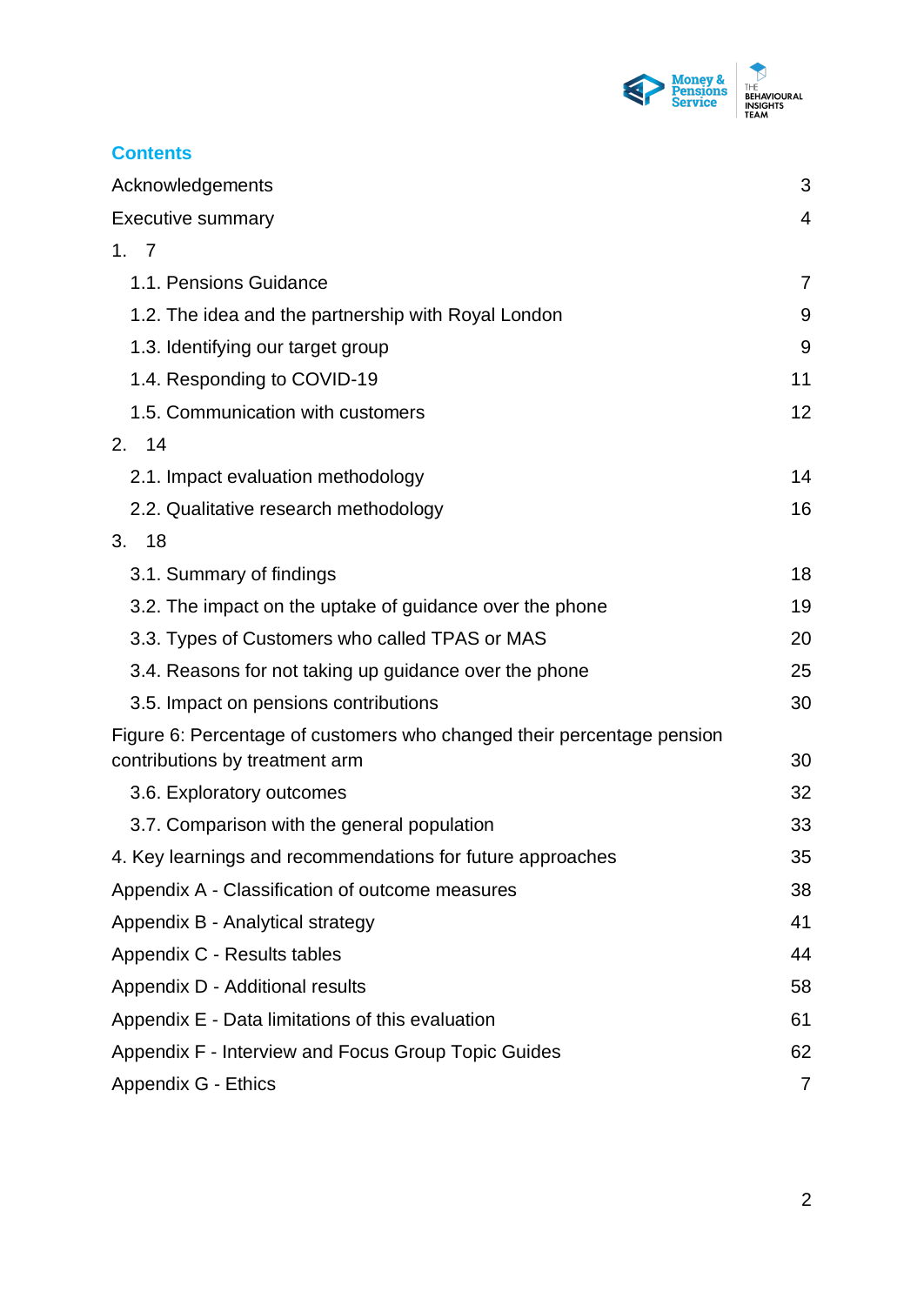## Contents

| | |
|---|---|
| Acknowledgements | 3 |
| Executive summary | 4 |
| 1. 7 | |
| 1.1. Pensions Guidance | 7 |
| 1.2. The idea and the partnership with Royal London | 9 |
| 1.3. Identifying our target group | 9 |
| 1.4. Responding to COVID-19 | 11 |
| 1.5. Communication with customers | 12 |
| 2. 14 | |
| 2.1. Impact evaluation methodology | 14 |
| 2.2. Qualitative research methodology | 16 |
| 3. 18 | |
| 3.1. Summary of findings | 18 |
| 3.2. The impact on the uptake of guidance over the phone | 19 |
| 3.3. Types of Customers who called TPAS or MAS | 20 |
| 3.4. Reasons for not taking up guidance over the phone | 25 |
| 3.5. Impact on pensions contributions | 30 |
| Figure 6: Percentage of customers who changed their percentage pension contributions by treatment arm | 30 |
| 3.6. Exploratory outcomes | 32 |
| 3.7. Comparison with the general population | 33 |
| 4. Key learnings and recommendations for future approaches | 35 |
| Appendix A - Classification of outcome measures | 38 |
| Appendix B - Analytical strategy | 41 |
| Appendix C - Results tables | 44 |
| Appendix D - Additional results | 58 |
| Appendix E - Data limitations of this evaluation | 61 |
| Appendix F - Interview and Focus Group Topic Guides | 62 |
| Appendix G - Ethics | 7 |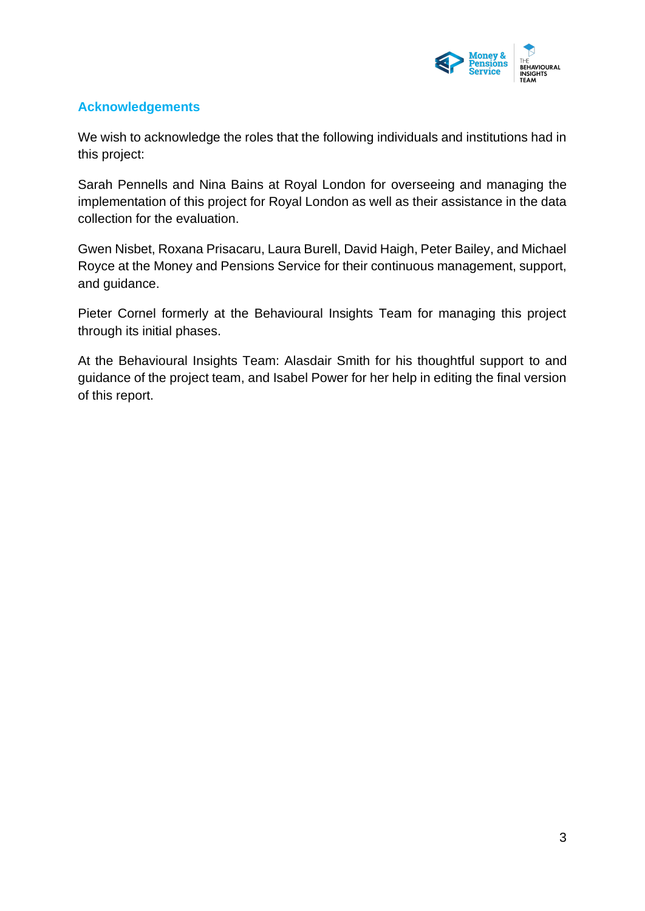## Acknowledgements

We wish to acknowledge the roles that the following individuals and institutions had in this project:

Sarah Pennells and Nina Bains at Royal London for overseeing and managing the implementation of this project for Royal London as well as their assistance in the data collection for the evaluation.

Gwen Nisbet, Roxana Prisacaru, Laura Burell, David Haigh, Peter Bailey, and Michael Royce at the Money and Pensions Service for their continuous management, support, and guidance.

Pieter Cornel formerly at the Behavioural Insights Team for managing this project through its initial phases.

At the Behavioural Insights Team: Alasdair Smith for his thoughtful support to and guidance of the project team, and Isabel Power for her help in editing the final version of this report.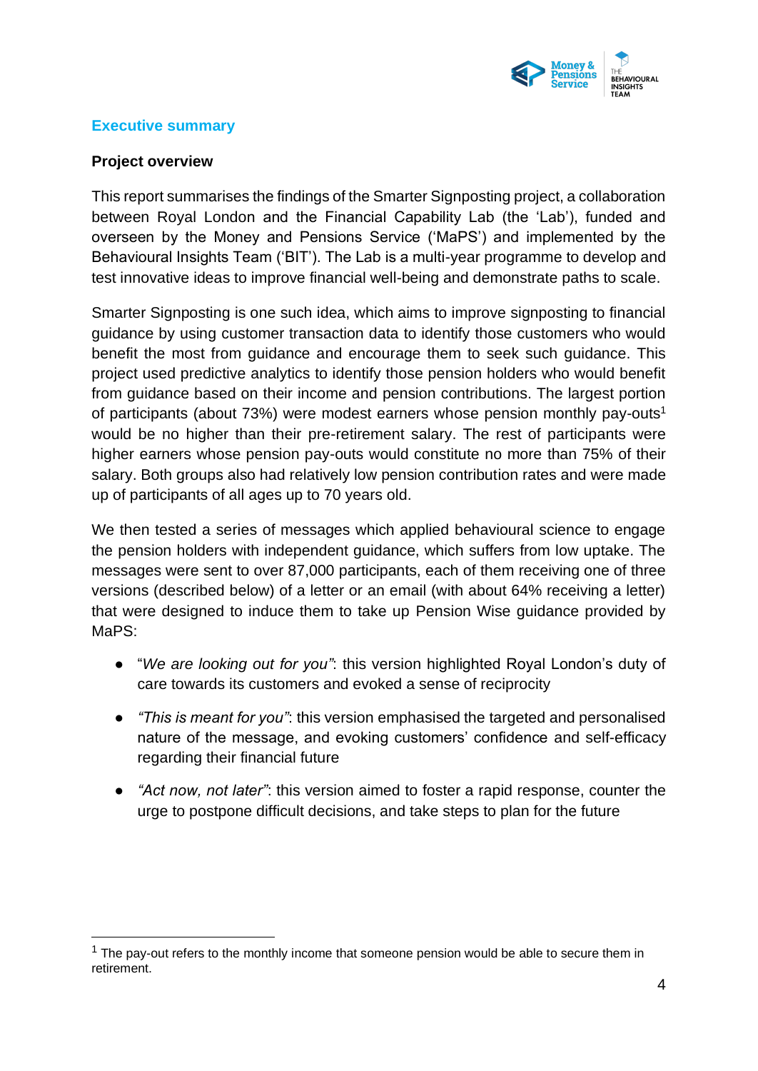## Executive summary

### Project overview

This report summarises the findings of the Smarter Signposting project, a collaboration between Royal London and the Financial Capability Lab (the 'Lab'), funded and overseen by the Money and Pensions Service ('MaPS') and implemented by the Behavioural Insights Team ('BIT'). The Lab is a multi-year programme to develop and test innovative ideas to improve financial well-being and demonstrate paths to scale.

Smarter Signposting is one such idea, which aims to improve signposting to financial guidance by using customer transaction data to identify those customers who would benefit the most from guidance and encourage them to seek such guidance. This project used predictive analytics to identify those pension holders who would benefit from guidance based on their income and pension contributions. The largest portion of participants (about 73%) were modest earners whose pension monthly pay-outs[1] would be no higher than their pre-retirement salary. The rest of participants were higher earners whose pension pay-outs would constitute no more than 75% of their salary. Both groups also had relatively low pension contribution rates and were made up of participants of all ages up to 70 years old.

We then tested a series of messages which applied behavioural science to engage the pension holders with independent guidance, which suffers from low uptake. The messages were sent to over 87,000 participants, each of them receiving one of three versions (described below) of a letter or an email (with about 64% receiving a letter) that were designed to induce them to take up Pension Wise guidance provided by MaPS:

- "*We are looking out for you*": this version highlighted Royal London's duty of care towards its customers and evoked a sense of reciprocity
- *"This is meant for you"*: this version emphasised the targeted and personalised nature of the message, and evoking customers' confidence and self-efficacy regarding their financial future
- *"Act now, not later"*: this version aimed to foster a rapid response, counter the urge to postpone difficult decisions, and take steps to plan for the future

[1] The pay-out refers to the monthly income that someone pension would be able to secure them in retirement.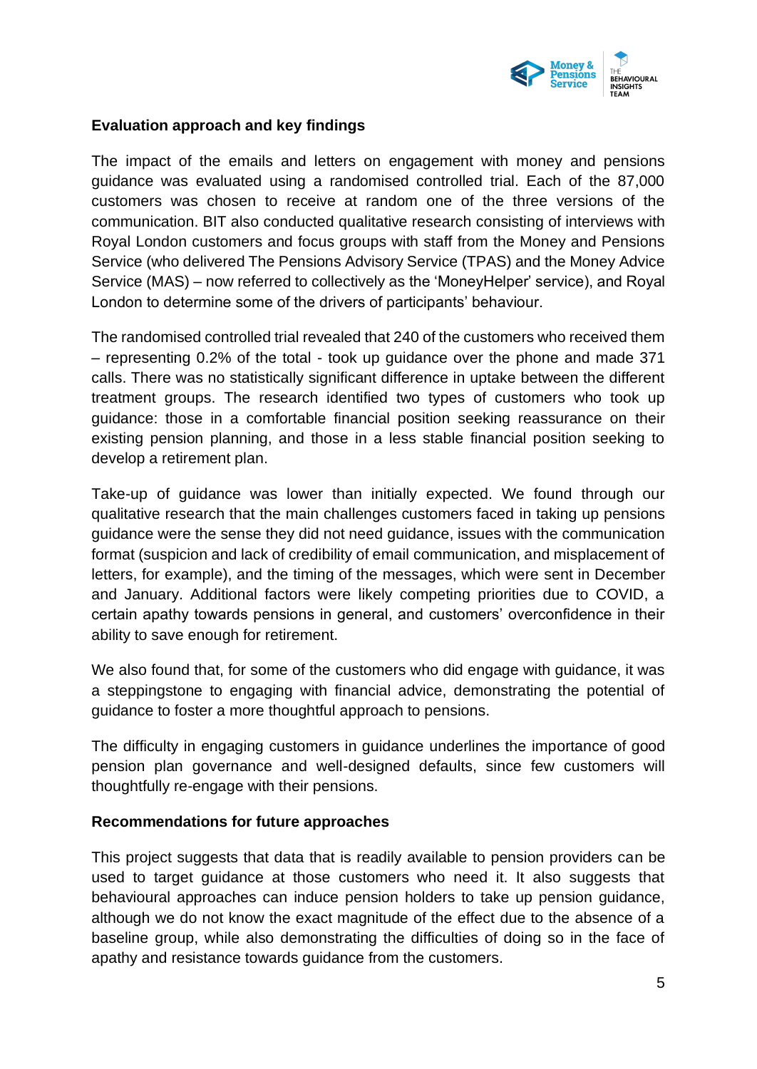**Evaluation approach and key findings**

The impact of the emails and letters on engagement with money and pensions guidance was evaluated using a randomised controlled trial. Each of the 87,000 customers was chosen to receive at random one of the three versions of the communication. BIT also conducted qualitative research consisting of interviews with Royal London customers and focus groups with staff from the Money and Pensions Service (who delivered The Pensions Advisory Service (TPAS) and the Money Advice Service (MAS) – now referred to collectively as the 'MoneyHelper' service), and Royal London to determine some of the drivers of participants' behaviour.

The randomised controlled trial revealed that 240 of the customers who received them – representing 0.2% of the total - took up guidance over the phone and made 371 calls. There was no statistically significant difference in uptake between the different treatment groups. The research identified two types of customers who took up guidance: those in a comfortable financial position seeking reassurance on their existing pension planning, and those in a less stable financial position seeking to develop a retirement plan.

Take-up of guidance was lower than initially expected. We found through our qualitative research that the main challenges customers faced in taking up pensions guidance were the sense they did not need guidance, issues with the communication format (suspicion and lack of credibility of email communication, and misplacement of letters, for example), and the timing of the messages, which were sent in December and January. Additional factors were likely competing priorities due to COVID, a certain apathy towards pensions in general, and customers' overconfidence in their ability to save enough for retirement.

We also found that, for some of the customers who did engage with guidance, it was a steppingstone to engaging with financial advice, demonstrating the potential of guidance to foster a more thoughtful approach to pensions.

The difficulty in engaging customers in guidance underlines the importance of good pension plan governance and well-designed defaults, since few customers will thoughtfully re-engage with their pensions.

**Recommendations for future approaches**

This project suggests that data that is readily available to pension providers can be used to target guidance at those customers who need it. It also suggests that behavioural approaches can induce pension holders to take up pension guidance, although we do not know the exact magnitude of the effect due to the absence of a baseline group, while also demonstrating the difficulties of doing so in the face of apathy and resistance towards guidance from the customers.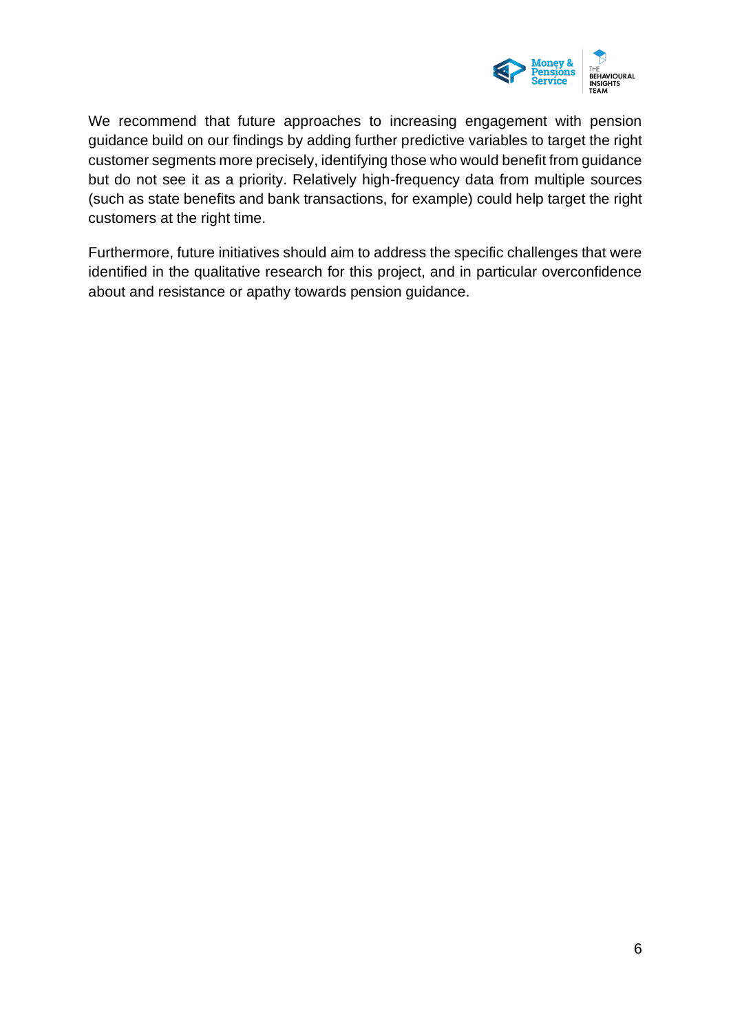We recommend that future approaches to increasing engagement with pension guidance build on our findings by adding further predictive variables to target the right customer segments more precisely, identifying those who would benefit from guidance but do not see it as a priority. Relatively high-frequency data from multiple sources (such as state benefits and bank transactions, for example) could help target the right customers at the right time.

Furthermore, future initiatives should aim to address the specific challenges that were identified in the qualitative research for this project, and in particular overconfidence about and resistance or apathy towards pension guidance.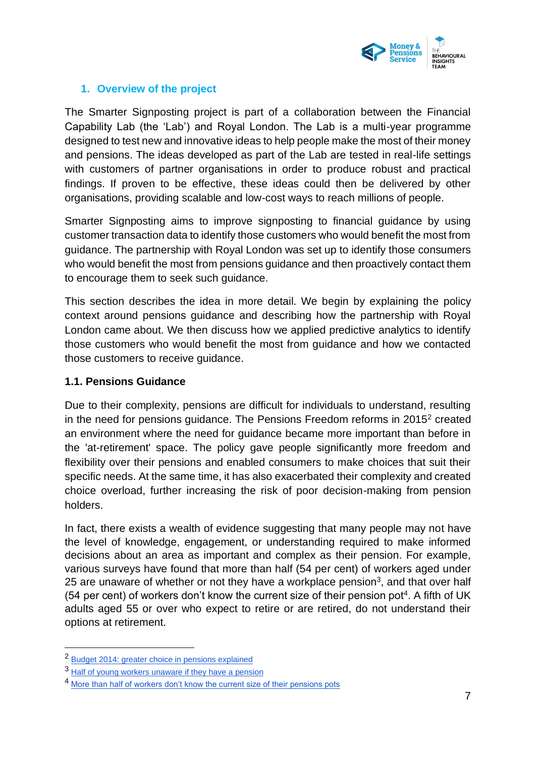## 1. Overview of the project

The Smarter Signposting project is part of a collaboration between the Financial Capability Lab (the 'Lab') and Royal London. The Lab is a multi-year programme designed to test new and innovative ideas to help people make the most of their money and pensions. The ideas developed as part of the Lab are tested in real-life settings with customers of partner organisations in order to produce robust and practical findings. If proven to be effective, these ideas could then be delivered by other organisations, providing scalable and low-cost ways to reach millions of people.

Smarter Signposting aims to improve signposting to financial guidance by using customer transaction data to identify those customers who would benefit the most from guidance. The partnership with Royal London was set up to identify those consumers who would benefit the most from pensions guidance and then proactively contact them to encourage them to seek such guidance.

This section describes the idea in more detail. We begin by explaining the policy context around pensions guidance and describing how the partnership with Royal London came about. We then discuss how we applied predictive analytics to identify those customers who would benefit the most from guidance and how we contacted those customers to receive guidance.

### 1.1. Pensions Guidance

Due to their complexity, pensions are difficult for individuals to understand, resulting in the need for pensions guidance. The Pensions Freedom reforms in 2015[2] created an environment where the need for guidance became more important than before in the 'at-retirement' space. The policy gave people significantly more freedom and flexibility over their pensions and enabled consumers to make choices that suit their specific needs. At the same time, it has also exacerbated their complexity and created choice overload, further increasing the risk of poor decision-making from pension holders.

In fact, there exists a wealth of evidence suggesting that many people may not have the level of knowledge, engagement, or understanding required to make informed decisions about an area as important and complex as their pension. For example, various surveys have found that more than half (54 per cent) of workers aged under 25 are unaware of whether or not they have a workplace pension[3], and that over half (54 per cent) of workers don't know the current size of their pension pot[4]. A fifth of UK adults aged 55 or over who expect to retire or are retired, do not understand their options at retirement.

---

[2] Budget 2014: greater choice in pensions explained

[3] Half of young workers unaware if they have a pension

[4] More than half of workers don't know the current size of their pensions pots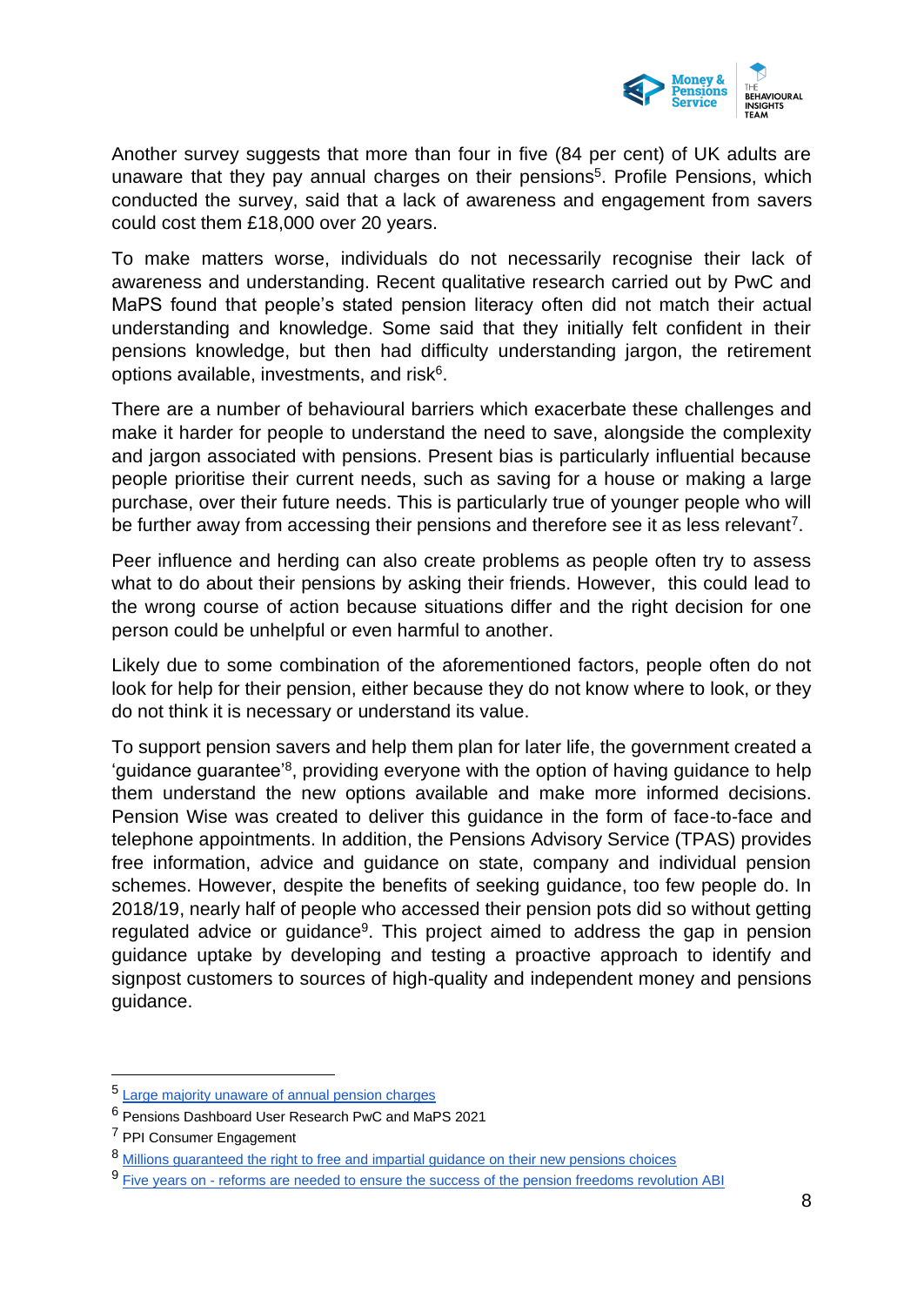Another survey suggests that more than four in five (84 per cent) of UK adults are unaware that they pay annual charges on their pensions[5]. Profile Pensions, which conducted the survey, said that a lack of awareness and engagement from savers could cost them £18,000 over 20 years.

To make matters worse, individuals do not necessarily recognise their lack of awareness and understanding. Recent qualitative research carried out by PwC and MaPS found that people's stated pension literacy often did not match their actual understanding and knowledge. Some said that they initially felt confident in their pensions knowledge, but then had difficulty understanding jargon, the retirement options available, investments, and risk[6].

There are a number of behavioural barriers which exacerbate these challenges and make it harder for people to understand the need to save, alongside the complexity and jargon associated with pensions. Present bias is particularly influential because people prioritise their current needs, such as saving for a house or making a large purchase, over their future needs. This is particularly true of younger people who will be further away from accessing their pensions and therefore see it as less relevant[7].

Peer influence and herding can also create problems as people often try to assess what to do about their pensions by asking their friends. However, this could lead to the wrong course of action because situations differ and the right decision for one person could be unhelpful or even harmful to another.

Likely due to some combination of the aforementioned factors, people often do not look for help for their pension, either because they do not know where to look, or they do not think it is necessary or understand its value.

To support pension savers and help them plan for later life, the government created a 'guidance guarantee'[8], providing everyone with the option of having guidance to help them understand the new options available and make more informed decisions. Pension Wise was created to deliver this guidance in the form of face-to-face and telephone appointments. In addition, the Pensions Advisory Service (TPAS) provides free information, advice and guidance on state, company and individual pension schemes. However, despite the benefits of seeking guidance, too few people do. In 2018/19, nearly half of people who accessed their pension pots did so without getting regulated advice or guidance[9]. This project aimed to address the gap in pension guidance uptake by developing and testing a proactive approach to identify and signpost customers to sources of high-quality and independent money and pensions guidance.

---

[5] Large majority unaware of annual pension charges

[6] Pensions Dashboard User Research PwC and MaPS 2021

[7] PPI Consumer Engagement

[8] Millions guaranteed the right to free and impartial guidance on their new pensions choices

[9] Five years on - reforms are needed to ensure the success of the pension freedoms revolution ABI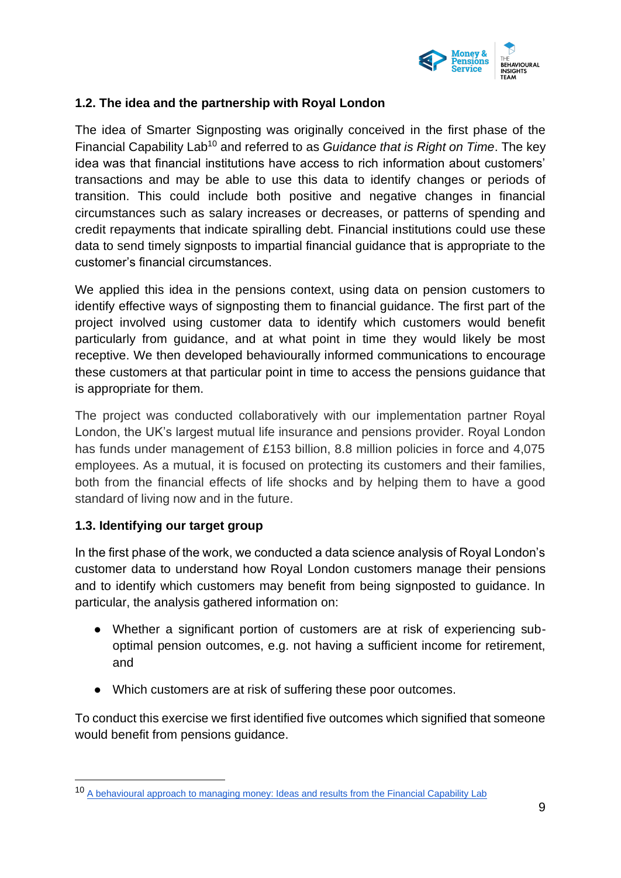## 1.2. The idea and the partnership with Royal London

The idea of Smarter Signposting was originally conceived in the first phase of the Financial Capability Lab[10] and referred to as *Guidance that is Right on Time*. The key idea was that financial institutions have access to rich information about customers' transactions and may be able to use this data to identify changes or periods of transition. This could include both positive and negative changes in financial circumstances such as salary increases or decreases, or patterns of spending and credit repayments that indicate spiralling debt. Financial institutions could use these data to send timely signposts to impartial financial guidance that is appropriate to the customer's financial circumstances.

We applied this idea in the pensions context, using data on pension customers to identify effective ways of signposting them to financial guidance. The first part of the project involved using customer data to identify which customers would benefit particularly from guidance, and at what point in time they would likely be most receptive. We then developed behaviourally informed communications to encourage these customers at that particular point in time to access the pensions guidance that is appropriate for them.

The project was conducted collaboratively with our implementation partner Royal London, the UK's largest mutual life insurance and pensions provider. Royal London has funds under management of £153 billion, 8.8 million policies in force and 4,075 employees. As a mutual, it is focused on protecting its customers and their families, both from the financial effects of life shocks and by helping them to have a good standard of living now and in the future.

## 1.3. Identifying our target group

In the first phase of the work, we conducted a data science analysis of Royal London's customer data to understand how Royal London customers manage their pensions and to identify which customers may benefit from being signposted to guidance. In particular, the analysis gathered information on:

- Whether a significant portion of customers are at risk of experiencing sub-optimal pension outcomes, e.g. not having a sufficient income for retirement, and
- Which customers are at risk of suffering these poor outcomes.

To conduct this exercise we first identified five outcomes which signified that someone would benefit from pensions guidance.

[10] A behavioural approach to managing money: Ideas and results from the Financial Capability Lab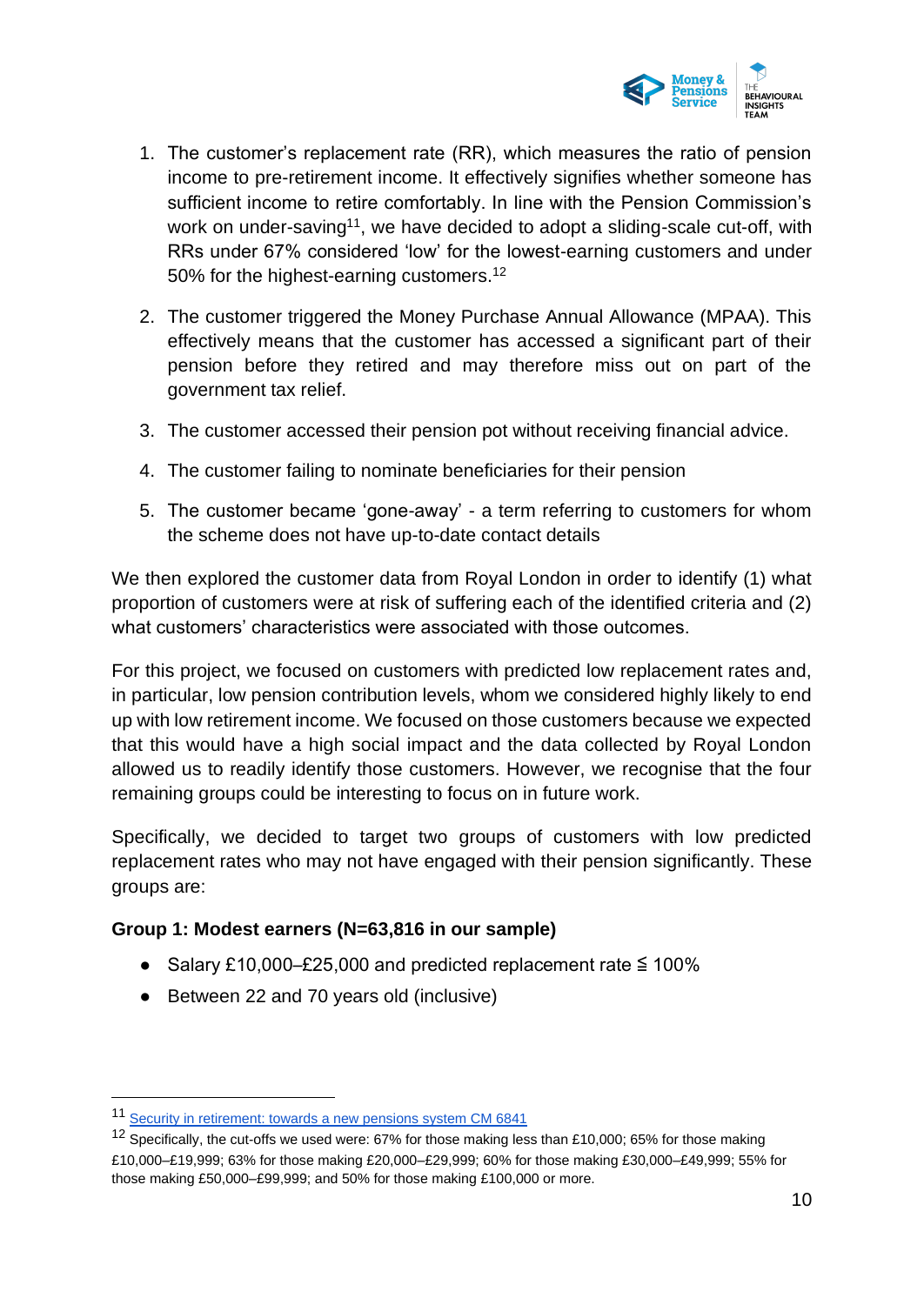1. The customer's replacement rate (RR), which measures the ratio of pension income to pre-retirement income. It effectively signifies whether someone has sufficient income to retire comfortably. In line with the Pension Commission's work on under-saving[11], we have decided to adopt a sliding-scale cut-off, with RRs under 67% considered 'low' for the lowest-earning customers and under 50% for the highest-earning customers.[12]

2. The customer triggered the Money Purchase Annual Allowance (MPAA). This effectively means that the customer has accessed a significant part of their pension before they retired and may therefore miss out on part of the government tax relief.

3. The customer accessed their pension pot without receiving financial advice.

4. The customer failing to nominate beneficiaries for their pension

5. The customer became 'gone-away' - a term referring to customers for whom the scheme does not have up-to-date contact details

We then explored the customer data from Royal London in order to identify (1) what proportion of customers were at risk of suffering each of the identified criteria and (2) what customers' characteristics were associated with those outcomes.

For this project, we focused on customers with predicted low replacement rates and, in particular, low pension contribution levels, whom we considered highly likely to end up with low retirement income. We focused on those customers because we expected that this would have a high social impact and the data collected by Royal London allowed us to readily identify those customers. However, we recognise that the four remaining groups could be interesting to focus on in future work.

Specifically, we decided to target two groups of customers with low predicted replacement rates who may not have engaged with their pension significantly. These groups are:

**Group 1: Modest earners (N=63,816 in our sample)**

- Salary £10,000–£25,000 and predicted replacement rate ≦ 100%
- Between 22 and 70 years old (inclusive)

---

[11] Security in retirement: towards a new pensions system CM 6841

[12] Specifically, the cut-offs we used were: 67% for those making less than £10,000; 65% for those making £10,000–£19,999; 63% for those making £20,000–£29,999; 60% for those making £30,000–£49,999; 55% for those making £50,000–£99,999; and 50% for those making £100,000 or more.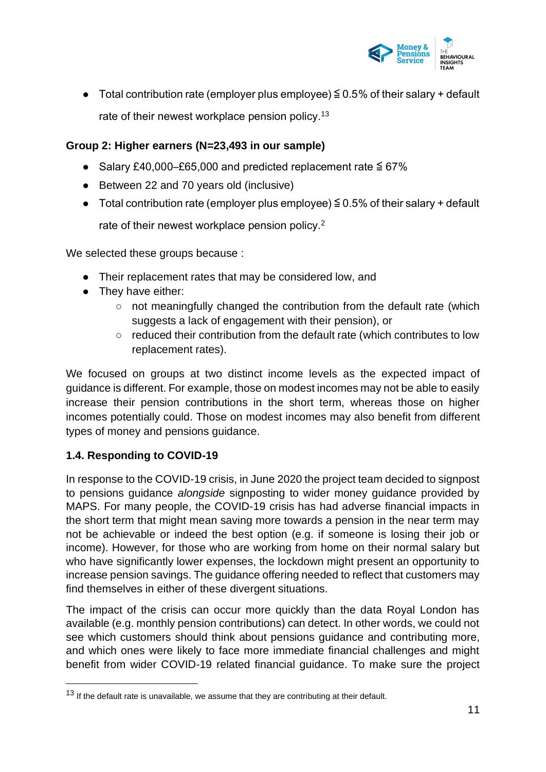- Total contribution rate (employer plus employee) ≦ 0.5% of their salary + default rate of their newest workplace pension policy.[13]

**Group 2: Higher earners (N=23,493 in our sample)**

- Salary £40,000–£65,000 and predicted replacement rate ≦ 67%
- Between 22 and 70 years old (inclusive)
- Total contribution rate (employer plus employee) ≦ 0.5% of their salary + default rate of their newest workplace pension policy.[2]

We selected these groups because :

- Their replacement rates that may be considered low, and
- They have either:
    - not meaningfully changed the contribution from the default rate (which suggests a lack of engagement with their pension), or
    - reduced their contribution from the default rate (which contributes to low replacement rates).

We focused on groups at two distinct income levels as the expected impact of guidance is different. For example, those on modest incomes may not be able to easily increase their pension contributions in the short term, whereas those on higher incomes potentially could. Those on modest incomes may also benefit from different types of money and pensions guidance.

### 1.4. Responding to COVID-19

In response to the COVID-19 crisis, in June 2020 the project team decided to signpost to pensions guidance *alongside* signposting to wider money guidance provided by MAPS. For many people, the COVID-19 crisis has had adverse financial impacts in the short term that might mean saving more towards a pension in the near term may not be achievable or indeed the best option (e.g. if someone is losing their job or income). However, for those who are working from home on their normal salary but who have significantly lower expenses, the lockdown might present an opportunity to increase pension savings. The guidance offering needed to reflect that customers may find themselves in either of these divergent situations.

The impact of the crisis can occur more quickly than the data Royal London has available (e.g. monthly pension contributions) can detect. In other words, we could not see which customers should think about pensions guidance and contributing more, and which ones were likely to face more immediate financial challenges and might benefit from wider COVID-19 related financial guidance. To make sure the project

[13] If the default rate is unavailable, we assume that they are contributing at their default.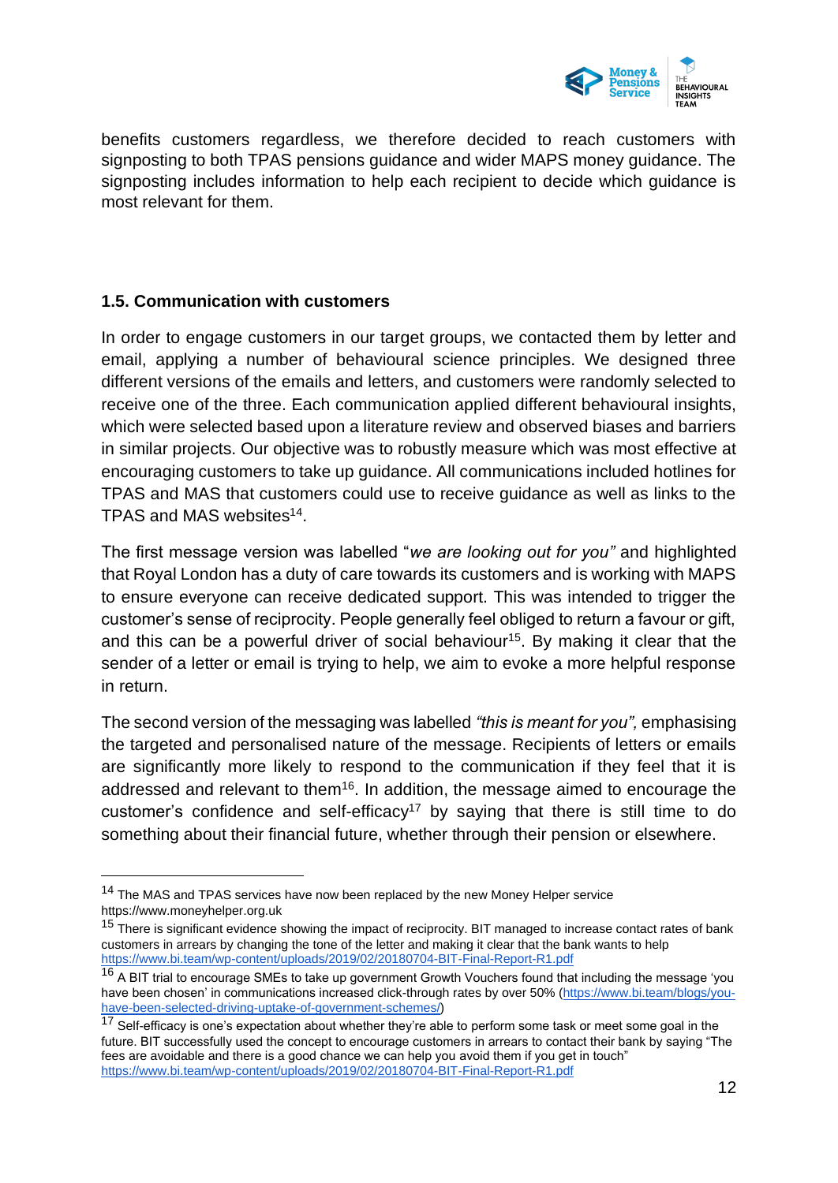benefits customers regardless, we therefore decided to reach customers with signposting to both TPAS pensions guidance and wider MAPS money guidance. The signposting includes information to help each recipient to decide which guidance is most relevant for them.

### 1.5. Communication with customers

In order to engage customers in our target groups, we contacted them by letter and email, applying a number of behavioural science principles. We designed three different versions of the emails and letters, and customers were randomly selected to receive one of the three. Each communication applied different behavioural insights, which were selected based upon a literature review and observed biases and barriers in similar projects. Our objective was to robustly measure which was most effective at encouraging customers to take up guidance. All communications included hotlines for TPAS and MAS that customers could use to receive guidance as well as links to the TPAS and MAS websites[14].

The first message version was labelled "*we are looking out for you"* and highlighted that Royal London has a duty of care towards its customers and is working with MAPS to ensure everyone can receive dedicated support. This was intended to trigger the customer's sense of reciprocity. People generally feel obliged to return a favour or gift, and this can be a powerful driver of social behaviour[15]. By making it clear that the sender of a letter or email is trying to help, we aim to evoke a more helpful response in return.

The second version of the messaging was labelled *"this is meant for you",* emphasising the targeted and personalised nature of the message. Recipients of letters or emails are significantly more likely to respond to the communication if they feel that it is addressed and relevant to them[16]. In addition, the message aimed to encourage the customer's confidence and self-efficacy[17] by saying that there is still time to do something about their financial future, whether through their pension or elsewhere.

---

[14] The MAS and TPAS services have now been replaced by the new Money Helper service https://www.moneyhelper.org.uk

[15] There is significant evidence showing the impact of reciprocity. BIT managed to increase contact rates of bank customers in arrears by changing the tone of the letter and making it clear that the bank wants to help https://www.bi.team/wp-content/uploads/2019/02/20180704-BIT-Final-Report-R1.pdf

[16] A BIT trial to encourage SMEs to take up government Growth Vouchers found that including the message 'you have been chosen' in communications increased click-through rates by over 50% (https://www.bi.team/blogs/you-have-been-selected-driving-uptake-of-government-schemes/)

[17] Self-efficacy is one's expectation about whether they're able to perform some task or meet some goal in the future. BIT successfully used the concept to encourage customers in arrears to contact their bank by saying "The fees are avoidable and there is a good chance we can help you avoid them if you get in touch" https://www.bi.team/wp-content/uploads/2019/02/20180704-BIT-Final-Report-R1.pdf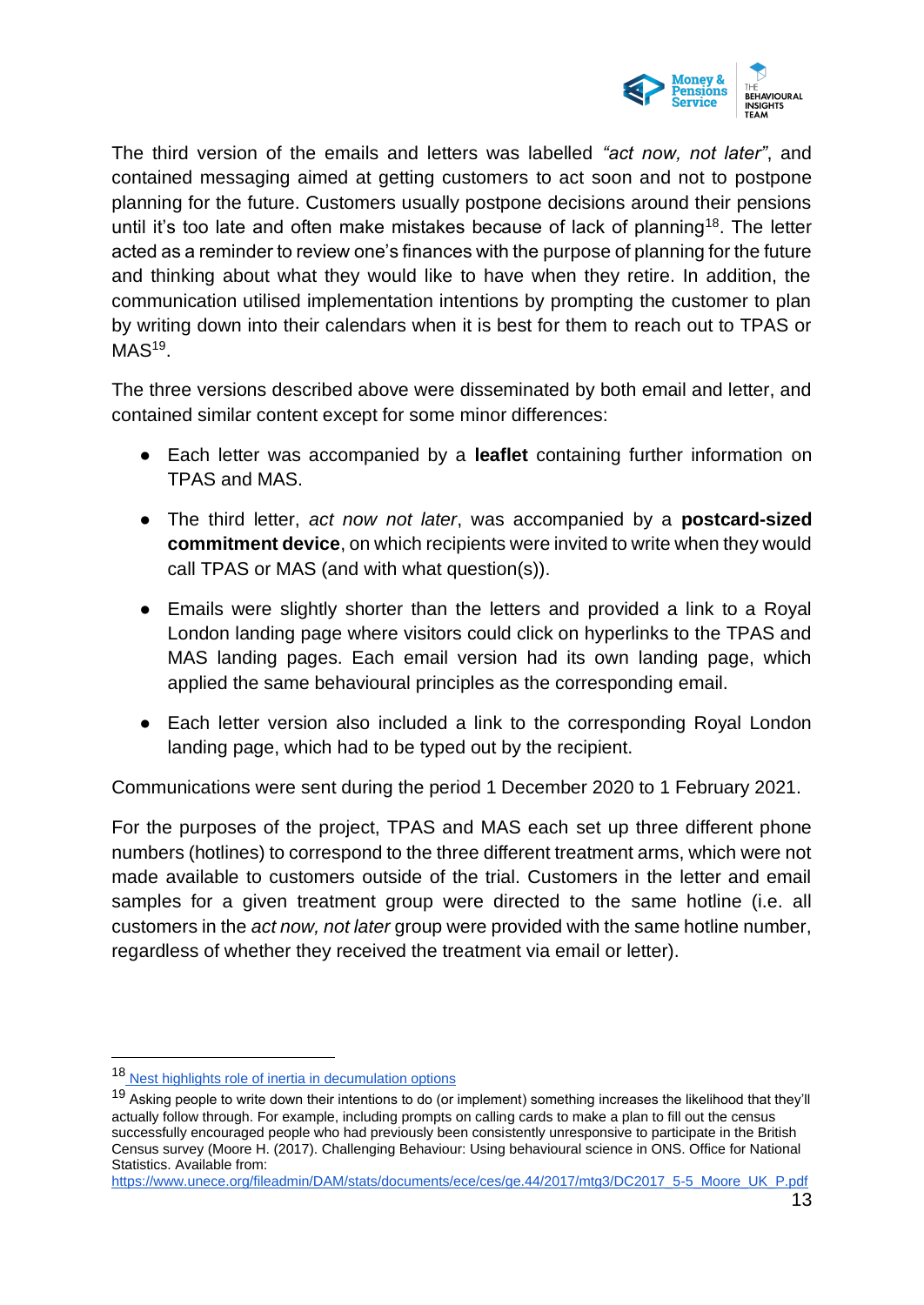The third version of the emails and letters was labelled *"act now, not later"*, and contained messaging aimed at getting customers to act soon and not to postpone planning for the future. Customers usually postpone decisions around their pensions until it's too late and often make mistakes because of lack of planning[18]. The letter acted as a reminder to review one's finances with the purpose of planning for the future and thinking about what they would like to have when they retire. In addition, the communication utilised implementation intentions by prompting the customer to plan by writing down into their calendars when it is best for them to reach out to TPAS or MAS[19].

The three versions described above were disseminated by both email and letter, and contained similar content except for some minor differences:

- Each letter was accompanied by a **leaflet** containing further information on TPAS and MAS.
- The third letter, *act now not later*, was accompanied by a **postcard-sized commitment device**, on which recipients were invited to write when they would call TPAS or MAS (and with what question(s)).
- Emails were slightly shorter than the letters and provided a link to a Royal London landing page where visitors could click on hyperlinks to the TPAS and MAS landing pages. Each email version had its own landing page, which applied the same behavioural principles as the corresponding email.
- Each letter version also included a link to the corresponding Royal London landing page, which had to be typed out by the recipient.

Communications were sent during the period 1 December 2020 to 1 February 2021.

For the purposes of the project, TPAS and MAS each set up three different phone numbers (hotlines) to correspond to the three different treatment arms, which were not made available to customers outside of the trial. Customers in the letter and email samples for a given treatment group were directed to the same hotline (i.e. all customers in the *act now, not later* group were provided with the same hotline number, regardless of whether they received the treatment via email or letter).

---

[18] Nest highlights role of inertia in decumulation options

[19] Asking people to write down their intentions to do (or implement) something increases the likelihood that they'll actually follow through. For example, including prompts on calling cards to make a plan to fill out the census successfully encouraged people who had previously been consistently unresponsive to participate in the British Census survey (Moore H. (2017). Challenging Behaviour: Using behavioural science in ONS. Office for National Statistics. Available from: https://www.unece.org/fileadmin/DAM/stats/documents/ece/ces/ge.44/2017/mtg3/DC2017_5-5_Moore_UK_P.pdf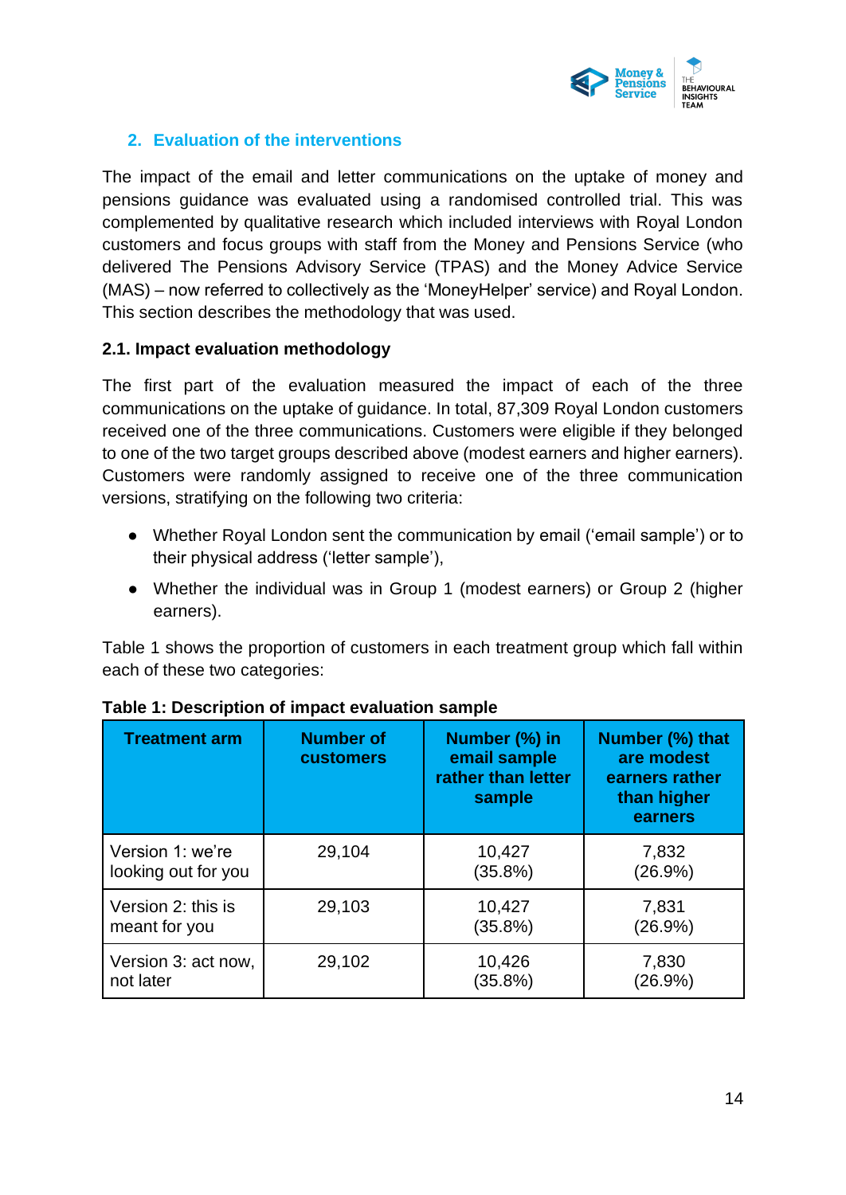## 2. Evaluation of the interventions

The impact of the email and letter communications on the uptake of money and pensions guidance was evaluated using a randomised controlled trial. This was complemented by qualitative research which included interviews with Royal London customers and focus groups with staff from the Money and Pensions Service (who delivered The Pensions Advisory Service (TPAS) and the Money Advice Service (MAS) – now referred to collectively as the 'MoneyHelper' service) and Royal London. This section describes the methodology that was used.

### 2.1. Impact evaluation methodology

The first part of the evaluation measured the impact of each of the three communications on the uptake of guidance. In total, 87,309 Royal London customers received one of the three communications. Customers were eligible if they belonged to one of the two target groups described above (modest earners and higher earners). Customers were randomly assigned to receive one of the three communication versions, stratifying on the following two criteria:

- Whether Royal London sent the communication by email ('email sample') or to their physical address ('letter sample'),
- Whether the individual was in Group 1 (modest earners) or Group 2 (higher earners).

Table 1 shows the proportion of customers in each treatment group which fall within each of these two categories:

**Table 1: Description of impact evaluation sample**

| Treatment arm | Number of customers | Number (%) in email sample rather than letter sample | Number (%) that are modest earners rather than higher earners |
|---|---|---|---|
| Version 1: we're looking out for you | 29,104 | 10,427 (35.8%) | 7,832 (26.9%) |
| Version 2: this is meant for you | 29,103 | 10,427 (35.8%) | 7,831 (26.9%) |
| Version 3: act now, not later | 29,102 | 10,426 (35.8%) | 7,830 (26.9%) |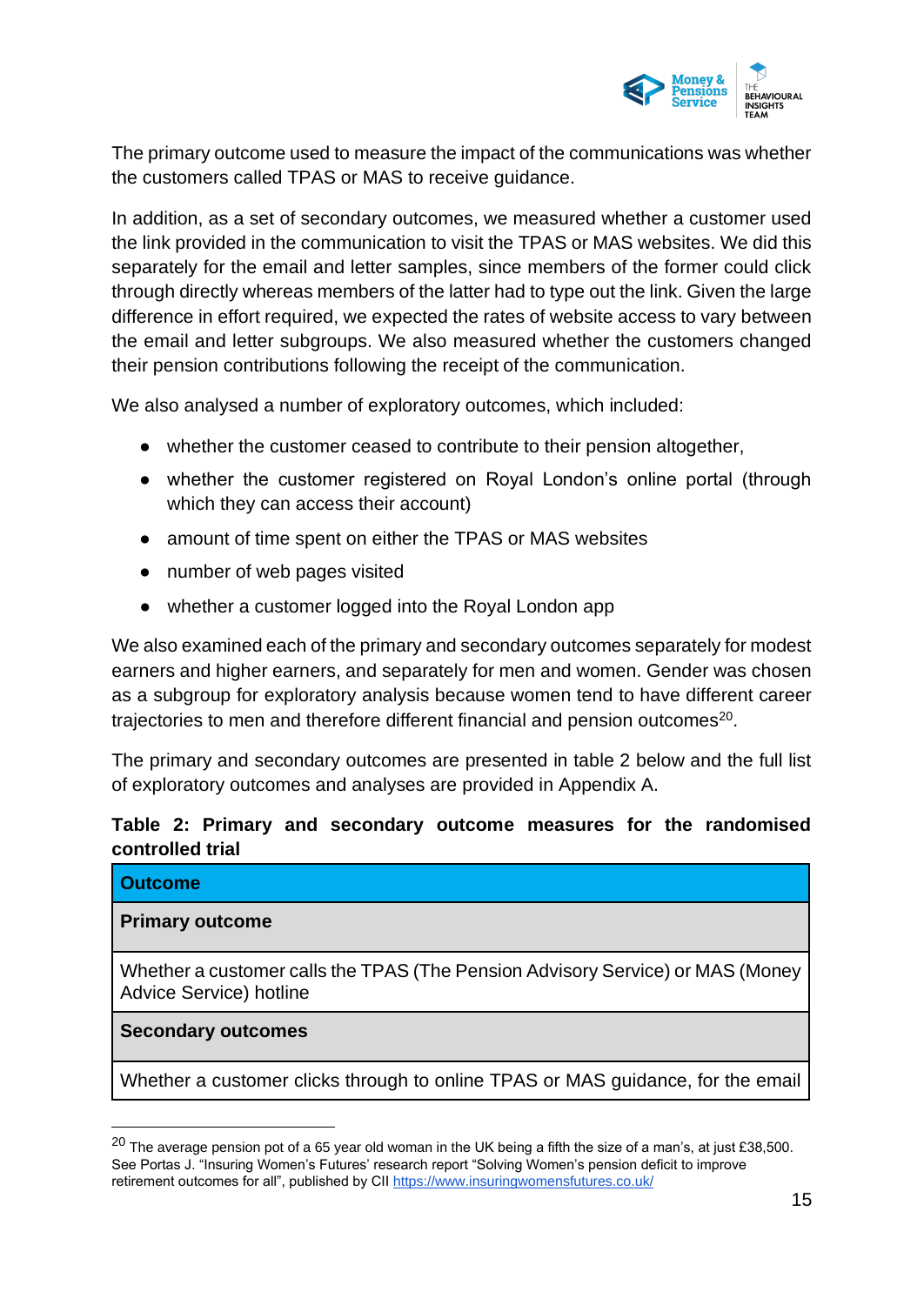The primary outcome used to measure the impact of the communications was whether the customers called TPAS or MAS to receive guidance.

In addition, as a set of secondary outcomes, we measured whether a customer used the link provided in the communication to visit the TPAS or MAS websites. We did this separately for the email and letter samples, since members of the former could click through directly whereas members of the latter had to type out the link. Given the large difference in effort required, we expected the rates of website access to vary between the email and letter subgroups. We also measured whether the customers changed their pension contributions following the receipt of the communication.

We also analysed a number of exploratory outcomes, which included:

- whether the customer ceased to contribute to their pension altogether,
- whether the customer registered on Royal London's online portal (through which they can access their account)
- amount of time spent on either the TPAS or MAS websites
- number of web pages visited
- whether a customer logged into the Royal London app

We also examined each of the primary and secondary outcomes separately for modest earners and higher earners, and separately for men and women. Gender was chosen as a subgroup for exploratory analysis because women tend to have different career trajectories to men and therefore different financial and pension outcomes[20].

The primary and secondary outcomes are presented in table 2 below and the full list of exploratory outcomes and analyses are provided in Appendix A.

**Table 2: Primary and secondary outcome measures for the randomised controlled trial**

| Outcome |
|---|
| **Primary outcome** |
| Whether a customer calls the TPAS (The Pension Advisory Service) or MAS (Money Advice Service) hotline |
| **Secondary outcomes** |
| Whether a customer clicks through to online TPAS or MAS guidance, for the email |

[20] The average pension pot of a 65 year old woman in the UK being a fifth the size of a man's, at just £38,500. See Portas J. "Insuring Women's Futures' research report "Solving Women's pension deficit to improve retirement outcomes for all", published by CII https://www.insuringwomensfutures.co.uk/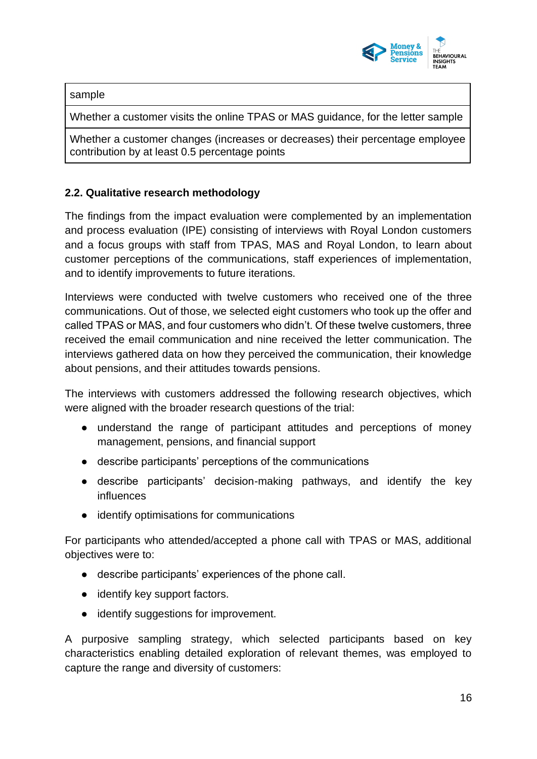| sample |
| --- |
| Whether a customer visits the online TPAS or MAS guidance, for the letter sample |
| Whether a customer changes (increases or decreases) their percentage employee contribution by at least 0.5 percentage points |

### 2.2. Qualitative research methodology

The findings from the impact evaluation were complemented by an implementation and process evaluation (IPE) consisting of interviews with Royal London customers and a focus groups with staff from TPAS, MAS and Royal London, to learn about customer perceptions of the communications, staff experiences of implementation, and to identify improvements to future iterations.

Interviews were conducted with twelve customers who received one of the three communications. Out of those, we selected eight customers who took up the offer and called TPAS or MAS, and four customers who didn't. Of these twelve customers, three received the email communication and nine received the letter communication. The interviews gathered data on how they perceived the communication, their knowledge about pensions, and their attitudes towards pensions.

The interviews with customers addressed the following research objectives, which were aligned with the broader research questions of the trial:

- understand the range of participant attitudes and perceptions of money management, pensions, and financial support
- describe participants' perceptions of the communications
- describe participants' decision-making pathways, and identify the key influences
- identify optimisations for communications

For participants who attended/accepted a phone call with TPAS or MAS, additional objectives were to:

- describe participants' experiences of the phone call.
- identify key support factors.
- identify suggestions for improvement.

A purposive sampling strategy, which selected participants based on key characteristics enabling detailed exploration of relevant themes, was employed to capture the range and diversity of customers: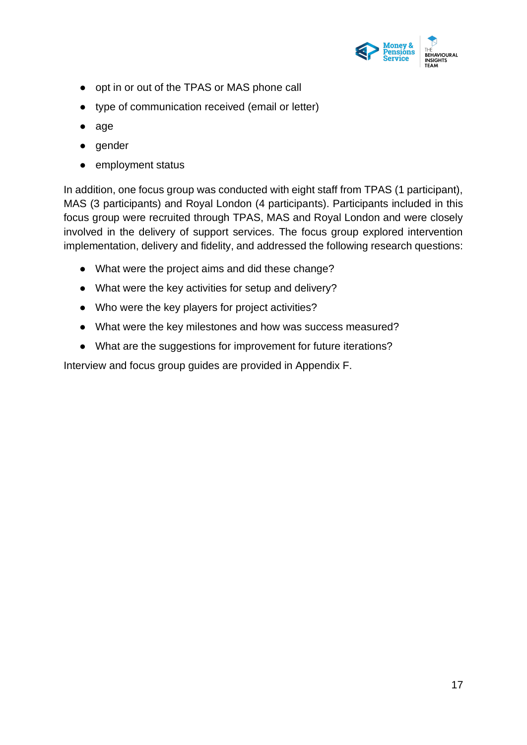- opt in or out of the TPAS or MAS phone call
- type of communication received (email or letter)
- age
- gender
- employment status

In addition, one focus group was conducted with eight staff from TPAS (1 participant), MAS (3 participants) and Royal London (4 participants). Participants included in this focus group were recruited through TPAS, MAS and Royal London and were closely involved in the delivery of support services. The focus group explored intervention implementation, delivery and fidelity, and addressed the following research questions:

- What were the project aims and did these change?
- What were the key activities for setup and delivery?
- Who were the key players for project activities?
- What were the key milestones and how was success measured?
- What are the suggestions for improvement for future iterations?

Interview and focus group guides are provided in Appendix F.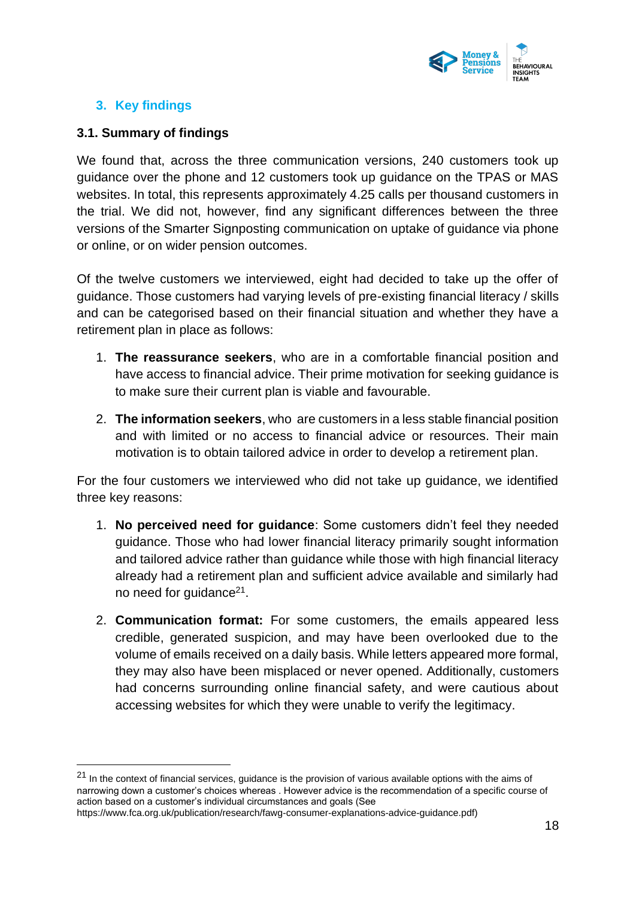## 3. Key findings

### 3.1. Summary of findings

We found that, across the three communication versions, 240 customers took up guidance over the phone and 12 customers took up guidance on the TPAS or MAS websites. In total, this represents approximately 4.25 calls per thousand customers in the trial. We did not, however, find any significant differences between the three versions of the Smarter Signposting communication on uptake of guidance via phone or online, or on wider pension outcomes.

Of the twelve customers we interviewed, eight had decided to take up the offer of guidance. Those customers had varying levels of pre-existing financial literacy / skills and can be categorised based on their financial situation and whether they have a retirement plan in place as follows:

1. **The reassurance seekers**, who are in a comfortable financial position and have access to financial advice. Their prime motivation for seeking guidance is to make sure their current plan is viable and favourable.
2. **The information seekers**, who are customers in a less stable financial position and with limited or no access to financial advice or resources. Their main motivation is to obtain tailored advice in order to develop a retirement plan.

For the four customers we interviewed who did not take up guidance, we identified three key reasons:

1. **No perceived need for guidance**: Some customers didn't feel they needed guidance. Those who had lower financial literacy primarily sought information and tailored advice rather than guidance while those with high financial literacy already had a retirement plan and sufficient advice available and similarly had no need for guidance[21].
2. **Communication format:** For some customers, the emails appeared less credible, generated suspicion, and may have been overlooked due to the volume of emails received on a daily basis. While letters appeared more formal, they may also have been misplaced or never opened. Additionally, customers had concerns surrounding online financial safety, and were cautious about accessing websites for which they were unable to verify the legitimacy.

[21] In the context of financial services, guidance is the provision of various available options with the aims of narrowing down a customer's choices whereas . However advice is the recommendation of a specific course of action based on a customer's individual circumstances and goals (See https://www.fca.org.uk/publication/research/fawg-consumer-explanations-advice-guidance.pdf)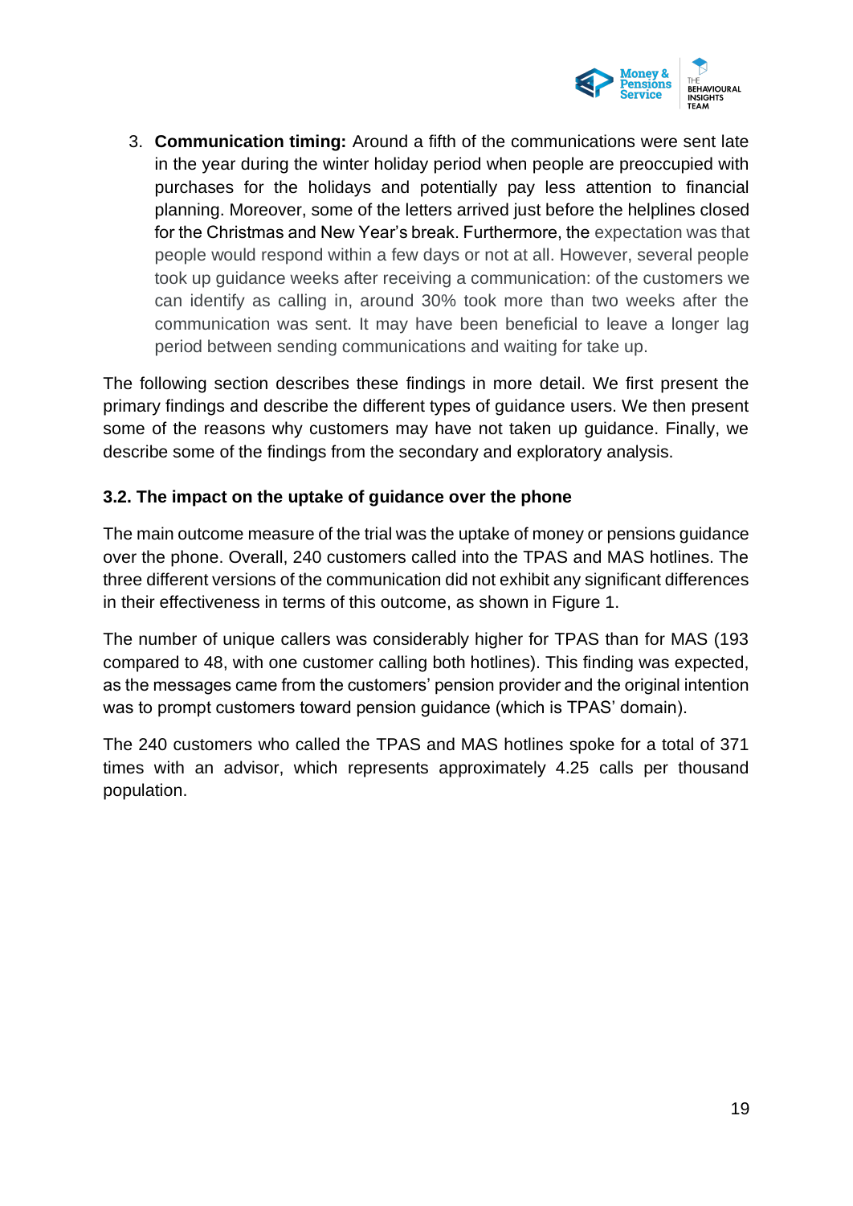3. **Communication timing:** Around a fifth of the communications were sent late in the year during the winter holiday period when people are preoccupied with purchases for the holidays and potentially pay less attention to financial planning. Moreover, some of the letters arrived just before the helplines closed for the Christmas and New Year's break. Furthermore, the expectation was that people would respond within a few days or not at all. However, several people took up guidance weeks after receiving a communication: of the customers we can identify as calling in, around 30% took more than two weeks after the communication was sent. It may have been beneficial to leave a longer lag period between sending communications and waiting for take up.

The following section describes these findings in more detail. We first present the primary findings and describe the different types of guidance users. We then present some of the reasons why customers may have not taken up guidance. Finally, we describe some of the findings from the secondary and exploratory analysis.

### 3.2. The impact on the uptake of guidance over the phone

The main outcome measure of the trial was the uptake of money or pensions guidance over the phone. Overall, 240 customers called into the TPAS and MAS hotlines. The three different versions of the communication did not exhibit any significant differences in their effectiveness in terms of this outcome, as shown in Figure 1.

The number of unique callers was considerably higher for TPAS than for MAS (193 compared to 48, with one customer calling both hotlines). This finding was expected, as the messages came from the customers' pension provider and the original intention was to prompt customers toward pension guidance (which is TPAS' domain).

The 240 customers who called the TPAS and MAS hotlines spoke for a total of 371 times with an advisor, which represents approximately 4.25 calls per thousand population.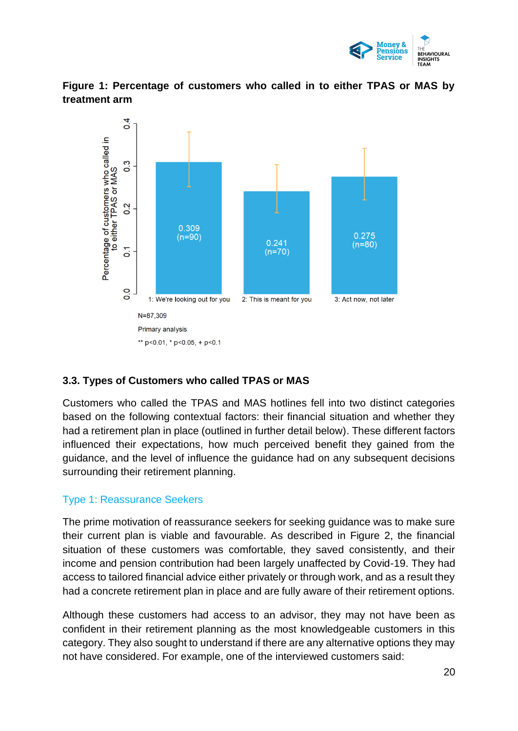**Figure 1: Percentage of customers who called in to either TPAS or MAS by treatment arm**

| Treatment arm | Percentage of customers who called in to either TPAS or MAS |
| --- | --- |
| 1: We're looking out for you | 0.309 (n=90) |
| 2: This is meant for you | 0.241 (n=70) |
| 3: Act now, not later | 0.275 (n=80) |

N=87,309

Primary analysis

** $p<0.01$, * $p<0.05$, + $p<0.1$

### 3.3. Types of Customers who called TPAS or MAS

Customers who called the TPAS and MAS hotlines fell into two distinct categories based on the following contextual factors: their financial situation and whether they had a retirement plan in place (outlined in further detail below). These different factors influenced their expectations, how much perceived benefit they gained from the guidance, and the level of influence the guidance had on any subsequent decisions surrounding their retirement planning.

#### Type 1: Reassurance Seekers

The prime motivation of reassurance seekers for seeking guidance was to make sure their current plan is viable and favourable. As described in Figure 2, the financial situation of these customers was comfortable, they saved consistently, and their income and pension contribution had been largely unaffected by Covid-19. They had access to tailored financial advice either privately or through work, and as a result they had a concrete retirement plan in place and are fully aware of their retirement options.

Although these customers had access to an advisor, they may not have been as confident in their retirement planning as the most knowledgeable customers in this category. They also sought to understand if there are any alternative options they may not have considered. For example, one of the interviewed customers said: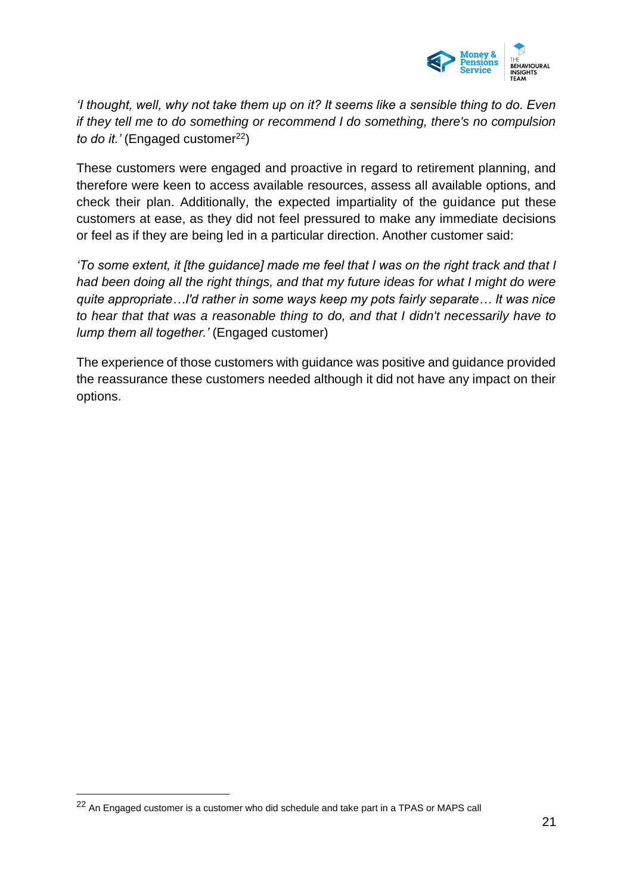*'I thought, well, why not take them up on it? It seems like a sensible thing to do. Even if they tell me to do something or recommend I do something, there's no compulsion to do it.'* (Engaged customer[22])

These customers were engaged and proactive in regard to retirement planning, and therefore were keen to access available resources, assess all available options, and check their plan. Additionally, the expected impartiality of the guidance put these customers at ease, as they did not feel pressured to make any immediate decisions or feel as if they are being led in a particular direction. Another customer said:

*'To some extent, it [the guidance] made me feel that I was on the right track and that I had been doing all the right things, and that my future ideas for what I might do were quite appropriate…I'd rather in some ways keep my pots fairly separate… It was nice to hear that that was a reasonable thing to do, and that I didn't necessarily have to lump them all together.'* (Engaged customer)

The experience of those customers with guidance was positive and guidance provided the reassurance these customers needed although it did not have any impact on their options.

[22] An Engaged customer is a customer who did schedule and take part in a TPAS or MAPS call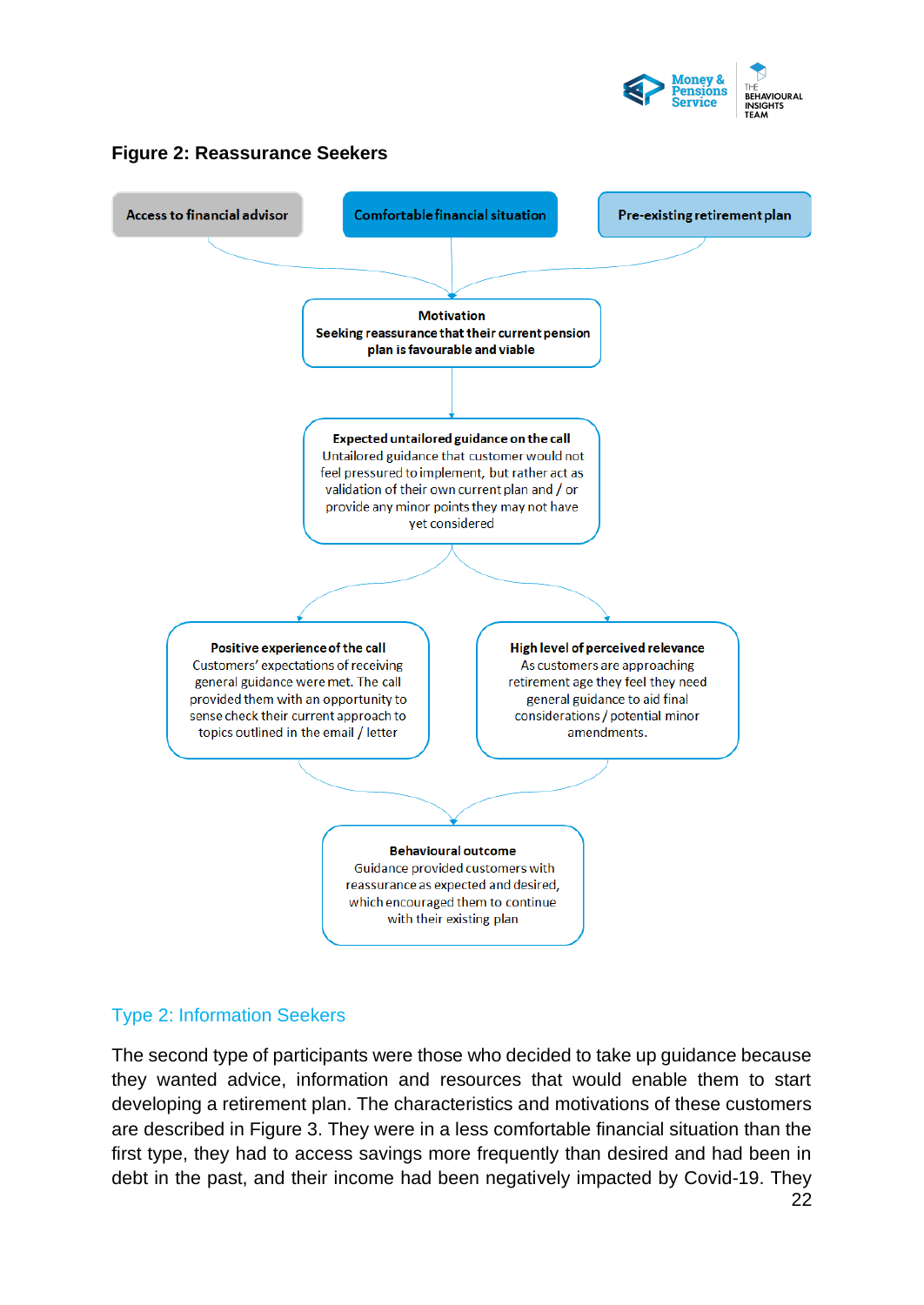**Figure 2: Reassurance Seekers**

Access to financial advisor

Comfortable financial situation

Pre-existing retirement plan

**Motivation**
**Seeking reassurance that their current pension plan is favourable and viable**

**Expected untailored guidance on the call**
Untailored guidance that customer would not feel pressured to implement, but rather act as validation of their own current plan and / or provide any minor points they may not have yet considered

**Positive experience of the call**
Customers' expectations of receiving general guidance were met. The call provided them with an opportunity to sense check their current approach to topics outlined in the email / letter

**High level of perceived relevance**
As customers are approaching retirement age they feel they need general guidance to aid final considerations / potential minor amendments.

**Behavioural outcome**
Guidance provided customers with reassurance as expected and desired, which encouraged them to continue with their existing plan

## Type 2: Information Seekers

The second type of participants were those who decided to take up guidance because they wanted advice, information and resources that would enable them to start developing a retirement plan. The characteristics and motivations of these customers are described in Figure 3. They were in a less comfortable financial situation than the first type, they had to access savings more frequently than desired and had been in debt in the past, and their income had been negatively impacted by Covid-19. They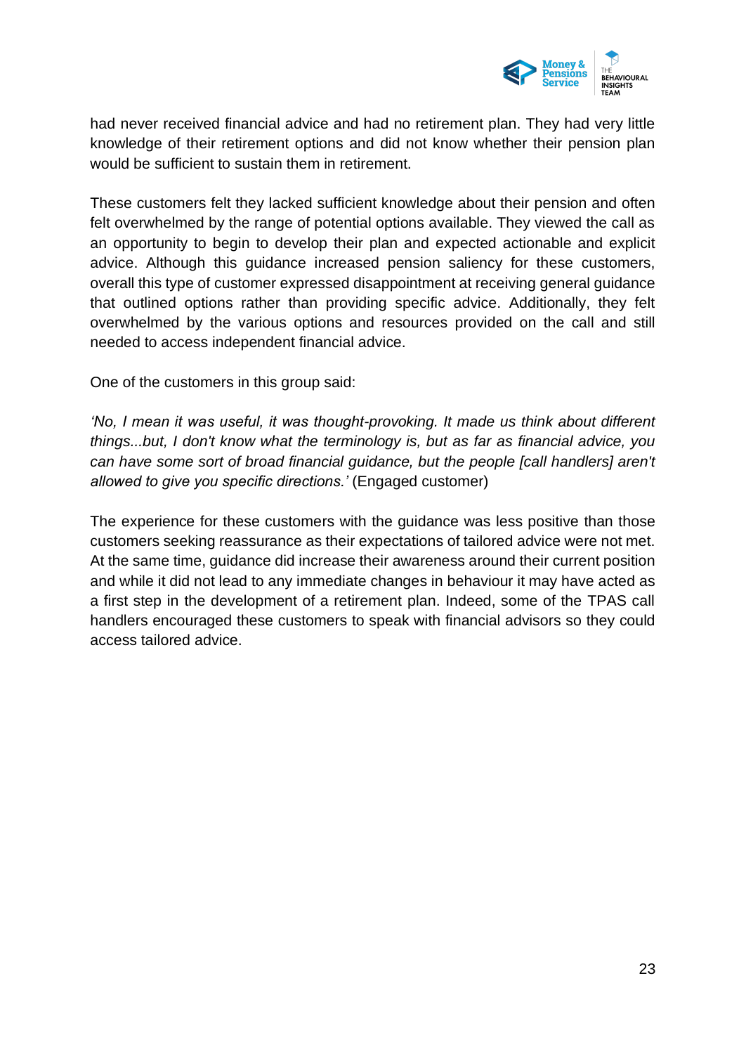had never received financial advice and had no retirement plan. They had very little knowledge of their retirement options and did not know whether their pension plan would be sufficient to sustain them in retirement.

These customers felt they lacked sufficient knowledge about their pension and often felt overwhelmed by the range of potential options available. They viewed the call as an opportunity to begin to develop their plan and expected actionable and explicit advice. Although this guidance increased pension saliency for these customers, overall this type of customer expressed disappointment at receiving general guidance that outlined options rather than providing specific advice. Additionally, they felt overwhelmed by the various options and resources provided on the call and still needed to access independent financial advice.

One of the customers in this group said:

*'No, I mean it was useful, it was thought-provoking. It made us think about different things...but, I don't know what the terminology is, but as far as financial advice, you can have some sort of broad financial guidance, but the people [call handlers] aren't allowed to give you specific directions.'* (Engaged customer)

The experience for these customers with the guidance was less positive than those customers seeking reassurance as their expectations of tailored advice were not met. At the same time, guidance did increase their awareness around their current position and while it did not lead to any immediate changes in behaviour it may have acted as a first step in the development of a retirement plan. Indeed, some of the TPAS call handlers encouraged these customers to speak with financial advisors so they could access tailored advice.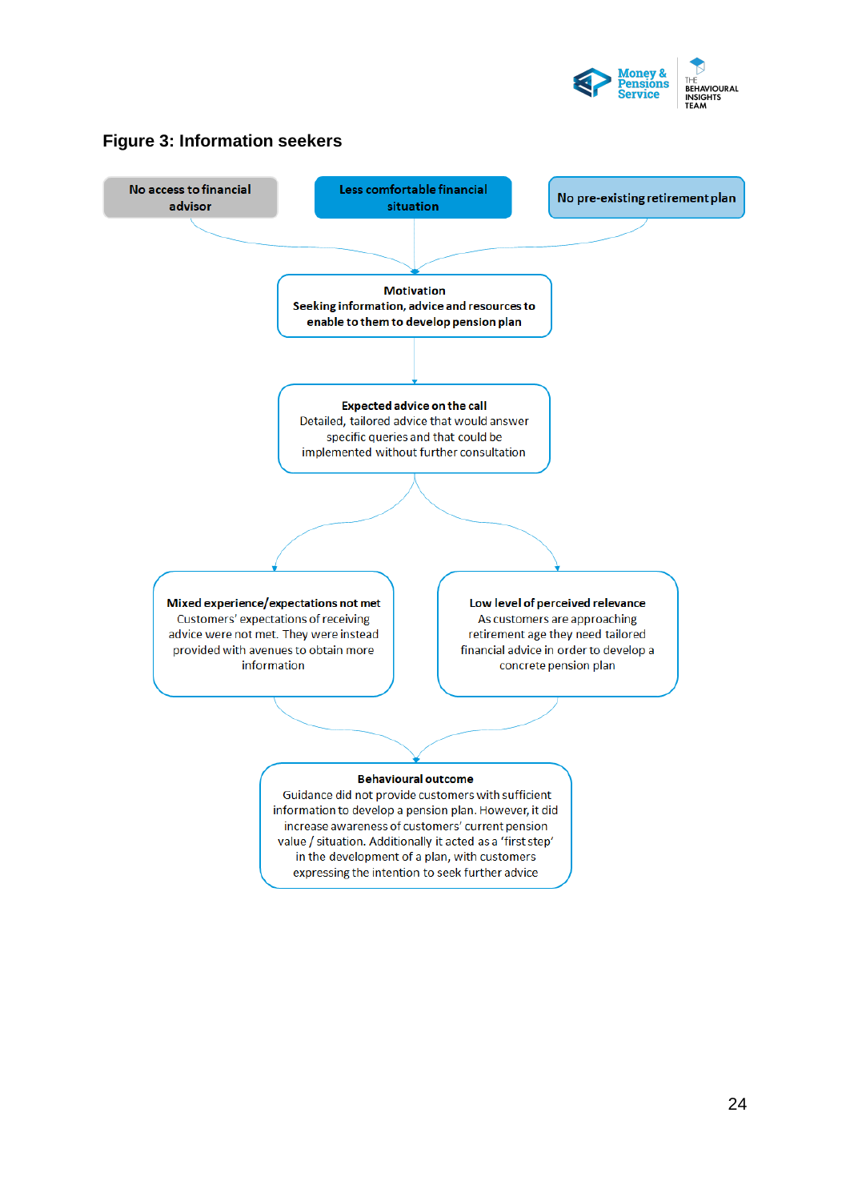**Figure 3: Information seekers**

No access to financial advisor

Less comfortable financial situation

No pre-existing retirement plan

**Motivation**
**Seeking information, advice and resources to enable to them to develop pension plan**

**Expected advice on the call**
Detailed, tailored advice that would answer specific queries and that could be implemented without further consultation

**Mixed experience/expectations not met**
Customers' expectations of receiving advice were not met. They were instead provided with avenues to obtain more information

**Low level of perceived relevance**
As customers are approaching retirement age they need tailored financial advice in order to develop a concrete pension plan

**Behavioural outcome**
Guidance did not provide customers with sufficient information to develop a pension plan. However, it did increase awareness of customers' current pension value / situation. Additionally it acted as a 'first step' in the development of a plan, with customers expressing the intention to seek further advice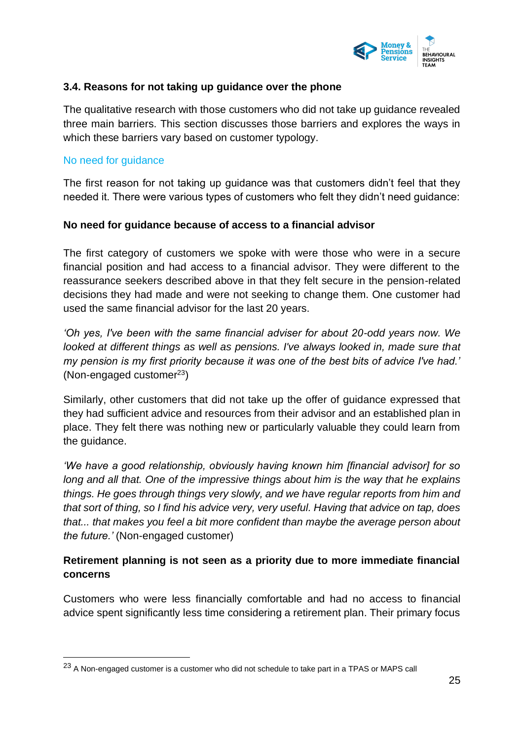### 3.4. Reasons for not taking up guidance over the phone

The qualitative research with those customers who did not take up guidance revealed three main barriers. This section discusses those barriers and explores the ways in which these barriers vary based on customer typology.

#### No need for guidance

The first reason for not taking up guidance was that customers didn't feel that they needed it. There were various types of customers who felt they didn't need guidance:

**No need for guidance because of access to a financial advisor**

The first category of customers we spoke with were those who were in a secure financial position and had access to a financial advisor. They were different to the reassurance seekers described above in that they felt secure in the pension-related decisions they had made and were not seeking to change them. One customer had used the same financial advisor for the last 20 years.

*'Oh yes, I've been with the same financial adviser for about 20-odd years now. We looked at different things as well as pensions. I've always looked in, made sure that my pension is my first priority because it was one of the best bits of advice I've had.'* (Non-engaged customer[23])

Similarly, other customers that did not take up the offer of guidance expressed that they had sufficient advice and resources from their advisor and an established plan in place. They felt there was nothing new or particularly valuable they could learn from the guidance.

*'We have a good relationship, obviously having known him [financial advisor] for so long and all that. One of the impressive things about him is the way that he explains things. He goes through things very slowly, and we have regular reports from him and that sort of thing, so I find his advice very, very useful. Having that advice on tap, does that... that makes you feel a bit more confident than maybe the average person about the future.'* (Non-engaged customer)

**Retirement planning is not seen as a priority due to more immediate financial concerns**

Customers who were less financially comfortable and had no access to financial advice spent significantly less time considering a retirement plan. Their primary focus

[23] A Non-engaged customer is a customer who did not schedule to take part in a TPAS or MAPS call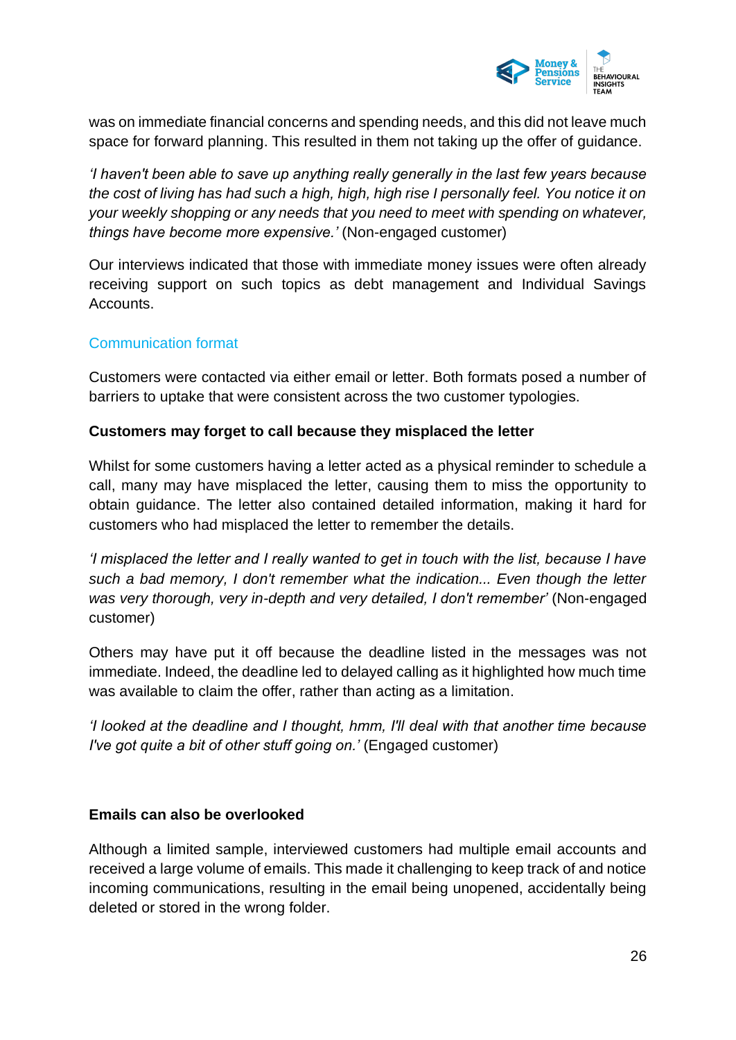was on immediate financial concerns and spending needs, and this did not leave much space for forward planning. This resulted in them not taking up the offer of guidance.

*'I haven't been able to save up anything really generally in the last few years because the cost of living has had such a high, high, high rise I personally feel. You notice it on your weekly shopping or any needs that you need to meet with spending on whatever, things have become more expensive.'* (Non-engaged customer)

Our interviews indicated that those with immediate money issues were often already receiving support on such topics as debt management and Individual Savings Accounts.

### Communication format

Customers were contacted via either email or letter. Both formats posed a number of barriers to uptake that were consistent across the two customer typologies.

**Customers may forget to call because they misplaced the letter**

Whilst for some customers having a letter acted as a physical reminder to schedule a call, many may have misplaced the letter, causing them to miss the opportunity to obtain guidance. The letter also contained detailed information, making it hard for customers who had misplaced the letter to remember the details.

*'I misplaced the letter and I really wanted to get in touch with the list, because I have such a bad memory, I don't remember what the indication... Even though the letter was very thorough, very in-depth and very detailed, I don't remember'* (Non-engaged customer)

Others may have put it off because the deadline listed in the messages was not immediate. Indeed, the deadline led to delayed calling as it highlighted how much time was available to claim the offer, rather than acting as a limitation.

*'I looked at the deadline and I thought, hmm, I'll deal with that another time because I've got quite a bit of other stuff going on.'* (Engaged customer)

**Emails can also be overlooked**

Although a limited sample, interviewed customers had multiple email accounts and received a large volume of emails. This made it challenging to keep track of and notice incoming communications, resulting in the email being unopened, accidentally being deleted or stored in the wrong folder.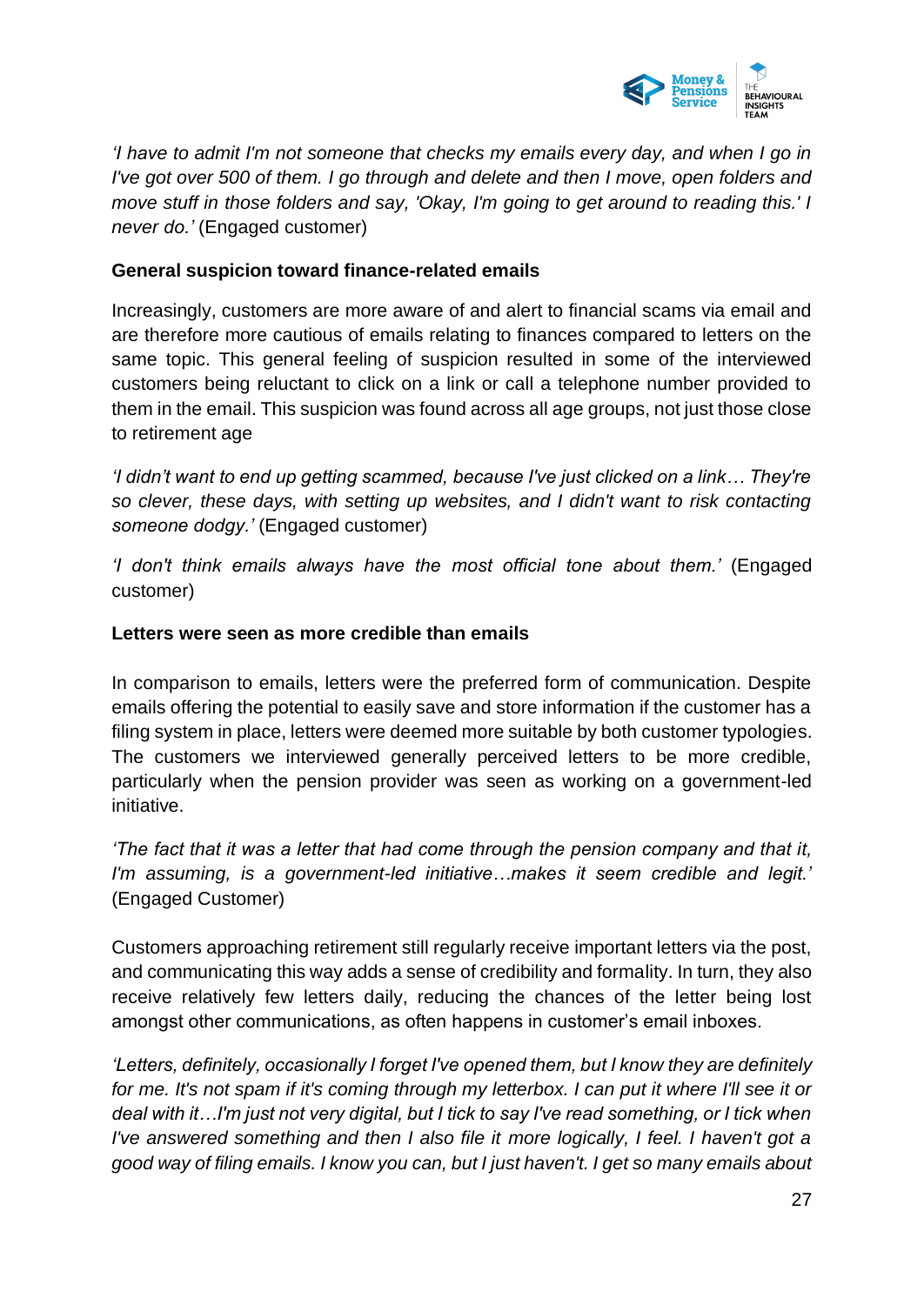*'I have to admit I'm not someone that checks my emails every day, and when I go in I've got over 500 of them. I go through and delete and then I move, open folders and move stuff in those folders and say, 'Okay, I'm going to get around to reading this.' I never do.'* (Engaged customer)

**General suspicion toward finance-related emails**

Increasingly, customers are more aware of and alert to financial scams via email and are therefore more cautious of emails relating to finances compared to letters on the same topic. This general feeling of suspicion resulted in some of the interviewed customers being reluctant to click on a link or call a telephone number provided to them in the email. This suspicion was found across all age groups, not just those close to retirement age

*'I didn't want to end up getting scammed, because I've just clicked on a link… They're so clever, these days, with setting up websites, and I didn't want to risk contacting someone dodgy.'* (Engaged customer)

*'I don't think emails always have the most official tone about them.'* (Engaged customer)

**Letters were seen as more credible than emails**

In comparison to emails, letters were the preferred form of communication. Despite emails offering the potential to easily save and store information if the customer has a filing system in place, letters were deemed more suitable by both customer typologies. The customers we interviewed generally perceived letters to be more credible, particularly when the pension provider was seen as working on a government-led initiative.

*'The fact that it was a letter that had come through the pension company and that it, I'm assuming, is a government-led initiative…makes it seem credible and legit.'* (Engaged Customer)

Customers approaching retirement still regularly receive important letters via the post, and communicating this way adds a sense of credibility and formality. In turn, they also receive relatively few letters daily, reducing the chances of the letter being lost amongst other communications, as often happens in customer's email inboxes.

*'Letters, definitely, occasionally I forget I've opened them, but I know they are definitely for me. It's not spam if it's coming through my letterbox. I can put it where I'll see it or deal with it…I'm just not very digital, but I tick to say I've read something, or I tick when I've answered something and then I also file it more logically, I feel. I haven't got a good way of filing emails. I know you can, but I just haven't. I get so many emails about*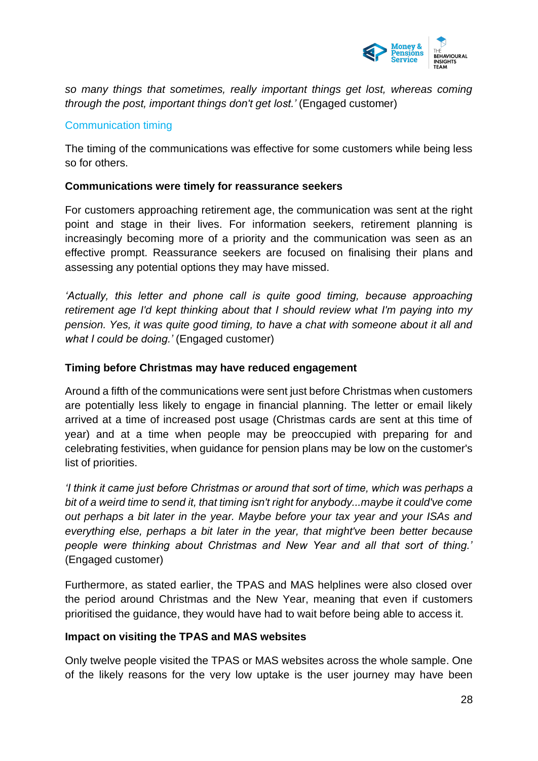*so many things that sometimes, really important things get lost, whereas coming through the post, important things don't get lost.'* (Engaged customer)

## Communication timing

The timing of the communications was effective for some customers while being less so for others.

**Communications were timely for reassurance seekers**

For customers approaching retirement age, the communication was sent at the right point and stage in their lives. For information seekers, retirement planning is increasingly becoming more of a priority and the communication was seen as an effective prompt. Reassurance seekers are focused on finalising their plans and assessing any potential options they may have missed.

*'Actually, this letter and phone call is quite good timing, because approaching retirement age I'd kept thinking about that I should review what I'm paying into my pension. Yes, it was quite good timing, to have a chat with someone about it all and what I could be doing.'* (Engaged customer)

**Timing before Christmas may have reduced engagement**

Around a fifth of the communications were sent just before Christmas when customers are potentially less likely to engage in financial planning. The letter or email likely arrived at a time of increased post usage (Christmas cards are sent at this time of year) and at a time when people may be preoccupied with preparing for and celebrating festivities, when guidance for pension plans may be low on the customer's list of priorities.

*'I think it came just before Christmas or around that sort of time, which was perhaps a bit of a weird time to send it, that timing isn't right for anybody...maybe it could've come out perhaps a bit later in the year. Maybe before your tax year and your ISAs and everything else, perhaps a bit later in the year, that might've been better because people were thinking about Christmas and New Year and all that sort of thing.'* (Engaged customer)

Furthermore, as stated earlier, the TPAS and MAS helplines were also closed over the period around Christmas and the New Year, meaning that even if customers prioritised the guidance, they would have had to wait before being able to access it.

**Impact on visiting the TPAS and MAS websites**

Only twelve people visited the TPAS or MAS websites across the whole sample. One of the likely reasons for the very low uptake is the user journey may have been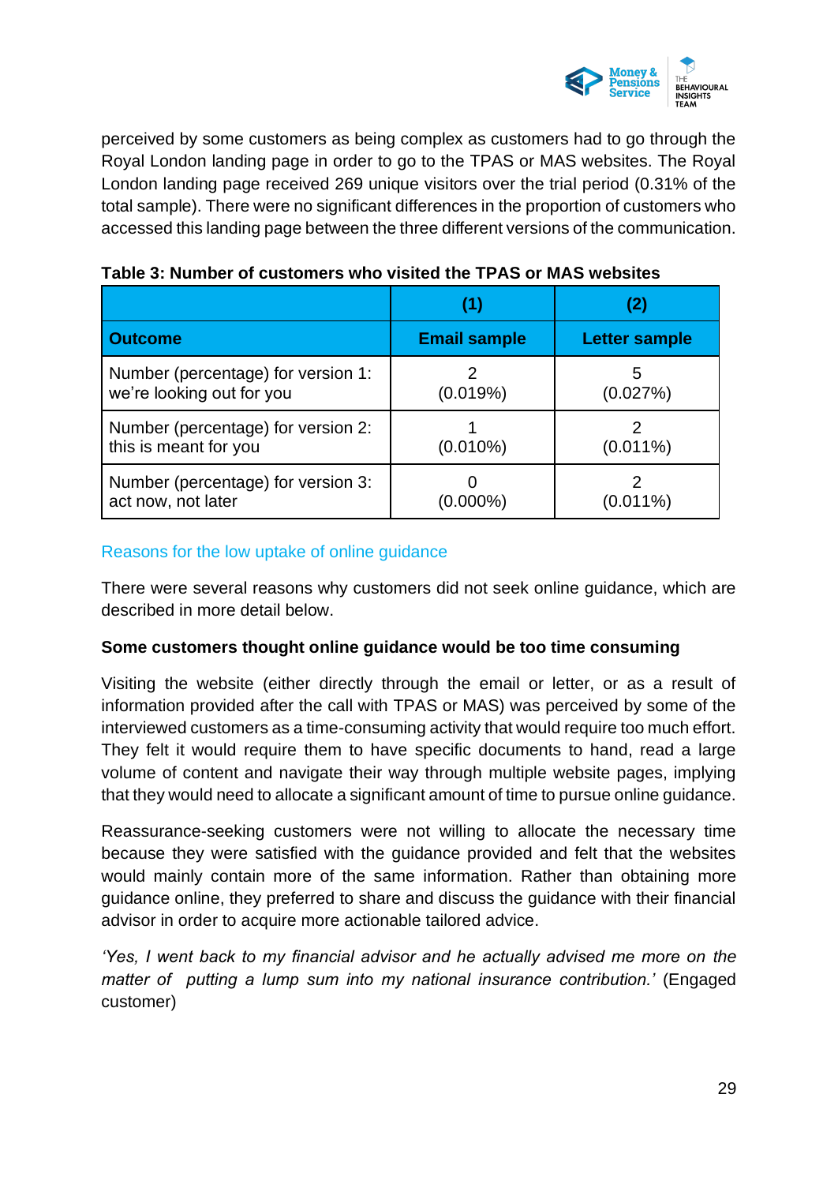perceived by some customers as being complex as customers had to go through the Royal London landing page in order to go to the TPAS or MAS websites. The Royal London landing page received 269 unique visitors over the trial period (0.31% of the total sample). There were no significant differences in the proportion of customers who accessed this landing page between the three different versions of the communication.

**Table 3: Number of customers who visited the TPAS or MAS websites**

| | (1) | (2) |
|---|---|---|
| **Outcome** | **Email sample** | **Letter sample** |
| Number (percentage) for version 1: we're looking out for you | 2 (0.019%) | 5 (0.027%) |
| Number (percentage) for version 2: this is meant for you | 1 (0.010%) | 2 (0.011%) |
| Number (percentage) for version 3: act now, not later | 0 (0.000%) | 2 (0.011%) |

### Reasons for the low uptake of online guidance

There were several reasons why customers did not seek online guidance, which are described in more detail below.

**Some customers thought online guidance would be too time consuming**

Visiting the website (either directly through the email or letter, or as a result of information provided after the call with TPAS or MAS) was perceived by some of the interviewed customers as a time-consuming activity that would require too much effort. They felt it would require them to have specific documents to hand, read a large volume of content and navigate their way through multiple website pages, implying that they would need to allocate a significant amount of time to pursue online guidance.

Reassurance-seeking customers were not willing to allocate the necessary time because they were satisfied with the guidance provided and felt that the websites would mainly contain more of the same information. Rather than obtaining more guidance online, they preferred to share and discuss the guidance with their financial advisor in order to acquire more actionable tailored advice.

*'Yes, I went back to my financial advisor and he actually advised me more on the matter of putting a lump sum into my national insurance contribution.'* (Engaged customer)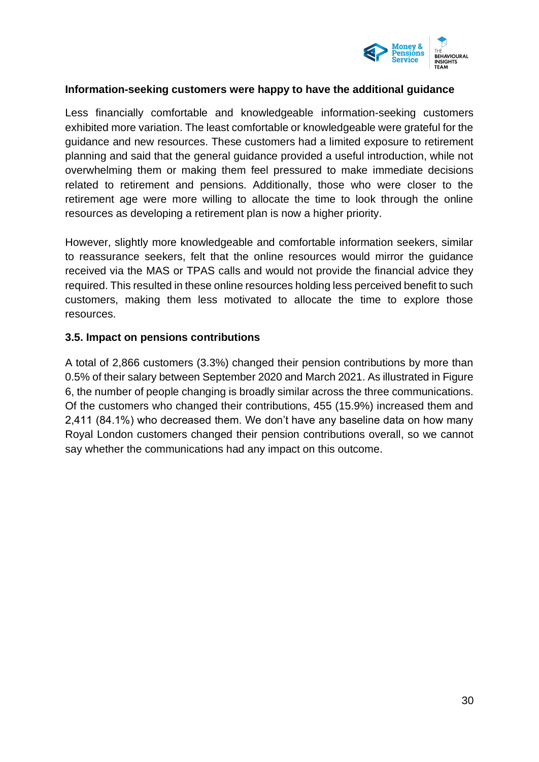**Information-seeking customers were happy to have the additional guidance**

Less financially comfortable and knowledgeable information-seeking customers exhibited more variation. The least comfortable or knowledgeable were grateful for the guidance and new resources. These customers had a limited exposure to retirement planning and said that the general guidance provided a useful introduction, while not overwhelming them or making them feel pressured to make immediate decisions related to retirement and pensions. Additionally, those who were closer to the retirement age were more willing to allocate the time to look through the online resources as developing a retirement plan is now a higher priority.

However, slightly more knowledgeable and comfortable information seekers, similar to reassurance seekers, felt that the online resources would mirror the guidance received via the MAS or TPAS calls and would not provide the financial advice they required. This resulted in these online resources holding less perceived benefit to such customers, making them less motivated to allocate the time to explore those resources.

### 3.5. Impact on pensions contributions

A total of 2,866 customers (3.3%) changed their pension contributions by more than 0.5% of their salary between September 2020 and March 2021. As illustrated in Figure 6, the number of people changing is broadly similar across the three communications. Of the customers who changed their contributions, 455 (15.9%) increased them and 2,411 (84.1%) who decreased them. We don't have any baseline data on how many Royal London customers changed their pension contributions overall, so we cannot say whether the communications had any impact on this outcome.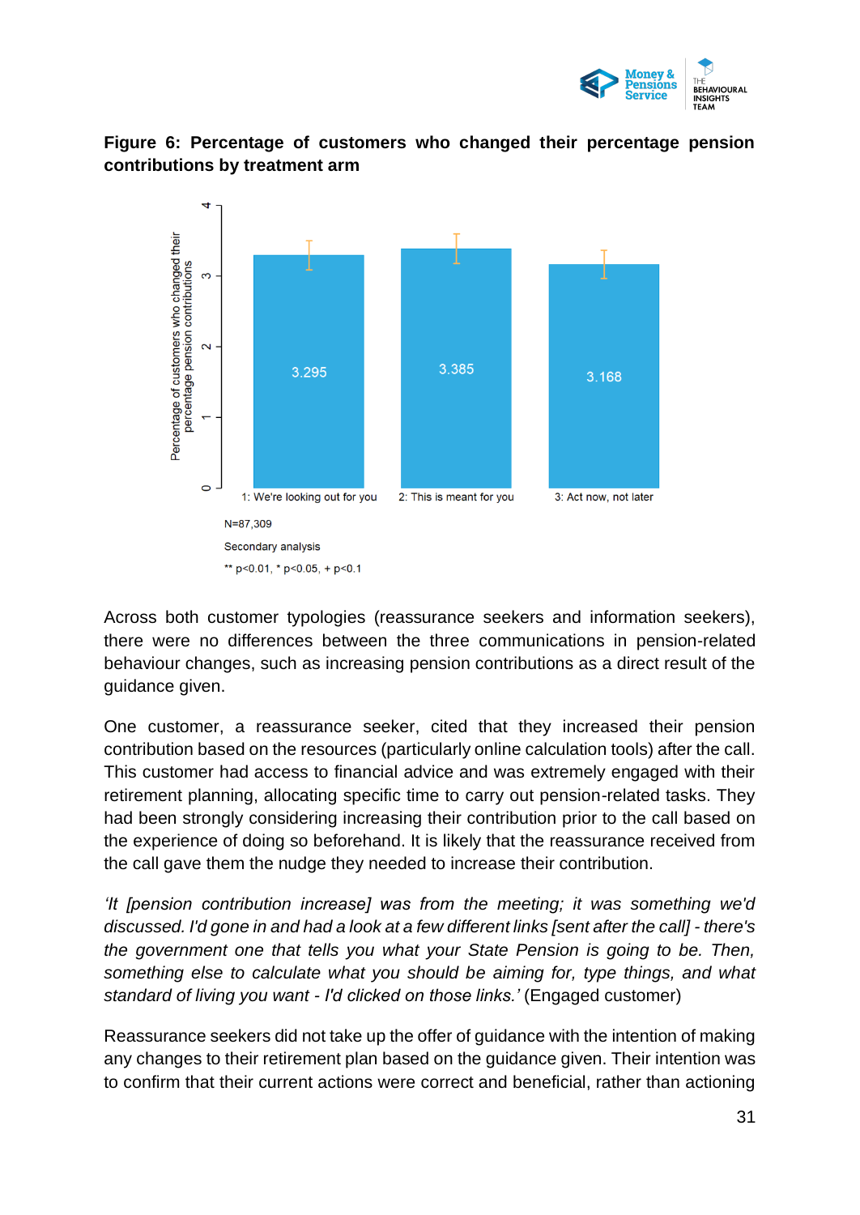**Figure 6: Percentage of customers who changed their percentage pension contributions by treatment arm**

| Treatment arm | Percentage of customers who changed their percentage pension contributions |
|---|---|
| 1: We're looking out for you | 3.295 |
| 2: This is meant for you | 3.385 |
| 3: Act now, not later | 3.168 |

N=87,309

Secondary analysis

** p<0.01, * p<0.05, + p<0.1

Across both customer typologies (reassurance seekers and information seekers), there were no differences between the three communications in pension-related behaviour changes, such as increasing pension contributions as a direct result of the guidance given.

One customer, a reassurance seeker, cited that they increased their pension contribution based on the resources (particularly online calculation tools) after the call. This customer had access to financial advice and was extremely engaged with their retirement planning, allocating specific time to carry out pension-related tasks. They had been strongly considering increasing their contribution prior to the call based on the experience of doing so beforehand. It is likely that the reassurance received from the call gave them the nudge they needed to increase their contribution.

*'It [pension contribution increase] was from the meeting; it was something we'd discussed. I'd gone in and had a look at a few different links [sent after the call] - there's the government one that tells you what your State Pension is going to be. Then, something else to calculate what you should be aiming for, type things, and what standard of living you want - I'd clicked on those links.'* (Engaged customer)

Reassurance seekers did not take up the offer of guidance with the intention of making any changes to their retirement plan based on the guidance given. Their intention was to confirm that their current actions were correct and beneficial, rather than actioning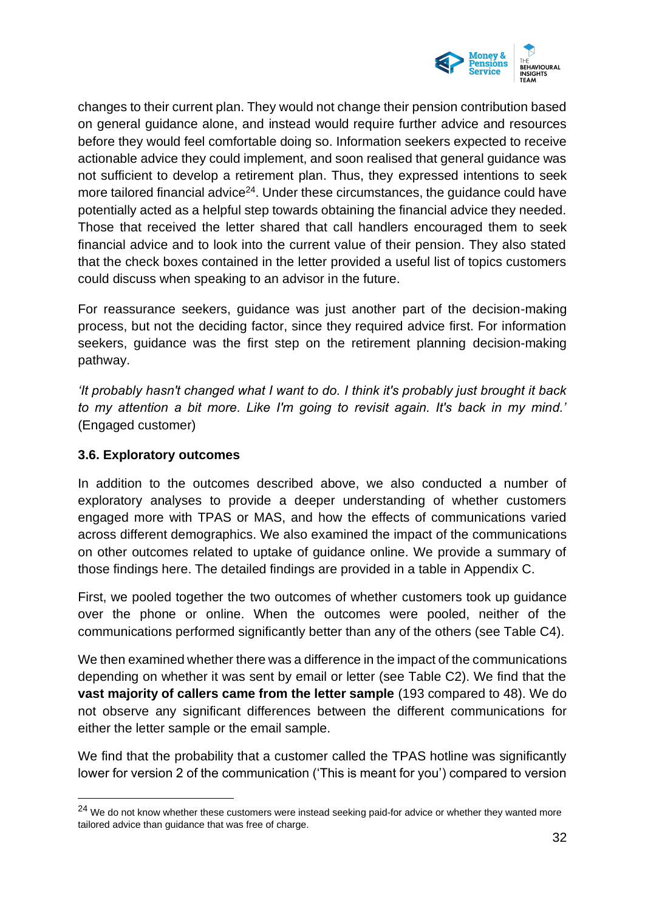changes to their current plan. They would not change their pension contribution based on general guidance alone, and instead would require further advice and resources before they would feel comfortable doing so. Information seekers expected to receive actionable advice they could implement, and soon realised that general guidance was not sufficient to develop a retirement plan. Thus, they expressed intentions to seek more tailored financial advice[24]. Under these circumstances, the guidance could have potentially acted as a helpful step towards obtaining the financial advice they needed. Those that received the letter shared that call handlers encouraged them to seek financial advice and to look into the current value of their pension. They also stated that the check boxes contained in the letter provided a useful list of topics customers could discuss when speaking to an advisor in the future.

For reassurance seekers, guidance was just another part of the decision-making process, but not the deciding factor, since they required advice first. For information seekers, guidance was the first step on the retirement planning decision-making pathway.

*'It probably hasn't changed what I want to do. I think it's probably just brought it back to my attention a bit more. Like I'm going to revisit again. It's back in my mind.'* (Engaged customer)

### 3.6. Exploratory outcomes

In addition to the outcomes described above, we also conducted a number of exploratory analyses to provide a deeper understanding of whether customers engaged more with TPAS or MAS, and how the effects of communications varied across different demographics. We also examined the impact of the communications on other outcomes related to uptake of guidance online. We provide a summary of those findings here. The detailed findings are provided in a table in Appendix C.

First, we pooled together the two outcomes of whether customers took up guidance over the phone or online. When the outcomes were pooled, neither of the communications performed significantly better than any of the others (see Table C4).

We then examined whether there was a difference in the impact of the communications depending on whether it was sent by email or letter (see Table C2). We find that the **vast majority of callers came from the letter sample** (193 compared to 48). We do not observe any significant differences between the different communications for either the letter sample or the email sample.

We find that the probability that a customer called the TPAS hotline was significantly lower for version 2 of the communication ('This is meant for you') compared to version

[24] We do not know whether these customers were instead seeking paid-for advice or whether they wanted more tailored advice than guidance that was free of charge.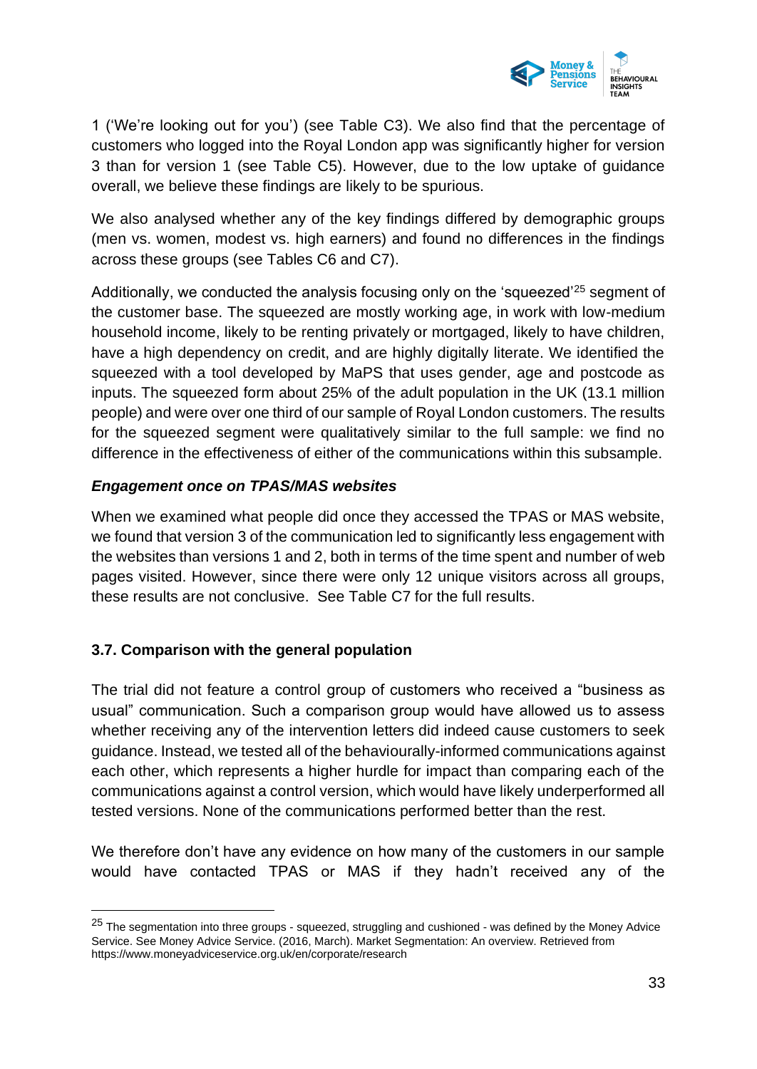1 ('We're looking out for you') (see Table C3). We also find that the percentage of customers who logged into the Royal London app was significantly higher for version 3 than for version 1 (see Table C5). However, due to the low uptake of guidance overall, we believe these findings are likely to be spurious.

We also analysed whether any of the key findings differed by demographic groups (men vs. women, modest vs. high earners) and found no differences in the findings across these groups (see Tables C6 and C7).

Additionally, we conducted the analysis focusing only on the 'squeezed'[25] segment of the customer base. The squeezed are mostly working age, in work with low-medium household income, likely to be renting privately or mortgaged, likely to have children, have a high dependency on credit, and are highly digitally literate. We identified the squeezed with a tool developed by MaPS that uses gender, age and postcode as inputs. The squeezed form about 25% of the adult population in the UK (13.1 million people) and were over one third of our sample of Royal London customers. The results for the squeezed segment were qualitatively similar to the full sample: we find no difference in the effectiveness of either of the communications within this subsample.

***Engagement once on TPAS/MAS websites***

When we examined what people did once they accessed the TPAS or MAS website, we found that version 3 of the communication led to significantly less engagement with the websites than versions 1 and 2, both in terms of the time spent and number of web pages visited. However, since there were only 12 unique visitors across all groups, these results are not conclusive. See Table C7 for the full results.

### 3.7. Comparison with the general population

The trial did not feature a control group of customers who received a "business as usual" communication. Such a comparison group would have allowed us to assess whether receiving any of the intervention letters did indeed cause customers to seek guidance. Instead, we tested all of the behaviourally-informed communications against each other, which represents a higher hurdle for impact than comparing each of the communications against a control version, which would have likely underperformed all tested versions. None of the communications performed better than the rest.

We therefore don't have any evidence on how many of the customers in our sample would have contacted TPAS or MAS if they hadn't received any of the

[25] The segmentation into three groups - squeezed, struggling and cushioned - was defined by the Money Advice Service. See Money Advice Service. (2016, March). Market Segmentation: An overview. Retrieved from https://www.moneyadviceservice.org.uk/en/corporate/research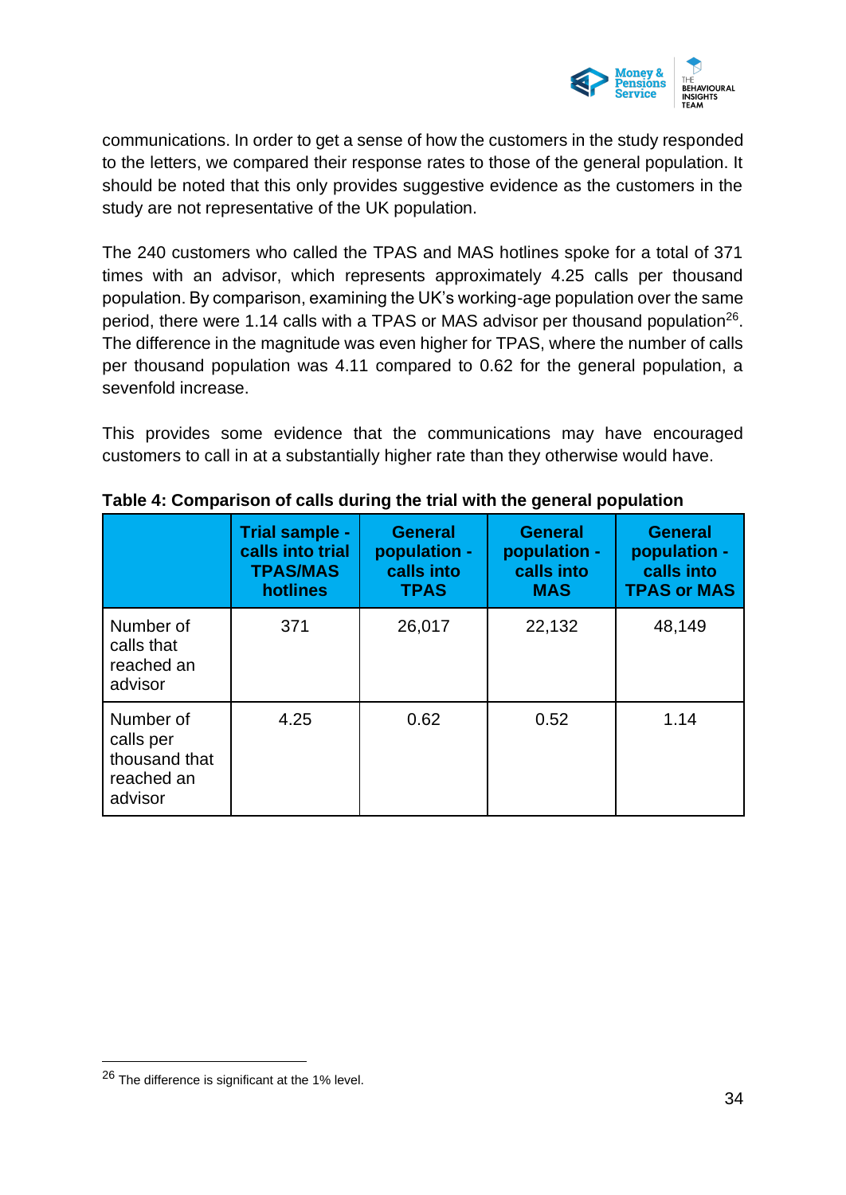communications. In order to get a sense of how the customers in the study responded to the letters, we compared their response rates to those of the general population. It should be noted that this only provides suggestive evidence as the customers in the study are not representative of the UK population.

The 240 customers who called the TPAS and MAS hotlines spoke for a total of 371 times with an advisor, which represents approximately 4.25 calls per thousand population. By comparison, examining the UK's working-age population over the same period, there were 1.14 calls with a TPAS or MAS advisor per thousand population[26]. The difference in the magnitude was even higher for TPAS, where the number of calls per thousand population was 4.11 compared to 0.62 for the general population, a sevenfold increase.

This provides some evidence that the communications may have encouraged customers to call in at a substantially higher rate than they otherwise would have.

**Table 4: Comparison of calls during the trial with the general population**

| | Trial sample - calls into trial TPAS/MAS hotlines | General population - calls into TPAS | General population - calls into MAS | General population - calls into TPAS or MAS |
|---|---|---|---|---|
| Number of calls that reached an advisor | 371 | 26,017 | 22,132 | 48,149 |
| Number of calls per thousand that reached an advisor | 4.25 | 0.62 | 0.52 | 1.14 |

[26] The difference is significant at the 1% level.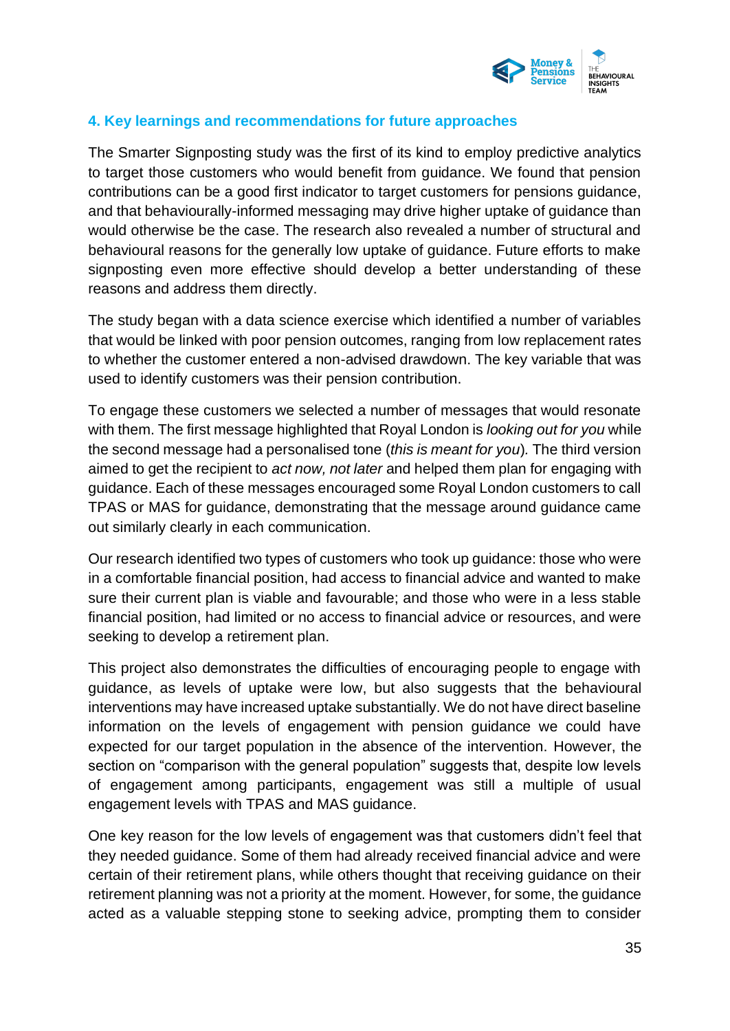## 4. Key learnings and recommendations for future approaches

The Smarter Signposting study was the first of its kind to employ predictive analytics to target those customers who would benefit from guidance. We found that pension contributions can be a good first indicator to target customers for pensions guidance, and that behaviourally-informed messaging may drive higher uptake of guidance than would otherwise be the case. The research also revealed a number of structural and behavioural reasons for the generally low uptake of guidance. Future efforts to make signposting even more effective should develop a better understanding of these reasons and address them directly.

The study began with a data science exercise which identified a number of variables that would be linked with poor pension outcomes, ranging from low replacement rates to whether the customer entered a non-advised drawdown. The key variable that was used to identify customers was their pension contribution.

To engage these customers we selected a number of messages that would resonate with them. The first message highlighted that Royal London is *looking out for you* while the second message had a personalised tone (*this is meant for you*). The third version aimed to get the recipient to *act now, not later* and helped them plan for engaging with guidance. Each of these messages encouraged some Royal London customers to call TPAS or MAS for guidance, demonstrating that the message around guidance came out similarly clearly in each communication.

Our research identified two types of customers who took up guidance: those who were in a comfortable financial position, had access to financial advice and wanted to make sure their current plan is viable and favourable; and those who were in a less stable financial position, had limited or no access to financial advice or resources, and were seeking to develop a retirement plan.

This project also demonstrates the difficulties of encouraging people to engage with guidance, as levels of uptake were low, but also suggests that the behavioural interventions may have increased uptake substantially. We do not have direct baseline information on the levels of engagement with pension guidance we could have expected for our target population in the absence of the intervention. However, the section on "comparison with the general population" suggests that, despite low levels of engagement among participants, engagement was still a multiple of usual engagement levels with TPAS and MAS guidance.

One key reason for the low levels of engagement was that customers didn't feel that they needed guidance. Some of them had already received financial advice and were certain of their retirement plans, while others thought that receiving guidance on their retirement planning was not a priority at the moment. However, for some, the guidance acted as a valuable stepping stone to seeking advice, prompting them to consider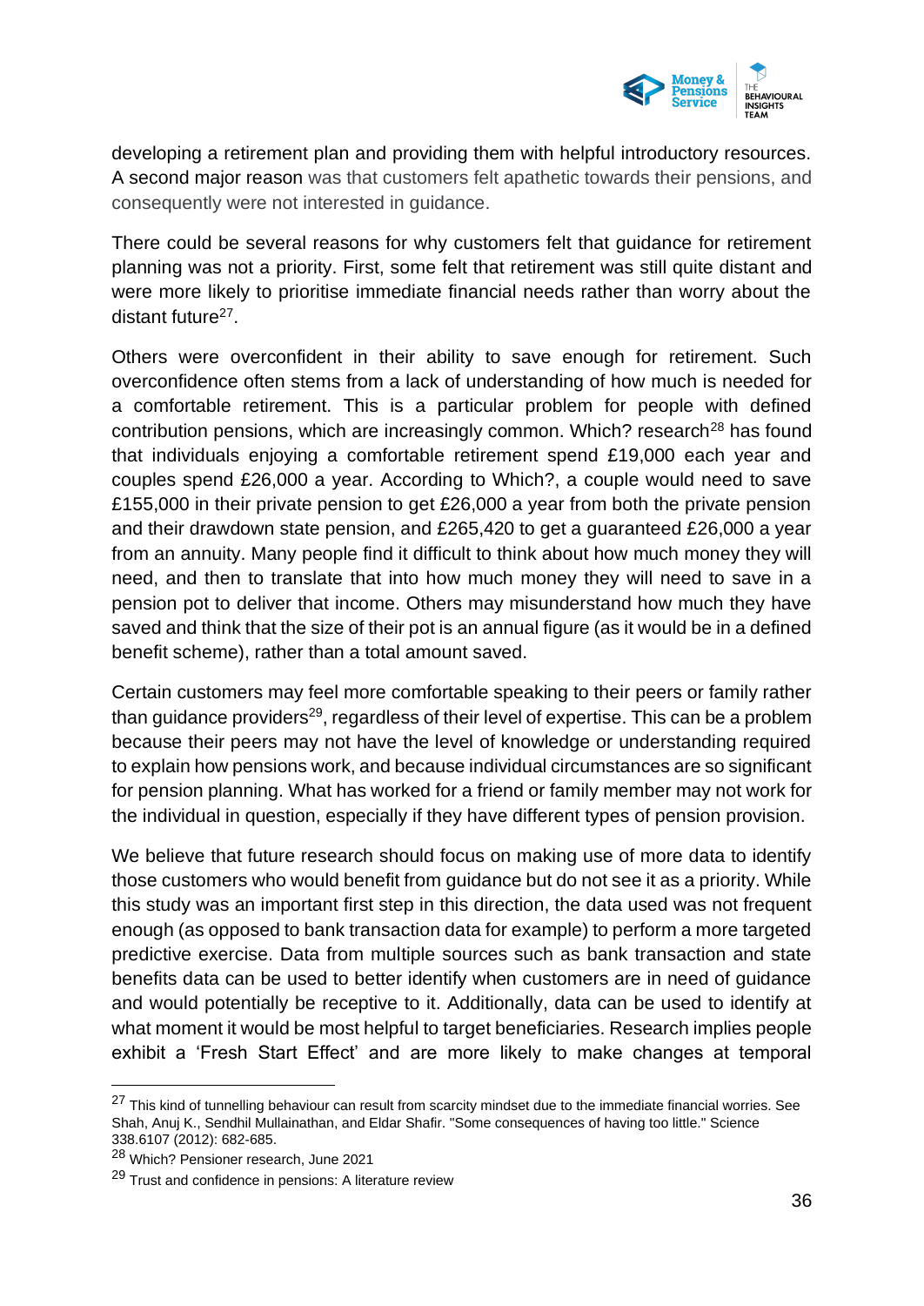developing a retirement plan and providing them with helpful introductory resources. A second major reason was that customers felt apathetic towards their pensions, and consequently were not interested in guidance.

There could be several reasons for why customers felt that guidance for retirement planning was not a priority. First, some felt that retirement was still quite distant and were more likely to prioritise immediate financial needs rather than worry about the distant future[27].

Others were overconfident in their ability to save enough for retirement. Such overconfidence often stems from a lack of understanding of how much is needed for a comfortable retirement. This is a particular problem for people with defined contribution pensions, which are increasingly common. Which? research[28] has found that individuals enjoying a comfortable retirement spend £19,000 each year and couples spend £26,000 a year. According to Which?, a couple would need to save £155,000 in their private pension to get £26,000 a year from both the private pension and their drawdown state pension, and £265,420 to get a guaranteed £26,000 a year from an annuity. Many people find it difficult to think about how much money they will need, and then to translate that into how much money they will need to save in a pension pot to deliver that income. Others may misunderstand how much they have saved and think that the size of their pot is an annual figure (as it would be in a defined benefit scheme), rather than a total amount saved.

Certain customers may feel more comfortable speaking to their peers or family rather than guidance providers[29], regardless of their level of expertise. This can be a problem because their peers may not have the level of knowledge or understanding required to explain how pensions work, and because individual circumstances are so significant for pension planning. What has worked for a friend or family member may not work for the individual in question, especially if they have different types of pension provision.

We believe that future research should focus on making use of more data to identify those customers who would benefit from guidance but do not see it as a priority. While this study was an important first step in this direction, the data used was not frequent enough (as opposed to bank transaction data for example) to perform a more targeted predictive exercise. Data from multiple sources such as bank transaction and state benefits data can be used to better identify when customers are in need of guidance and would potentially be receptive to it. Additionally, data can be used to identify at what moment it would be most helpful to target beneficiaries. Research implies people exhibit a 'Fresh Start Effect' and are more likely to make changes at temporal

---

[27] This kind of tunnelling behaviour can result from scarcity mindset due to the immediate financial worries. See Shah, Anuj K., Sendhil Mullainathan, and Eldar Shafir. "Some consequences of having too little." Science 338.6107 (2012): 682-685.

[28] Which? Pensioner research, June 2021

[29] Trust and confidence in pensions: A literature review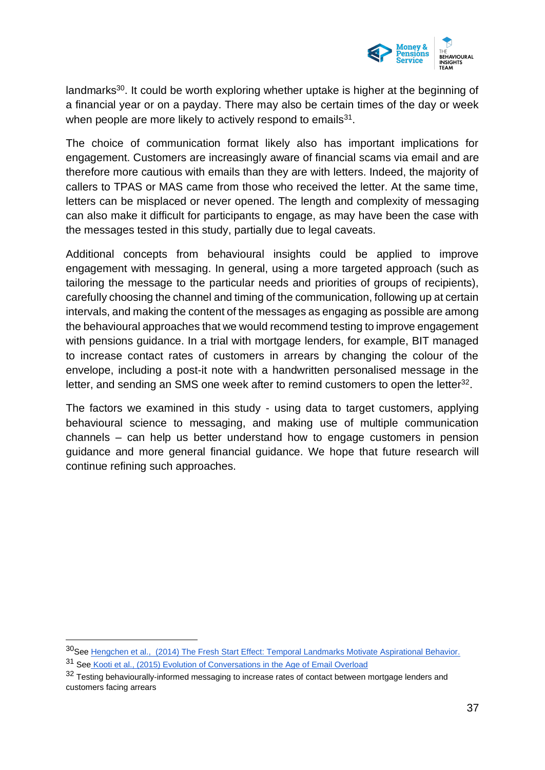landmarks[30]. It could be worth exploring whether uptake is higher at the beginning of a financial year or on a payday. There may also be certain times of the day or week when people are more likely to actively respond to emails[31].

The choice of communication format likely also has important implications for engagement. Customers are increasingly aware of financial scams via email and are therefore more cautious with emails than they are with letters. Indeed, the majority of callers to TPAS or MAS came from those who received the letter. At the same time, letters can be misplaced or never opened. The length and complexity of messaging can also make it difficult for participants to engage, as may have been the case with the messages tested in this study, partially due to legal caveats.

Additional concepts from behavioural insights could be applied to improve engagement with messaging. In general, using a more targeted approach (such as tailoring the message to the particular needs and priorities of groups of recipients), carefully choosing the channel and timing of the communication, following up at certain intervals, and making the content of the messages as engaging as possible are among the behavioural approaches that we would recommend testing to improve engagement with pensions guidance. In a trial with mortgage lenders, for example, BIT managed to increase contact rates of customers in arrears by changing the colour of the envelope, including a post-it note with a handwritten personalised message in the letter, and sending an SMS one week after to remind customers to open the letter[32].

The factors we examined in this study - using data to target customers, applying behavioural science to messaging, and making use of multiple communication channels – can help us better understand how to engage customers in pension guidance and more general financial guidance. We hope that future research will continue refining such approaches.

---

[30] See Hengchen et al., (2014) The Fresh Start Effect: Temporal Landmarks Motivate Aspirational Behavior.

[31] See Kooti et al., (2015) Evolution of Conversations in the Age of Email Overload

[32] Testing behaviourally-informed messaging to increase rates of contact between mortgage lenders and customers facing arrears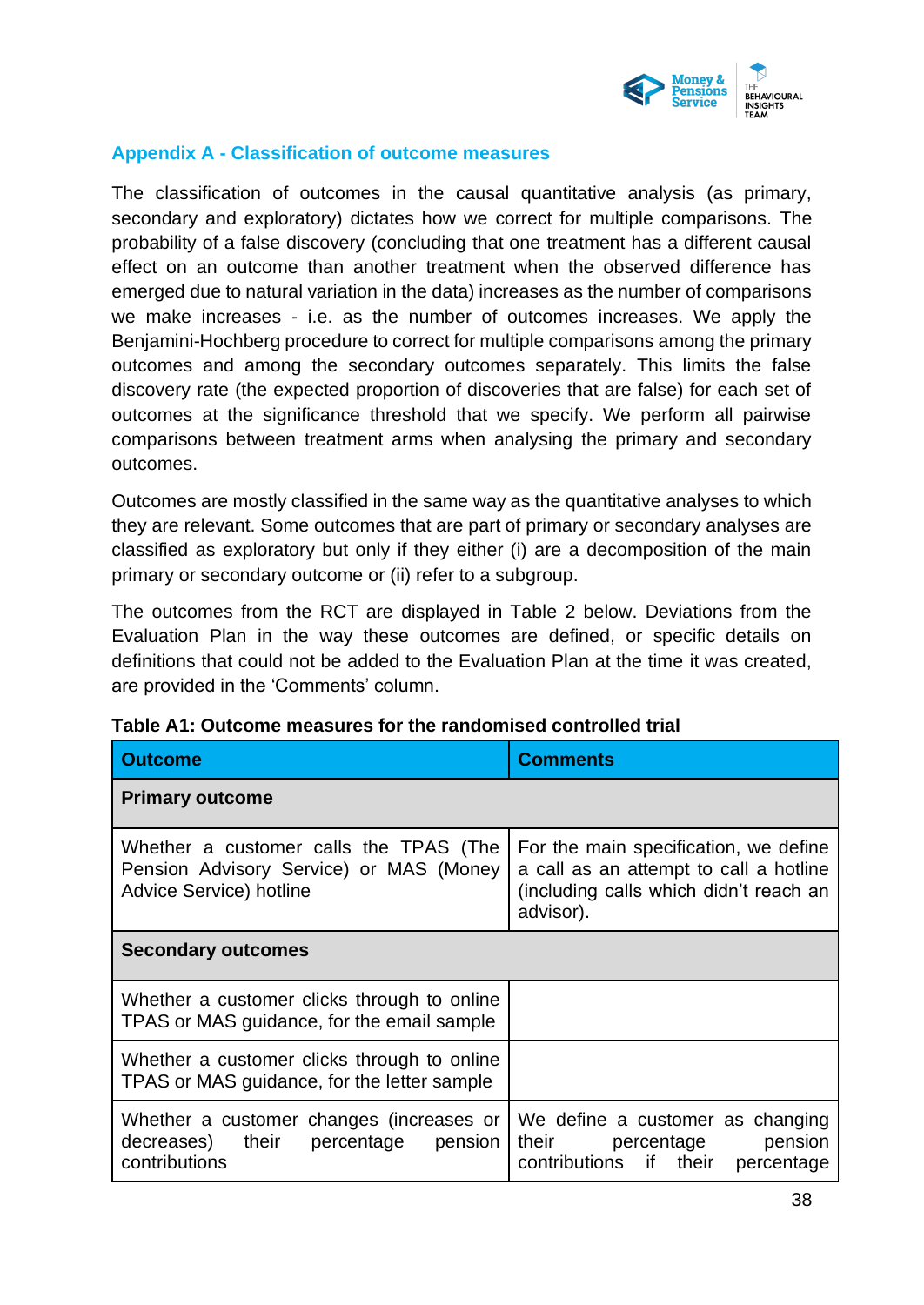## Appendix A - Classification of outcome measures

The classification of outcomes in the causal quantitative analysis (as primary, secondary and exploratory) dictates how we correct for multiple comparisons. The probability of a false discovery (concluding that one treatment has a different causal effect on an outcome than another treatment when the observed difference has emerged due to natural variation in the data) increases as the number of comparisons we make increases - i.e. as the number of outcomes increases. We apply the Benjamini-Hochberg procedure to correct for multiple comparisons among the primary outcomes and among the secondary outcomes separately. This limits the false discovery rate (the expected proportion of discoveries that are false) for each set of outcomes at the significance threshold that we specify. We perform all pairwise comparisons between treatment arms when analysing the primary and secondary outcomes.

Outcomes are mostly classified in the same way as the quantitative analyses to which they are relevant. Some outcomes that are part of primary or secondary analyses are classified as exploratory but only if they either (i) are a decomposition of the main primary or secondary outcome or (ii) refer to a subgroup.

The outcomes from the RCT are displayed in Table 2 below. Deviations from the Evaluation Plan in the way these outcomes are defined, or specific details on definitions that could not be added to the Evaluation Plan at the time it was created, are provided in the 'Comments' column.

**Table A1: Outcome measures for the randomised controlled trial**

| Outcome | Comments |
|---|---|
| **Primary outcome** | |
| Whether a customer calls the TPAS (The Pension Advisory Service) or MAS (Money Advice Service) hotline | For the main specification, we define a call as an attempt to call a hotline (including calls which didn't reach an advisor). |
| **Secondary outcomes** | |
| Whether a customer clicks through to online TPAS or MAS guidance, for the email sample | |
| Whether a customer clicks through to online TPAS or MAS guidance, for the letter sample | |
| Whether a customer changes (increases or decreases) their percentage pension contributions | We define a customer as changing their percentage pension contributions if their percentage |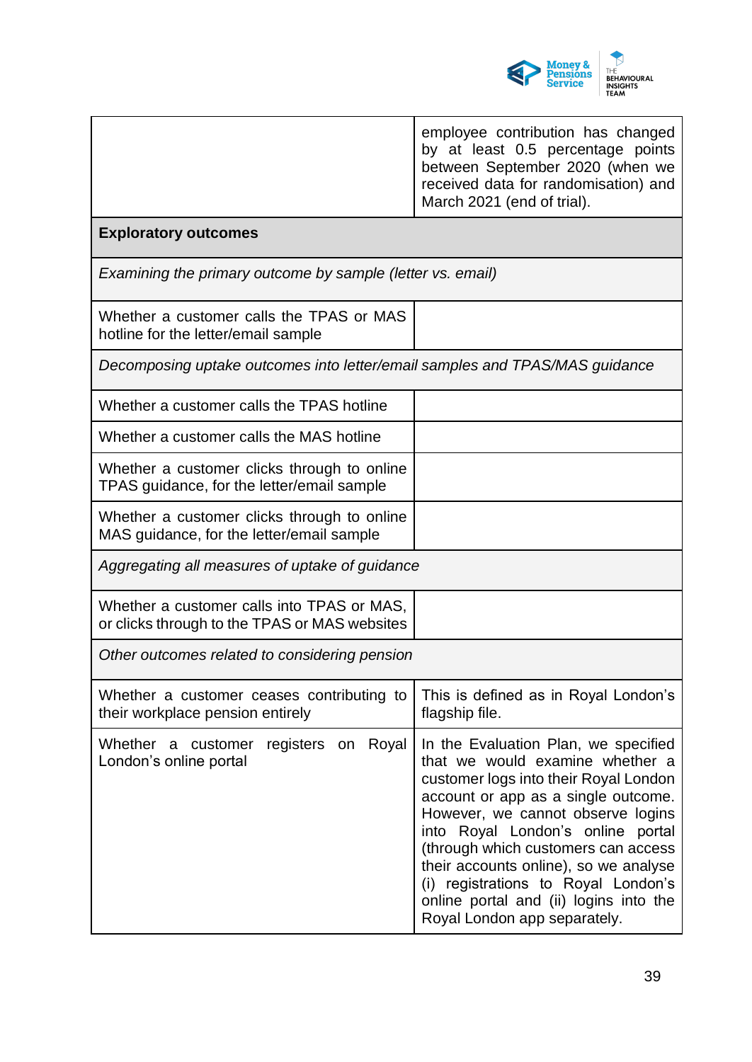| | |
|---|---|
| | employee contribution has changed by at least 0.5 percentage points between September 2020 (when we received data for randomisation) and March 2021 (end of trial). |
| **Exploratory outcomes** | |
| *Examining the primary outcome by sample (letter vs. email)* | |
| Whether a customer calls the TPAS or MAS hotline for the letter/email sample | |
| *Decomposing uptake outcomes into letter/email samples and TPAS/MAS guidance* | |
| Whether a customer calls the TPAS hotline | |
| Whether a customer calls the MAS hotline | |
| Whether a customer clicks through to online TPAS guidance, for the letter/email sample | |
| Whether a customer clicks through to online MAS guidance, for the letter/email sample | |
| *Aggregating all measures of uptake of guidance* | |
| Whether a customer calls into TPAS or MAS, or clicks through to the TPAS or MAS websites | |
| *Other outcomes related to considering pension* | |
| Whether a customer ceases contributing to their workplace pension entirely | This is defined as in Royal London's flagship file. |
| Whether a customer registers on Royal London's online portal | In the Evaluation Plan, we specified that we would examine whether a customer logs into their Royal London account or app as a single outcome. However, we cannot observe logins into Royal London's online portal (through which customers can access their accounts online), so we analyse (i) registrations to Royal London's online portal and (ii) logins into the Royal London app separately. |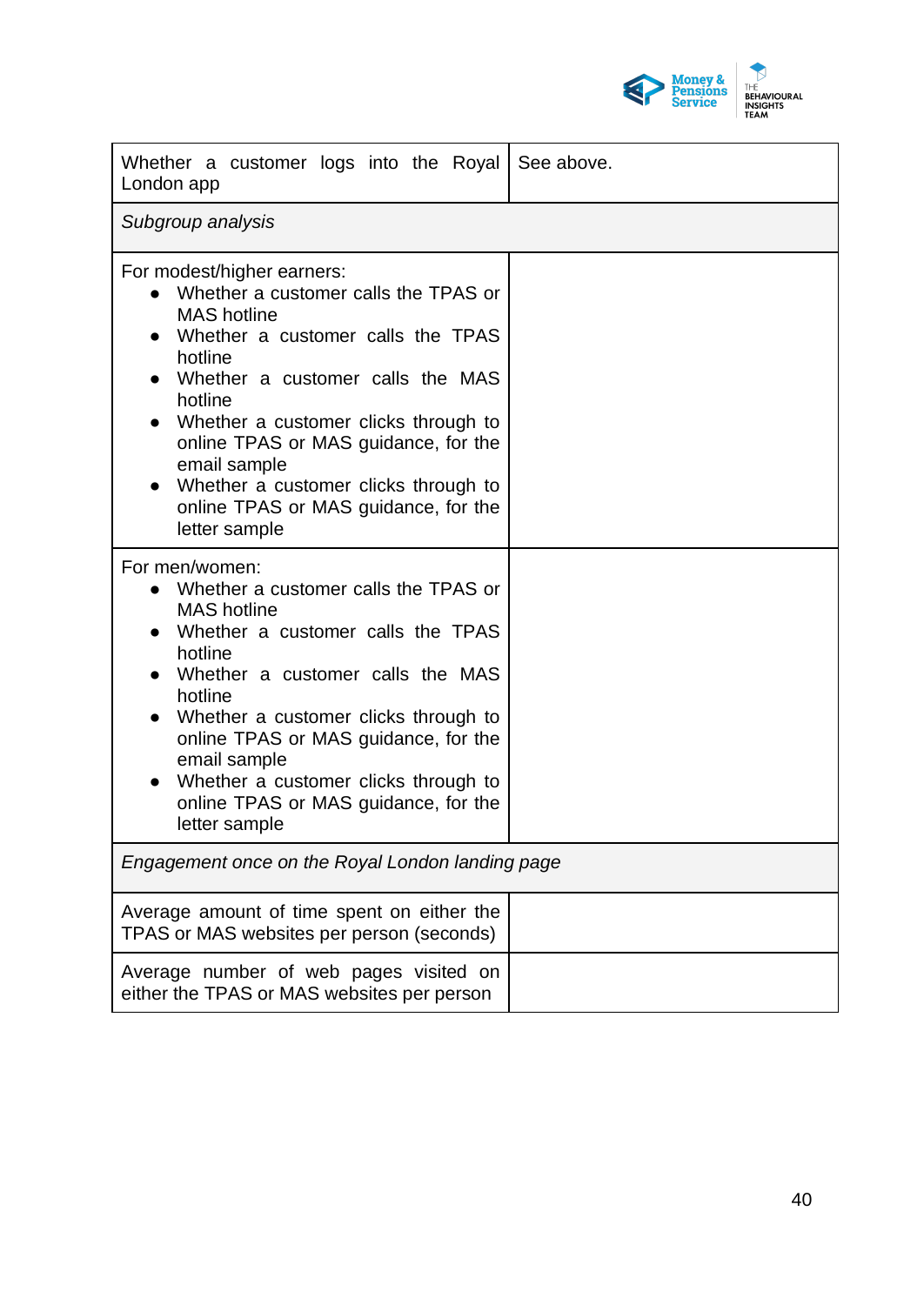| | |
|---|---|
| Whether a customer logs into the Royal London app | See above. |
| *Subgroup analysis* | |
| For modest/higher earners:<br>• Whether a customer calls the TPAS or MAS hotline<br>• Whether a customer calls the TPAS hotline<br>• Whether a customer calls the MAS hotline<br>• Whether a customer clicks through to online TPAS or MAS guidance, for the email sample<br>• Whether a customer clicks through to online TPAS or MAS guidance, for the letter sample | |
| For men/women:<br>• Whether a customer calls the TPAS or MAS hotline<br>• Whether a customer calls the TPAS hotline<br>• Whether a customer calls the MAS hotline<br>• Whether a customer clicks through to online TPAS or MAS guidance, for the email sample<br>• Whether a customer clicks through to online TPAS or MAS guidance, for the letter sample | |
| *Engagement once on the Royal London landing page* | |
| Average amount of time spent on either the TPAS or MAS websites per person (seconds) | |
| Average number of web pages visited on either the TPAS or MAS websites per person | |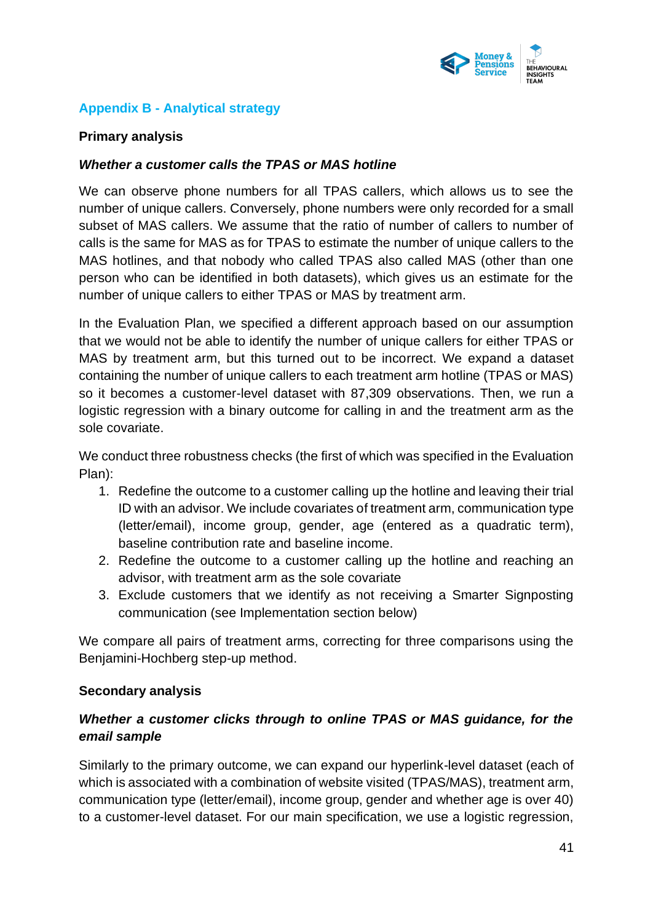## Appendix B - Analytical strategy

### Primary analysis

#### *Whether a customer calls the TPAS or MAS hotline*

We can observe phone numbers for all TPAS callers, which allows us to see the number of unique callers. Conversely, phone numbers were only recorded for a small subset of MAS callers. We assume that the ratio of number of callers to number of calls is the same for MAS as for TPAS to estimate the number of unique callers to the MAS hotlines, and that nobody who called TPAS also called MAS (other than one person who can be identified in both datasets), which gives us an estimate for the number of unique callers to either TPAS or MAS by treatment arm.

In the Evaluation Plan, we specified a different approach based on our assumption that we would not be able to identify the number of unique callers for either TPAS or MAS by treatment arm, but this turned out to be incorrect. We expand a dataset containing the number of unique callers to each treatment arm hotline (TPAS or MAS) so it becomes a customer-level dataset with 87,309 observations. Then, we run a logistic regression with a binary outcome for calling in and the treatment arm as the sole covariate.

We conduct three robustness checks (the first of which was specified in the Evaluation Plan):

1. Redefine the outcome to a customer calling up the hotline and leaving their trial ID with an advisor. We include covariates of treatment arm, communication type (letter/email), income group, gender, age (entered as a quadratic term), baseline contribution rate and baseline income.
2. Redefine the outcome to a customer calling up the hotline and reaching an advisor, with treatment arm as the sole covariate
3. Exclude customers that we identify as not receiving a Smarter Signposting communication (see Implementation section below)

We compare all pairs of treatment arms, correcting for three comparisons using the Benjamini-Hochberg step-up method.

### Secondary analysis

#### *Whether a customer clicks through to online TPAS or MAS guidance, for the email sample*

Similarly to the primary outcome, we can expand our hyperlink-level dataset (each of which is associated with a combination of website visited (TPAS/MAS), treatment arm, communication type (letter/email), income group, gender and whether age is over 40) to a customer-level dataset. For our main specification, we use a logistic regression,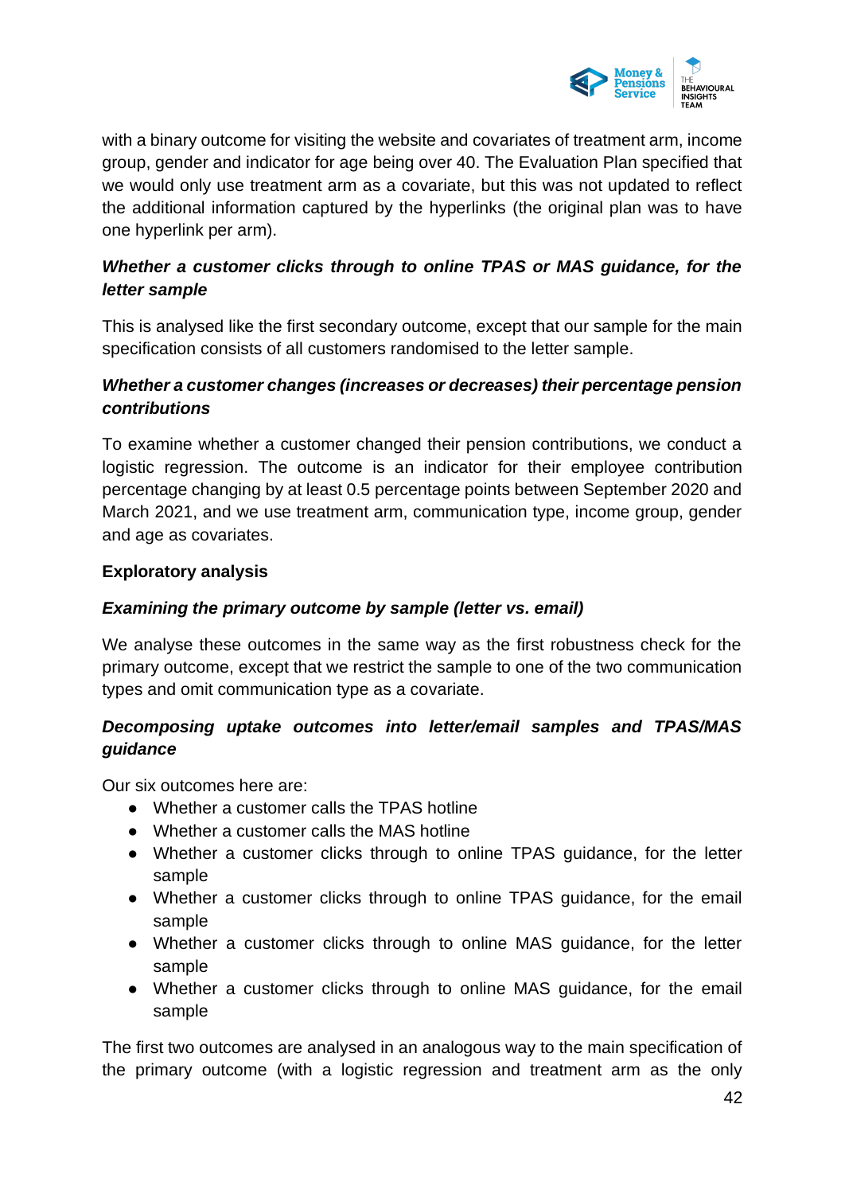with a binary outcome for visiting the website and covariates of treatment arm, income group, gender and indicator for age being over 40. The Evaluation Plan specified that we would only use treatment arm as a covariate, but this was not updated to reflect the additional information captured by the hyperlinks (the original plan was to have one hyperlink per arm).

***Whether a customer clicks through to online TPAS or MAS guidance, for the letter sample***

This is analysed like the first secondary outcome, except that our sample for the main specification consists of all customers randomised to the letter sample.

***Whether a customer changes (increases or decreases) their percentage pension contributions***

To examine whether a customer changed their pension contributions, we conduct a logistic regression. The outcome is an indicator for their employee contribution percentage changing by at least 0.5 percentage points between September 2020 and March 2021, and we use treatment arm, communication type, income group, gender and age as covariates.

**Exploratory analysis**

***Examining the primary outcome by sample (letter vs. email)***

We analyse these outcomes in the same way as the first robustness check for the primary outcome, except that we restrict the sample to one of the two communication types and omit communication type as a covariate.

***Decomposing uptake outcomes into letter/email samples and TPAS/MAS guidance***

Our six outcomes here are:

- Whether a customer calls the TPAS hotline
- Whether a customer calls the MAS hotline
- Whether a customer clicks through to online TPAS guidance, for the letter sample
- Whether a customer clicks through to online TPAS guidance, for the email sample
- Whether a customer clicks through to online MAS guidance, for the letter sample
- Whether a customer clicks through to online MAS guidance, for the email sample

The first two outcomes are analysed in an analogous way to the main specification of the primary outcome (with a logistic regression and treatment arm as the only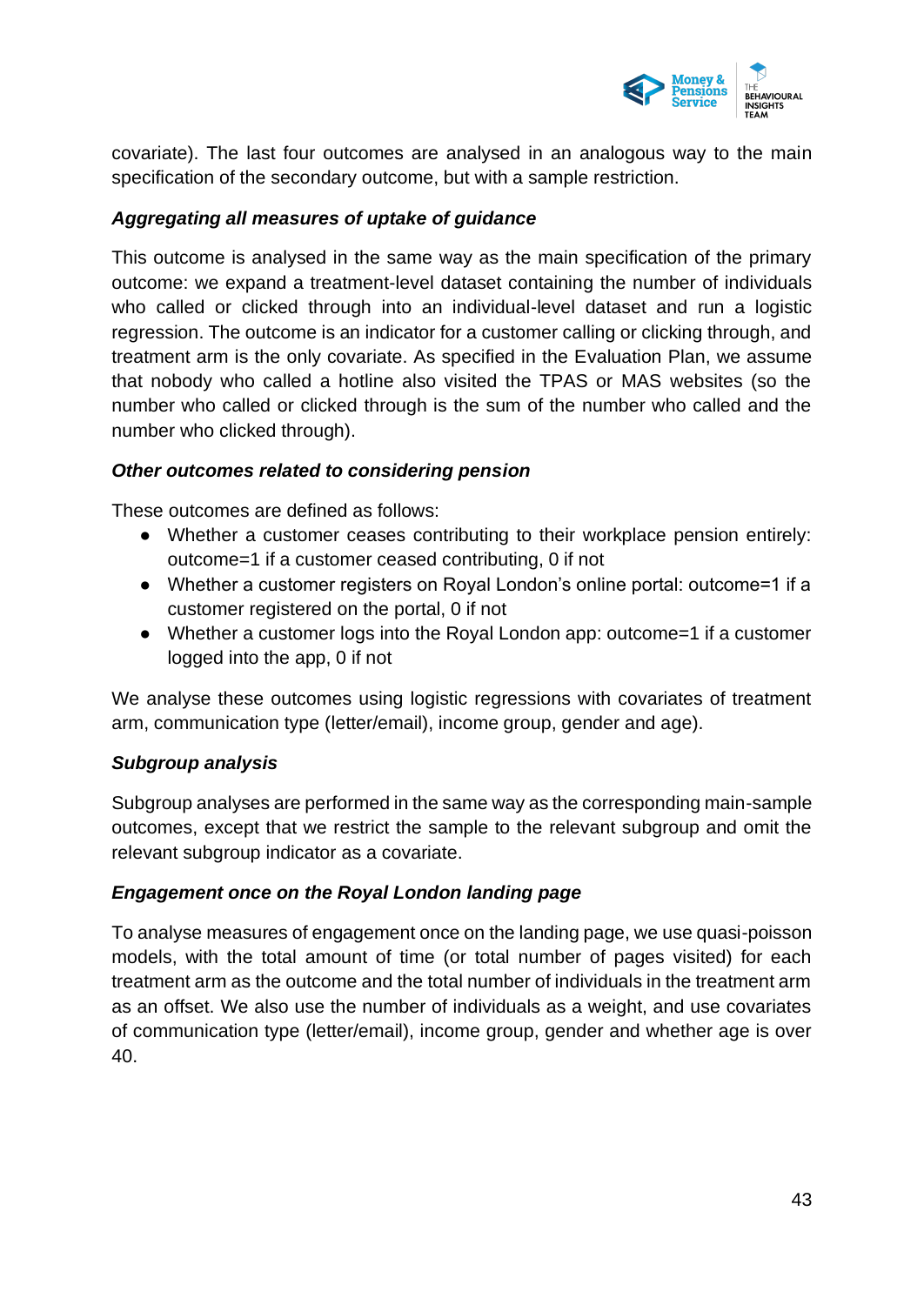covariate). The last four outcomes are analysed in an analogous way to the main specification of the secondary outcome, but with a sample restriction.

***Aggregating all measures of uptake of guidance***

This outcome is analysed in the same way as the main specification of the primary outcome: we expand a treatment-level dataset containing the number of individuals who called or clicked through into an individual-level dataset and run a logistic regression. The outcome is an indicator for a customer calling or clicking through, and treatment arm is the only covariate. As specified in the Evaluation Plan, we assume that nobody who called a hotline also visited the TPAS or MAS websites (so the number who called or clicked through is the sum of the number who called and the number who clicked through).

***Other outcomes related to considering pension***

These outcomes are defined as follows:

- Whether a customer ceases contributing to their workplace pension entirely: outcome=1 if a customer ceased contributing, 0 if not
- Whether a customer registers on Royal London's online portal: outcome=1 if a customer registered on the portal, 0 if not
- Whether a customer logs into the Royal London app: outcome=1 if a customer logged into the app, 0 if not

We analyse these outcomes using logistic regressions with covariates of treatment arm, communication type (letter/email), income group, gender and age).

***Subgroup analysis***

Subgroup analyses are performed in the same way as the corresponding main-sample outcomes, except that we restrict the sample to the relevant subgroup and omit the relevant subgroup indicator as a covariate.

***Engagement once on the Royal London landing page***

To analyse measures of engagement once on the landing page, we use quasi-poisson models, with the total amount of time (or total number of pages visited) for each treatment arm as the outcome and the total number of individuals in the treatment arm as an offset. We also use the number of individuals as a weight, and use covariates of communication type (letter/email), income group, gender and whether age is over 40.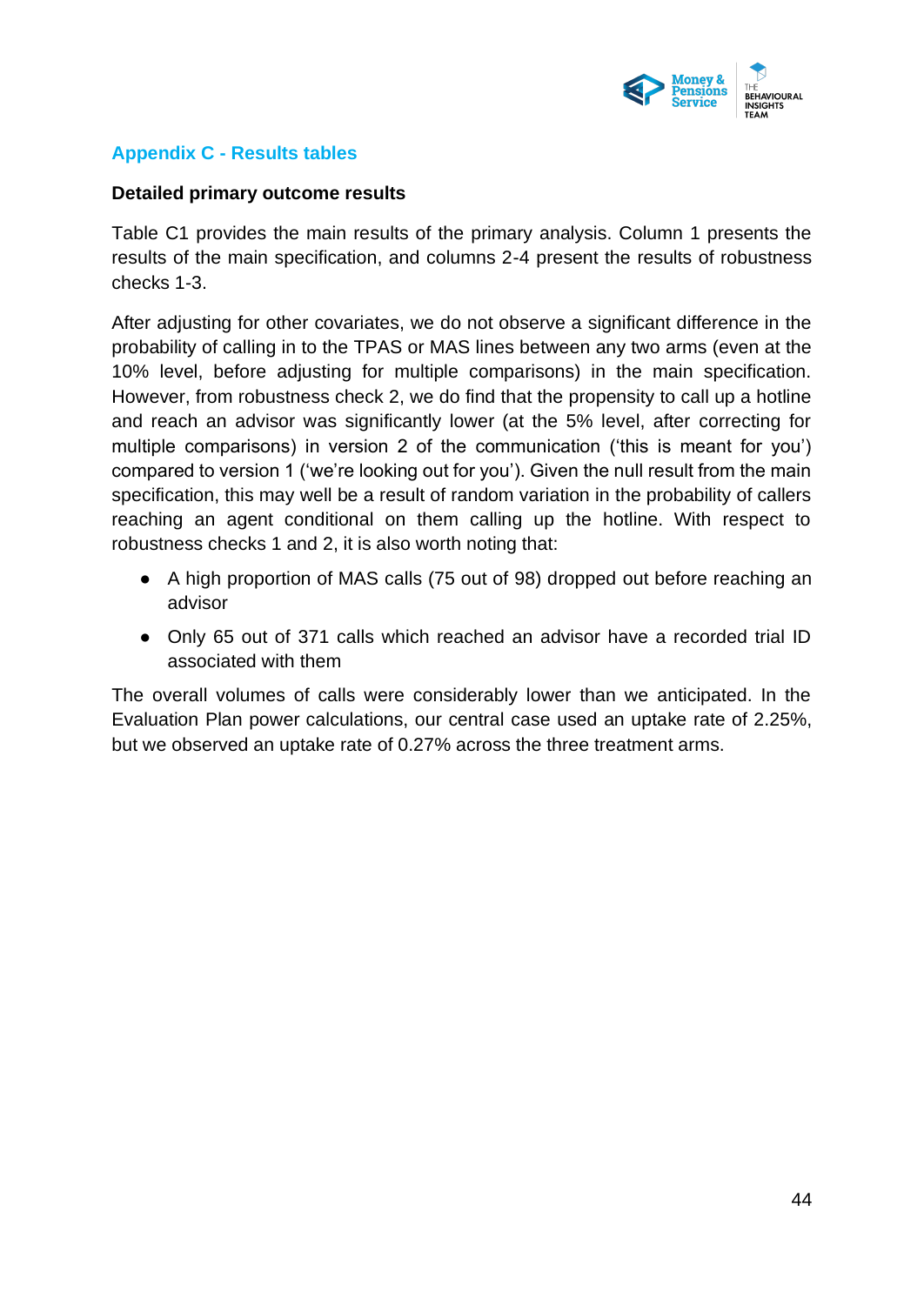## Appendix C - Results tables

**Detailed primary outcome results**

Table C1 provides the main results of the primary analysis. Column 1 presents the results of the main specification, and columns 2-4 present the results of robustness checks 1-3.

After adjusting for other covariates, we do not observe a significant difference in the probability of calling in to the TPAS or MAS lines between any two arms (even at the 10% level, before adjusting for multiple comparisons) in the main specification. However, from robustness check 2, we do find that the propensity to call up a hotline and reach an advisor was significantly lower (at the 5% level, after correcting for multiple comparisons) in version 2 of the communication ('this is meant for you') compared to version 1 ('we're looking out for you'). Given the null result from the main specification, this may well be a result of random variation in the probability of callers reaching an agent conditional on them calling up the hotline. With respect to robustness checks 1 and 2, it is also worth noting that:

- A high proportion of MAS calls (75 out of 98) dropped out before reaching an advisor
- Only 65 out of 371 calls which reached an advisor have a recorded trial ID associated with them

The overall volumes of calls were considerably lower than we anticipated. In the Evaluation Plan power calculations, our central case used an uptake rate of 2.25%, but we observed an uptake rate of 0.27% across the three treatment arms.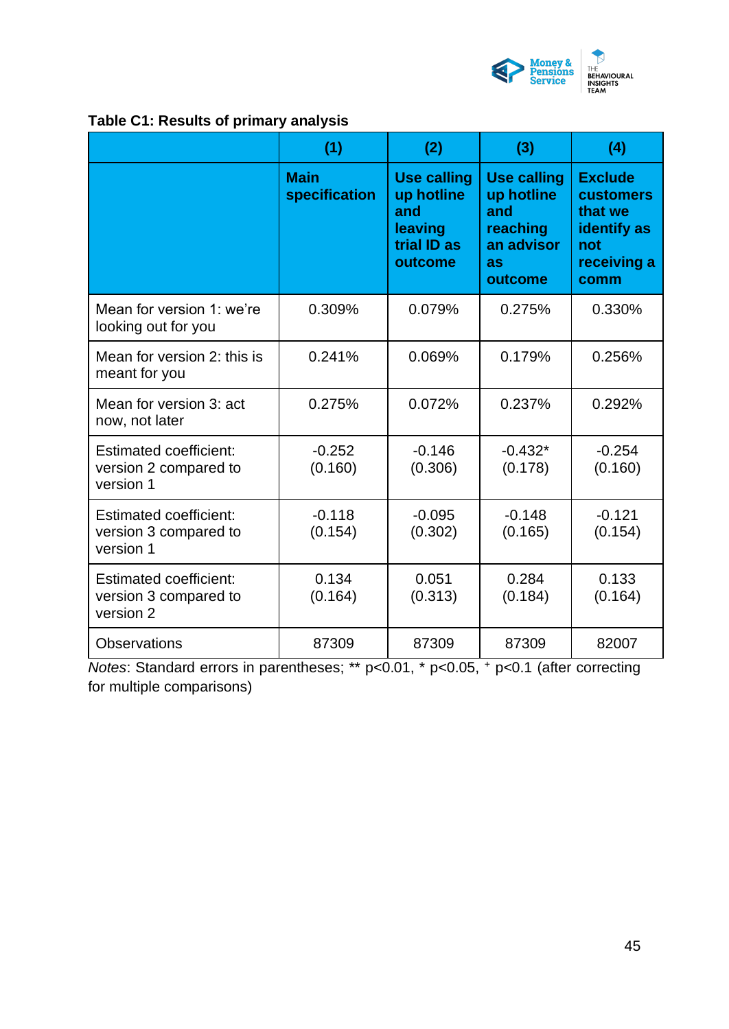**Table C1: Results of primary analysis**

| | (1) | (2) | (3) | (4) |
|---|---|---|---|---|
| | **Main specification** | **Use calling up hotline and leaving trial ID as outcome** | **Use calling up hotline and reaching an advisor as outcome** | **Exclude customers that we identify as not receiving a comm** |
| Mean for version 1: we're looking out for you | 0.309% | 0.079% | 0.275% | 0.330% |
| Mean for version 2: this is meant for you | 0.241% | 0.069% | 0.179% | 0.256% |
| Mean for version 3: act now, not later | 0.275% | 0.072% | 0.237% | 0.292% |
| Estimated coefficient: version 2 compared to version 1 | -0.252 (0.160) | -0.146 (0.306) | -0.432* (0.178) | -0.254 (0.160) |
| Estimated coefficient: version 3 compared to version 1 | -0.118 (0.154) | -0.095 (0.302) | -0.148 (0.165) | -0.121 (0.154) |
| Estimated coefficient: version 3 compared to version 2 | 0.134 (0.164) | 0.051 (0.313) | 0.284 (0.184) | 0.133 (0.164) |
| Observations | 87309 | 87309 | 87309 | 82007 |

*Notes*: Standard errors in parentheses; ** $p<0.01$, * $p<0.05$, $^{+}$ $p<0.1$ (after correcting for multiple comparisons)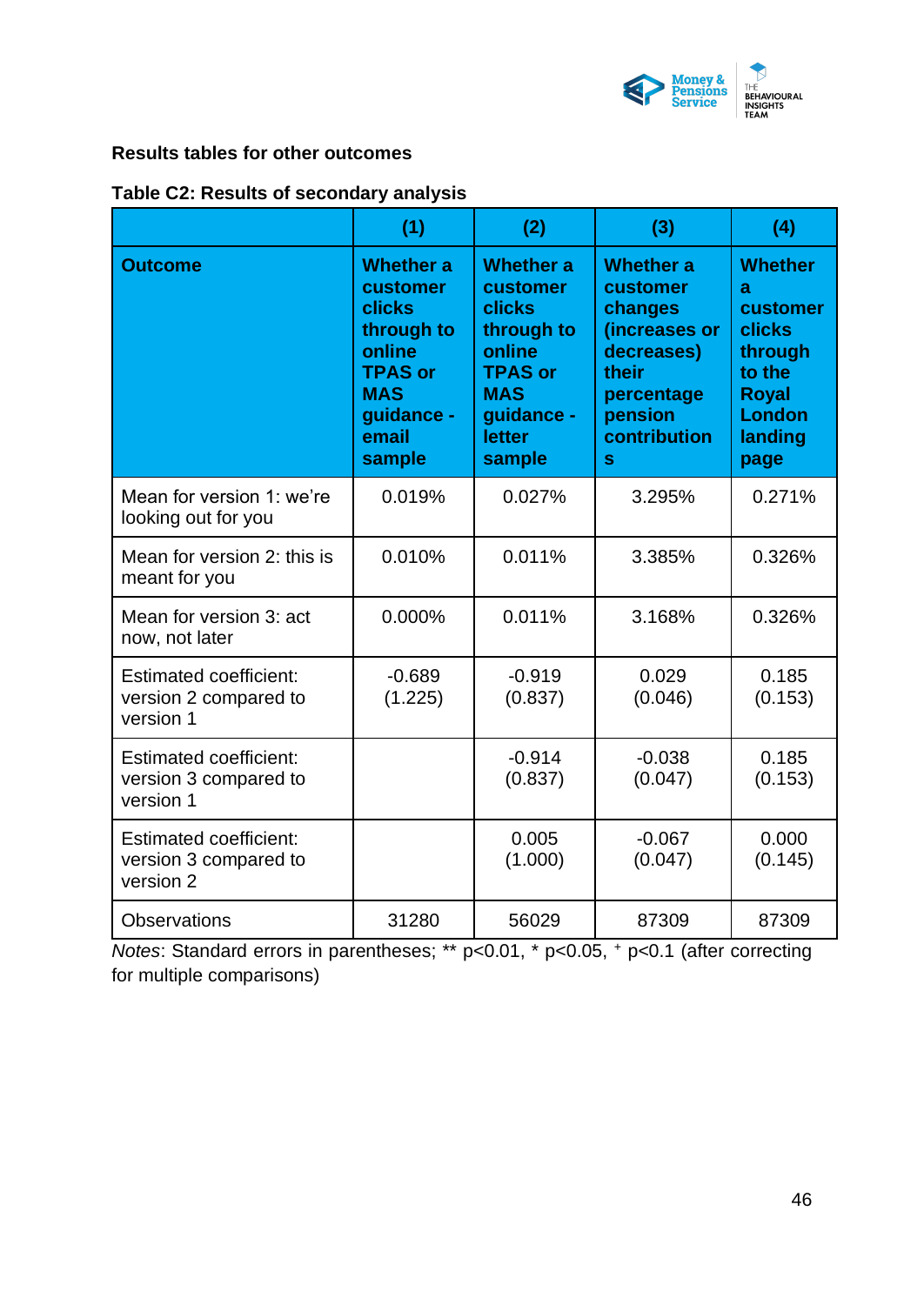### Results tables for other outcomes

**Table C2: Results of secondary analysis**

| | (1) | (2) | (3) | (4) |
|---|---|---|---|---|
| **Outcome** | **Whether a customer clicks through to online TPAS or MAS guidance - email sample** | **Whether a customer clicks through to online TPAS or MAS guidance - letter sample** | **Whether a customer changes (increases or decreases) their percentage pension contributions** | **Whether a customer clicks through to the Royal London landing page** |
| Mean for version 1: we're looking out for you | 0.019% | 0.027% | 3.295% | 0.271% |
| Mean for version 2: this is meant for you | 0.010% | 0.011% | 3.385% | 0.326% |
| Mean for version 3: act now, not later | 0.000% | 0.011% | 3.168% | 0.326% |
| Estimated coefficient: version 2 compared to version 1 | -0.689 (1.225) | -0.919 (0.837) | 0.029 (0.046) | 0.185 (0.153) |
| Estimated coefficient: version 3 compared to version 1 | | -0.914 (0.837) | -0.038 (0.047) | 0.185 (0.153) |
| Estimated coefficient: version 3 compared to version 2 | | 0.005 (1.000) | -0.067 (0.047) | 0.000 (0.145) |
| Observations | 31280 | 56029 | 87309 | 87309 |

*Notes*: Standard errors in parentheses; ** p<0.01, * p<0.05, + p<0.1 (after correcting for multiple comparisons)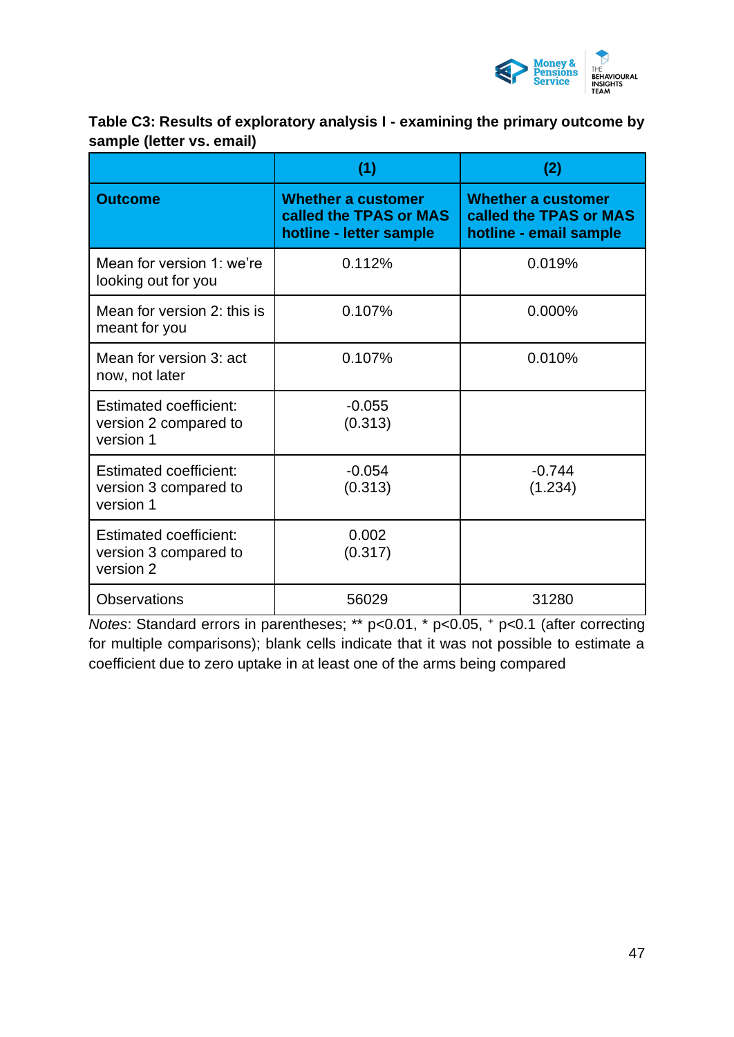**Table C3: Results of exploratory analysis I - examining the primary outcome by sample (letter vs. email)**

| | (1) | (2) |
|---|---|---|
| **Outcome** | **Whether a customer called the TPAS or MAS hotline - letter sample** | **Whether a customer called the TPAS or MAS hotline - email sample** |
| Mean for version 1: we're looking out for you | 0.112% | 0.019% |
| Mean for version 2: this is meant for you | 0.107% | 0.000% |
| Mean for version 3: act now, not later | 0.107% | 0.010% |
| Estimated coefficient: version 2 compared to version 1 | -0.055 (0.313) | |
| Estimated coefficient: version 3 compared to version 1 | -0.054 (0.313) | -0.744 (1.234) |
| Estimated coefficient: version 3 compared to version 2 | 0.002 (0.317) | |
| Observations | 56029 | 31280 |

*Notes*: Standard errors in parentheses; ** $p<0.01$, * $p<0.05$, $^{+}$ $p<0.1$ (after correcting for multiple comparisons); blank cells indicate that it was not possible to estimate a coefficient due to zero uptake in at least one of the arms being compared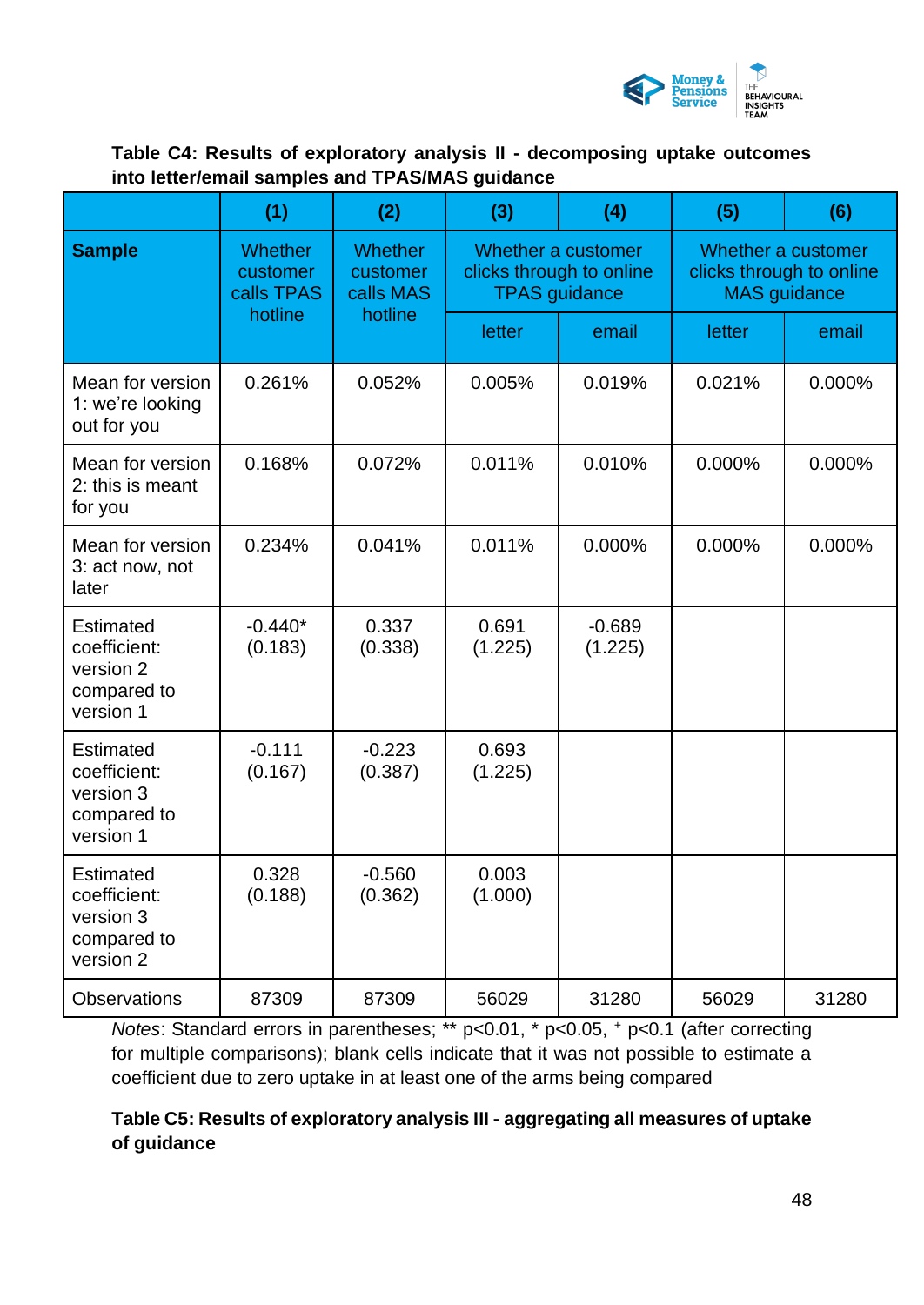**Table C4: Results of exploratory analysis II - decomposing uptake outcomes into letter/email samples and TPAS/MAS guidance**

| | (1) | (2) | (3) | (4) | (5) | (6) |
|---|---|---|---|---|---|---|
| **Sample** | Whether customer calls TPAS hotline | Whether customer calls MAS hotline | Whether a customer clicks through to online TPAS guidance | | Whether a customer clicks through to online MAS guidance | |
| | | | letter | email | letter | email |
| Mean for version 1: we're looking out for you | 0.261% | 0.052% | 0.005% | 0.019% | 0.021% | 0.000% |
| Mean for version 2: this is meant for you | 0.168% | 0.072% | 0.011% | 0.010% | 0.000% | 0.000% |
| Mean for version 3: act now, not later | 0.234% | 0.041% | 0.011% | 0.000% | 0.000% | 0.000% |
| Estimated coefficient: version 2 compared to version 1 | -0.440* (0.183) | 0.337 (0.338) | 0.691 (1.225) | -0.689 (1.225) | | |
| Estimated coefficient: version 3 compared to version 1 | -0.111 (0.167) | -0.223 (0.387) | 0.693 (1.225) | | | |
| Estimated coefficient: version 3 compared to version 2 | 0.328 (0.188) | -0.560 (0.362) | 0.003 (1.000) | | | |
| Observations | 87309 | 87309 | 56029 | 31280 | 56029 | 31280 |

*Notes*: Standard errors in parentheses; ** p<0.01, * p<0.05, + p<0.1 (after correcting for multiple comparisons); blank cells indicate that it was not possible to estimate a coefficient due to zero uptake in at least one of the arms being compared

**Table C5: Results of exploratory analysis III - aggregating all measures of uptake of guidance**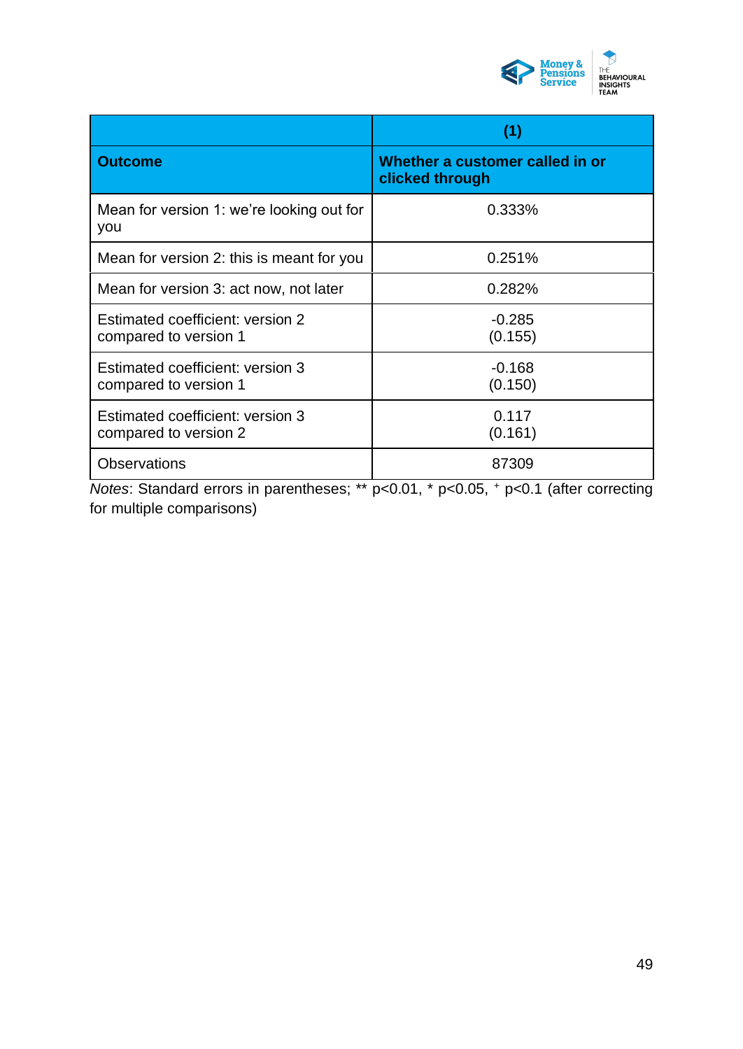| | (1) |
|---|---|
| **Outcome** | **Whether a customer called in or clicked through** |
| Mean for version 1: we're looking out for you | 0.333% |
| Mean for version 2: this is meant for you | 0.251% |
| Mean for version 3: act now, not later | 0.282% |
| Estimated coefficient: version 2 compared to version 1 | -0.285<br>(0.155) |
| Estimated coefficient: version 3 compared to version 1 | -0.168<br>(0.150) |
| Estimated coefficient: version 3 compared to version 2 | 0.117<br>(0.161) |
| Observations | 87309 |

*Notes*: Standard errors in parentheses; ** $p<0.01$, * $p<0.05$, $^{+}$ $p<0.1$ (after correcting for multiple comparisons)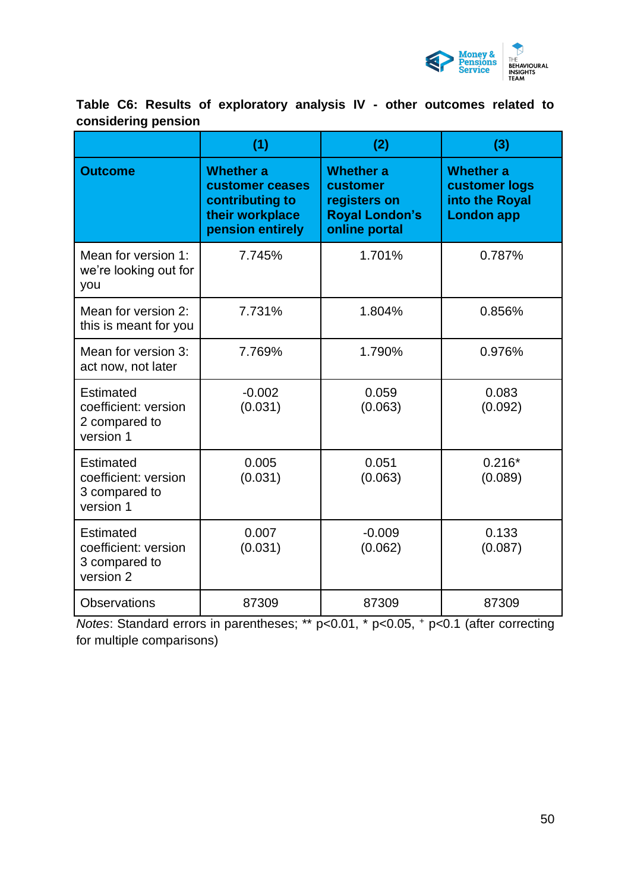**Table C6: Results of exploratory analysis IV - other outcomes related to considering pension**

| | (1) | (2) | (3) |
|---|---|---|---|
| **Outcome** | **Whether a customer ceases contributing to their workplace pension entirely** | **Whether a customer registers on Royal London's online portal** | **Whether a customer logs into the Royal London app** |
| Mean for version 1: we're looking out for you | 7.745% | 1.701% | 0.787% |
| Mean for version 2: this is meant for you | 7.731% | 1.804% | 0.856% |
| Mean for version 3: act now, not later | 7.769% | 1.790% | 0.976% |
| Estimated coefficient: version 2 compared to version 1 | -0.002<br>(0.031) | 0.059<br>(0.063) | 0.083<br>(0.092) |
| Estimated coefficient: version 3 compared to version 1 | 0.005<br>(0.031) | 0.051<br>(0.063) | 0.216*<br>(0.089) |
| Estimated coefficient: version 3 compared to version 2 | 0.007<br>(0.031) | -0.009<br>(0.062) | 0.133<br>(0.087) |
| Observations | 87309 | 87309 | 87309 |

*Notes*: Standard errors in parentheses; ** $p<0.01$, * $p<0.05$, $^{+}$ $p<0.1$ (after correcting for multiple comparisons)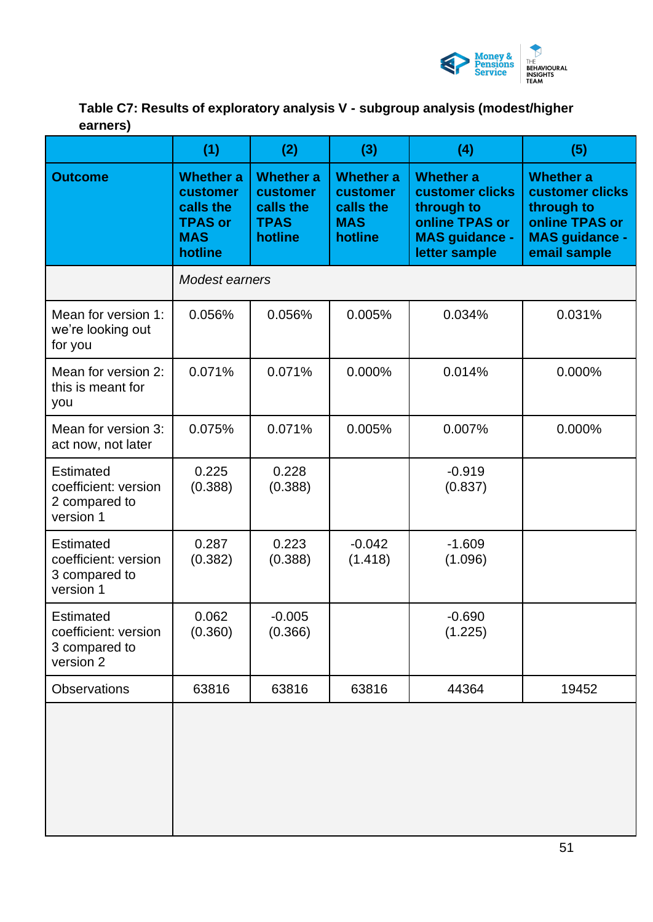**Table C7: Results of exploratory analysis V - subgroup analysis (modest/higher earners)**

| | (1) | (2) | (3) | (4) | (5) |
|---|---|---|---|---|---|
| **Outcome** | **Whether a customer calls the TPAS or MAS hotline** | **Whether a customer calls the TPAS hotline** | **Whether a customer calls the MAS hotline** | **Whether a customer clicks through to online TPAS or MAS guidance - letter sample** | **Whether a customer clicks through to online TPAS or MAS guidance - email sample** |
| | *Modest earners* | | | | |
| Mean for version 1: we're looking out for you | 0.056% | 0.056% | 0.005% | 0.034% | 0.031% |
| Mean for version 2: this is meant for you | 0.071% | 0.071% | 0.000% | 0.014% | 0.000% |
| Mean for version 3: act now, not later | 0.075% | 0.071% | 0.005% | 0.007% | 0.000% |
| Estimated coefficient: version 2 compared to version 1 | 0.225 (0.388) | 0.228 (0.388) | | -0.919 (0.837) | |
| Estimated coefficient: version 3 compared to version 1 | 0.287 (0.382) | 0.223 (0.388) | -0.042 (1.418) | -1.609 (1.096) | |
| Estimated coefficient: version 3 compared to version 2 | 0.062 (0.360) | -0.005 (0.366) | | -0.690 (1.225) | |
| Observations | 63816 | 63816 | 63816 | 44364 | 19452 |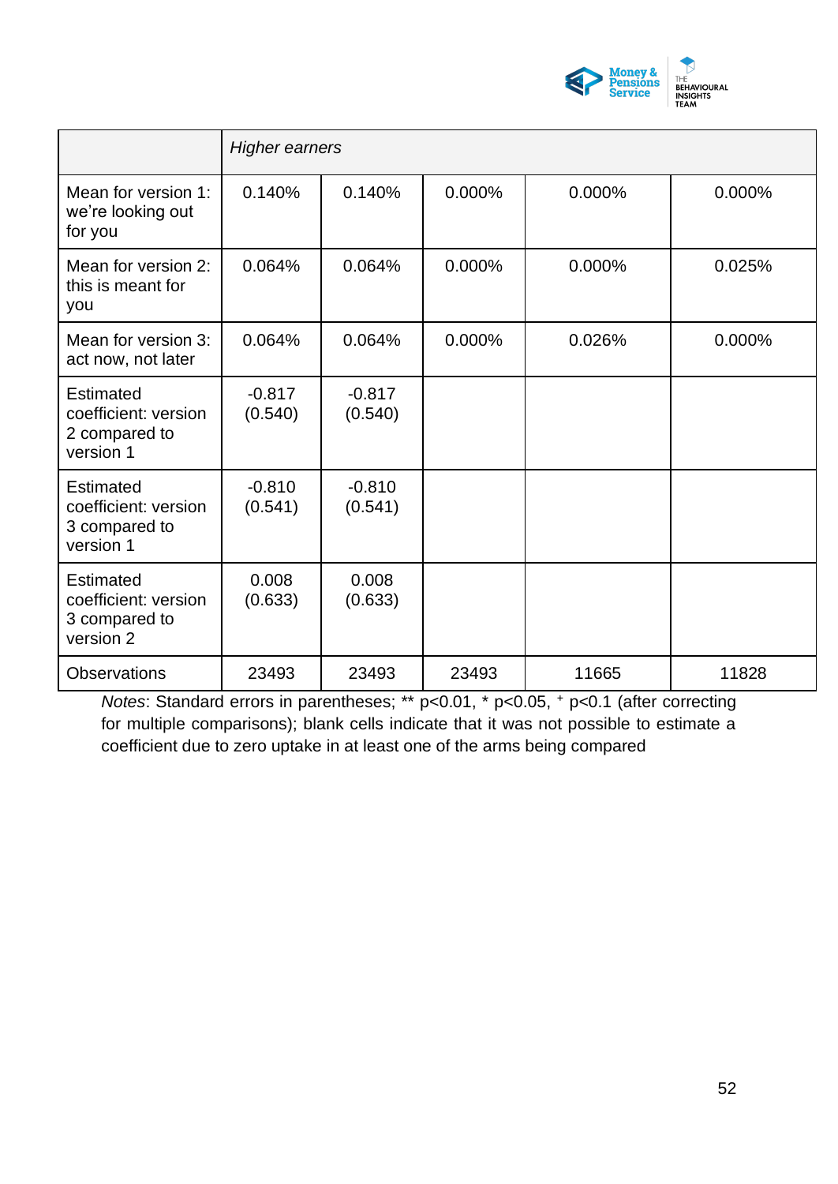| | *Higher earners* | | | | |
|---|---|---|---|---|---|
| Mean for version 1: we're looking out for you | 0.140% | 0.140% | 0.000% | 0.000% | 0.000% |
| Mean for version 2: this is meant for you | 0.064% | 0.064% | 0.000% | 0.000% | 0.025% |
| Mean for version 3: act now, not later | 0.064% | 0.064% | 0.000% | 0.026% | 0.000% |
| Estimated coefficient: version 2 compared to version 1 | -0.817 (0.540) | -0.817 (0.540) | | | |
| Estimated coefficient: version 3 compared to version 1 | -0.810 (0.541) | -0.810 (0.541) | | | |
| Estimated coefficient: version 3 compared to version 2 | 0.008 (0.633) | 0.008 (0.633) | | | |
| Observations | 23493 | 23493 | 23493 | 11665 | 11828 |

*Notes*: Standard errors in parentheses; ** p<0.01, * p<0.05, + p<0.1 (after correcting for multiple comparisons); blank cells indicate that it was not possible to estimate a coefficient due to zero uptake in at least one of the arms being compared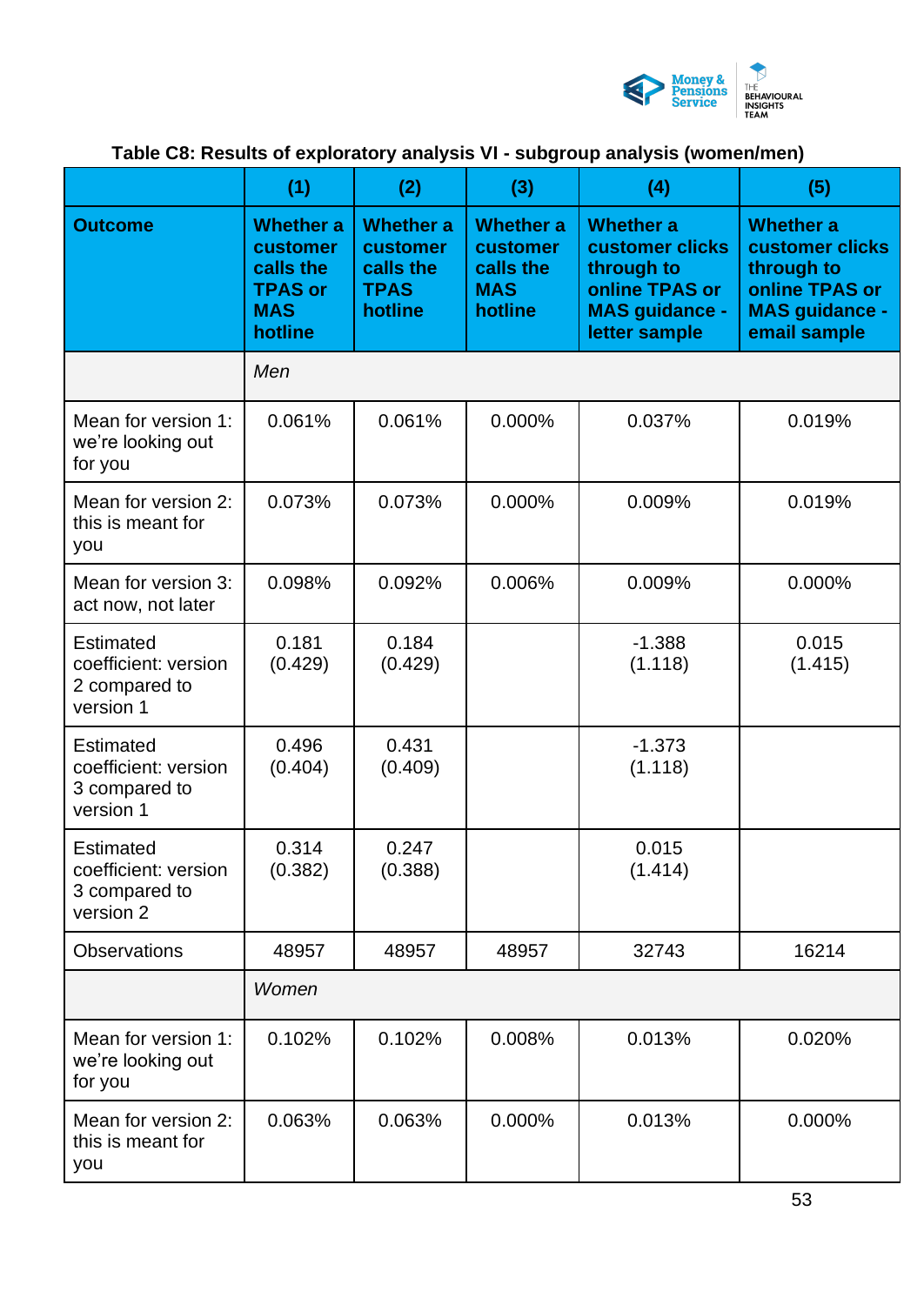**Table C8: Results of exploratory analysis VI - subgroup analysis (women/men)**

| | (1) | (2) | (3) | (4) | (5) |
|---|---|---|---|---|---|
| **Outcome** | **Whether a customer calls the TPAS or MAS hotline** | **Whether a customer calls the TPAS hotline** | **Whether a customer calls the MAS hotline** | **Whether a customer clicks through to online TPAS or MAS guidance - letter sample** | **Whether a customer clicks through to online TPAS or MAS guidance - email sample** |
| | *Men* | | | | |
| Mean for version 1: we're looking out for you | 0.061% | 0.061% | 0.000% | 0.037% | 0.019% |
| Mean for version 2: this is meant for you | 0.073% | 0.073% | 0.000% | 0.009% | 0.019% |
| Mean for version 3: act now, not later | 0.098% | 0.092% | 0.006% | 0.009% | 0.000% |
| Estimated coefficient: version 2 compared to version 1 | 0.181 (0.429) | 0.184 (0.429) | | -1.388 (1.118) | 0.015 (1.415) |
| Estimated coefficient: version 3 compared to version 1 | 0.496 (0.404) | 0.431 (0.409) | | -1.373 (1.118) | |
| Estimated coefficient: version 3 compared to version 2 | 0.314 (0.382) | 0.247 (0.388) | | 0.015 (1.414) | |
| Observations | 48957 | 48957 | 48957 | 32743 | 16214 |
| | *Women* | | | | |
| Mean for version 1: we're looking out for you | 0.102% | 0.102% | 0.008% | 0.013% | 0.020% |
| Mean for version 2: this is meant for you | 0.063% | 0.063% | 0.000% | 0.013% | 0.000% |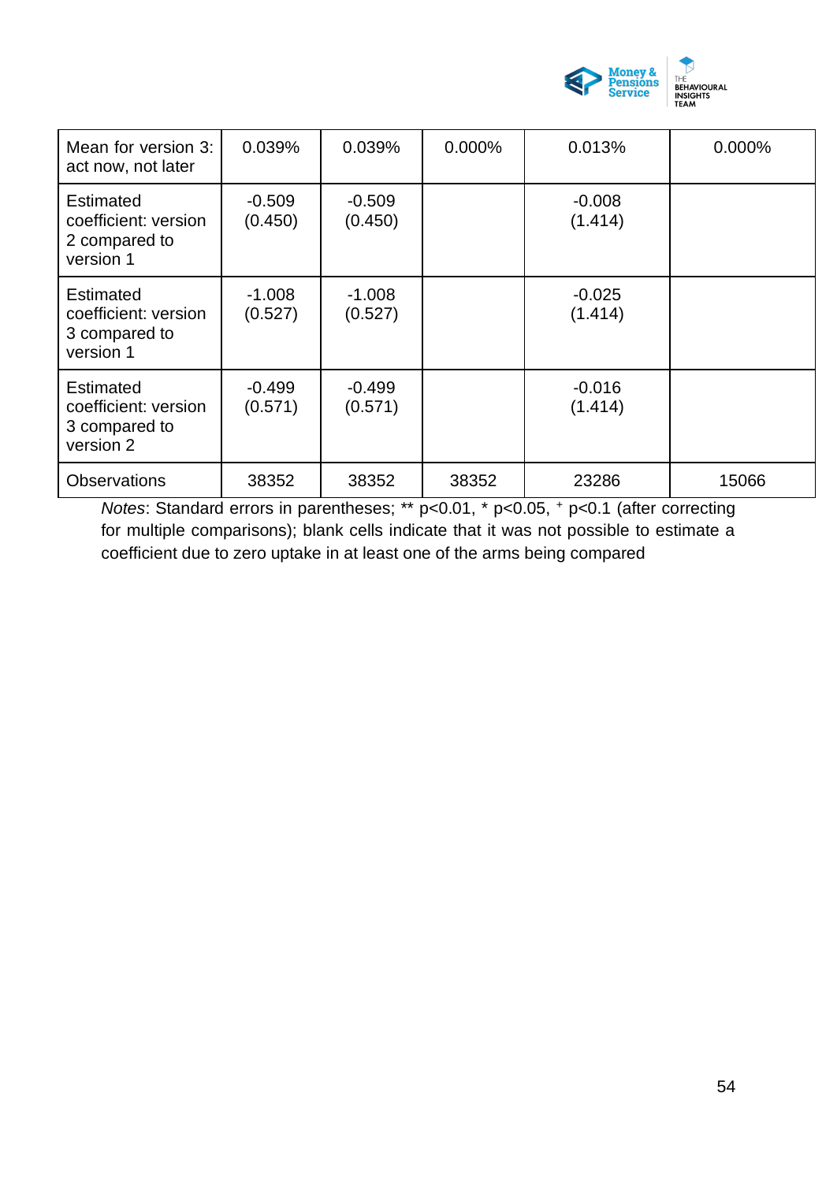| Mean for version 3: act now, not later | 0.039% | 0.039% | 0.000% | 0.013% | 0.000% |
|---|---|---|---|---|---|
| Estimated coefficient: version 2 compared to version 1 | -0.509 (0.450) | -0.509 (0.450) | | -0.008 (1.414) | |
| Estimated coefficient: version 3 compared to version 1 | -1.008 (0.527) | -1.008 (0.527) | | -0.025 (1.414) | |
| Estimated coefficient: version 3 compared to version 2 | -0.499 (0.571) | -0.499 (0.571) | | -0.016 (1.414) | |
| Observations | 38352 | 38352 | 38352 | 23286 | 15066 |

*Notes*: Standard errors in parentheses; ** p<0.01, * p<0.05, + p<0.1 (after correcting for multiple comparisons); blank cells indicate that it was not possible to estimate a coefficient due to zero uptake in at least one of the arms being compared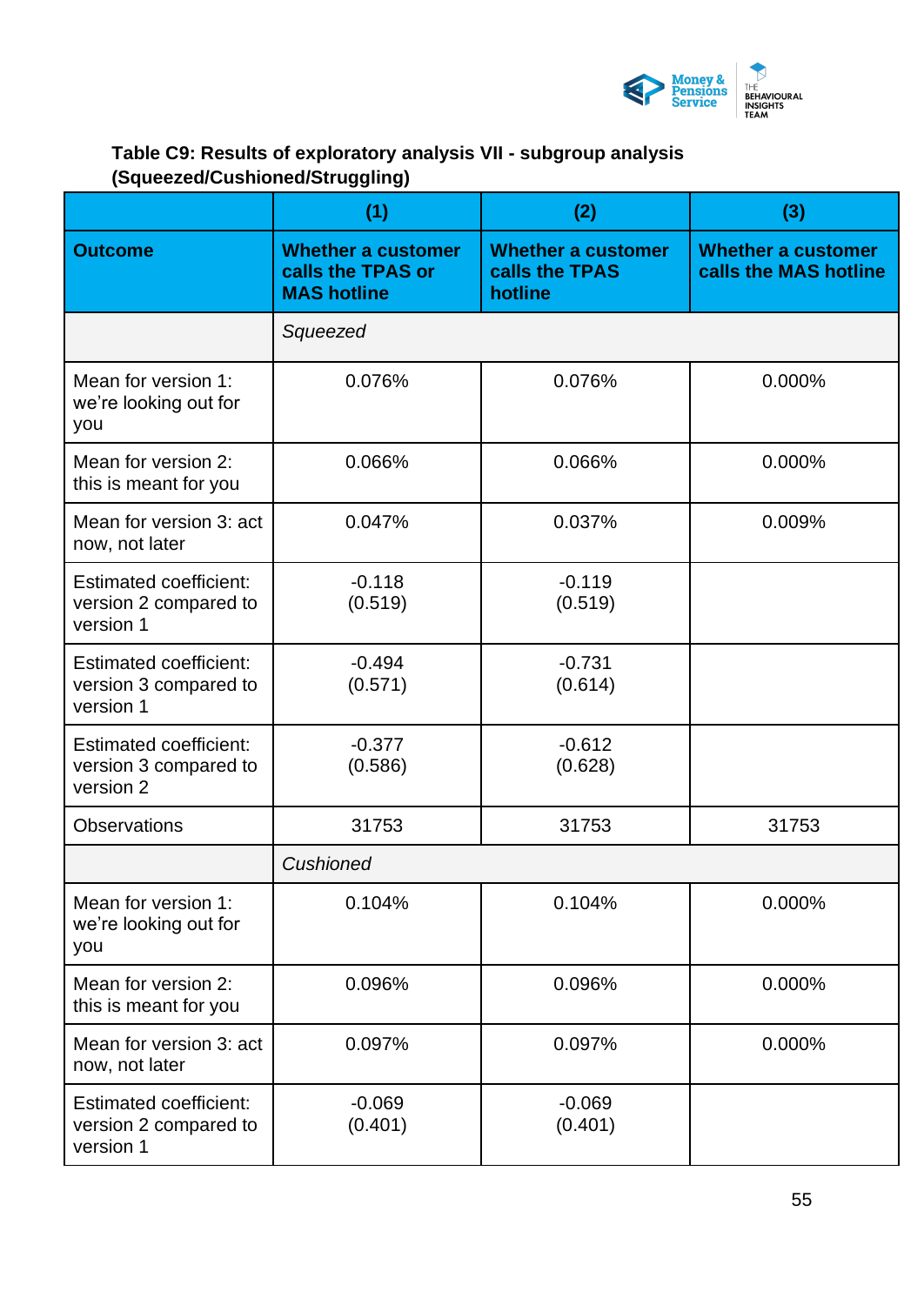**Table C9: Results of exploratory analysis VII - subgroup analysis (Squeezed/Cushioned/Struggling)**

| | (1) | (2) | (3) |
|---|---|---|---|
| **Outcome** | **Whether a customer calls the TPAS or MAS hotline** | **Whether a customer calls the TPAS hotline** | **Whether a customer calls the MAS hotline** |
| | *Squeezed* | | |
| Mean for version 1: we're looking out for you | 0.076% | 0.076% | 0.000% |
| Mean for version 2: this is meant for you | 0.066% | 0.066% | 0.000% |
| Mean for version 3: act now, not later | 0.047% | 0.037% | 0.009% |
| Estimated coefficient: version 2 compared to version 1 | -0.118 (0.519) | -0.119 (0.519) | |
| Estimated coefficient: version 3 compared to version 1 | -0.494 (0.571) | -0.731 (0.614) | |
| Estimated coefficient: version 3 compared to version 2 | -0.377 (0.586) | -0.612 (0.628) | |
| Observations | 31753 | 31753 | 31753 |
| | *Cushioned* | | |
| Mean for version 1: we're looking out for you | 0.104% | 0.104% | 0.000% |
| Mean for version 2: this is meant for you | 0.096% | 0.096% | 0.000% |
| Mean for version 3: act now, not later | 0.097% | 0.097% | 0.000% |
| Estimated coefficient: version 2 compared to version 1 | -0.069 (0.401) | -0.069 (0.401) | |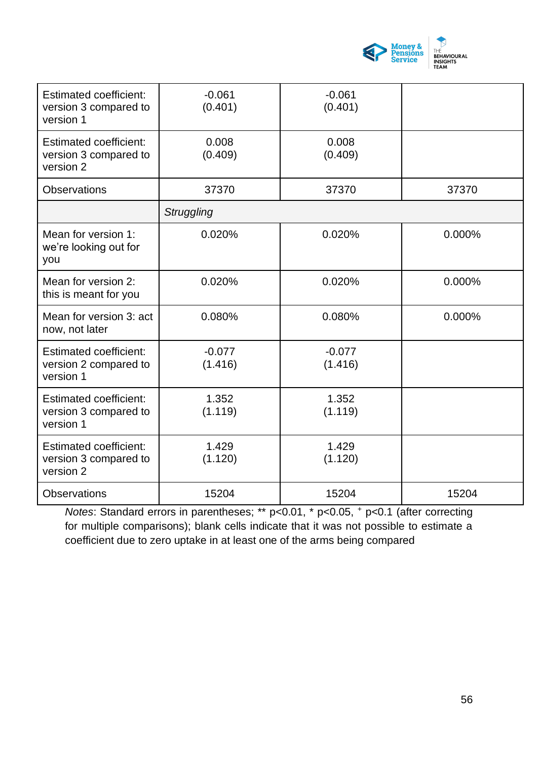| | | | |
|---|---|---|---|
| Estimated coefficient: version 3 compared to version 1 | -0.061<br>(0.401) | -0.061<br>(0.401) | |
| Estimated coefficient: version 3 compared to version 2 | 0.008<br>(0.409) | 0.008<br>(0.409) | |
| Observations | 37370 | 37370 | 37370 |
| | *Struggling* | | |
| Mean for version 1: we're looking out for you | 0.020% | 0.020% | 0.000% |
| Mean for version 2: this is meant for you | 0.020% | 0.020% | 0.000% |
| Mean for version 3: act now, not later | 0.080% | 0.080% | 0.000% |
| Estimated coefficient: version 2 compared to version 1 | -0.077<br>(1.416) | -0.077<br>(1.416) | |
| Estimated coefficient: version 3 compared to version 1 | 1.352<br>(1.119) | 1.352<br>(1.119) | |
| Estimated coefficient: version 3 compared to version 2 | 1.429<br>(1.120) | 1.429<br>(1.120) | |
| Observations | 15204 | 15204 | 15204 |

*Notes*: Standard errors in parentheses; ** $p<0.01$, * $p<0.05$, $^{+}$ $p<0.1$ (after correcting for multiple comparisons); blank cells indicate that it was not possible to estimate a coefficient due to zero uptake in at least one of the arms being compared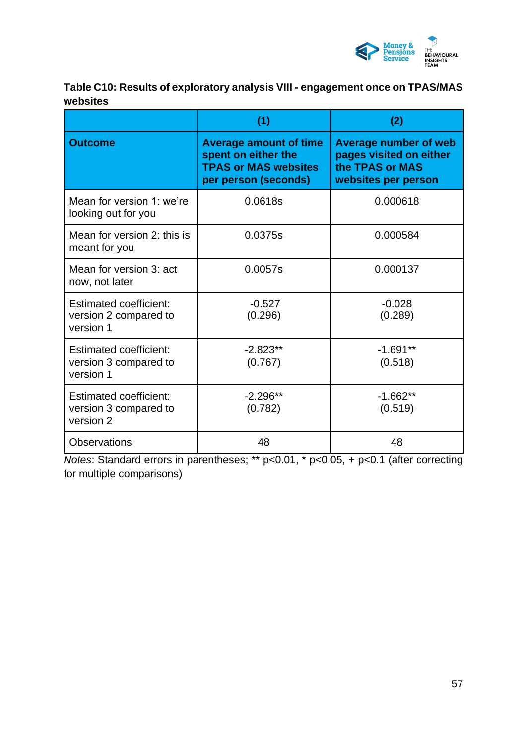**Table C10: Results of exploratory analysis VIII - engagement once on TPAS/MAS websites**

| | (1) | (2) |
|---|---|---|
| **Outcome** | **Average amount of time spent on either the TPAS or MAS websites per person (seconds)** | **Average number of web pages visited on either the TPAS or MAS websites per person** |
| Mean for version 1: we're looking out for you | 0.0618s | 0.000618 |
| Mean for version 2: this is meant for you | 0.0375s | 0.000584 |
| Mean for version 3: act now, not later | 0.0057s | 0.000137 |
| Estimated coefficient: version 2 compared to version 1 | -0.527 (0.296) | -0.028 (0.289) |
| Estimated coefficient: version 3 compared to version 1 | -2.823** (0.767) | -1.691** (0.518) |
| Estimated coefficient: version 3 compared to version 2 | -2.296** (0.782) | -1.662** (0.519) |
| Observations | 48 | 48 |

*Notes*: Standard errors in parentheses; ** p<0.01, * p<0.05, + p<0.1 (after correcting for multiple comparisons)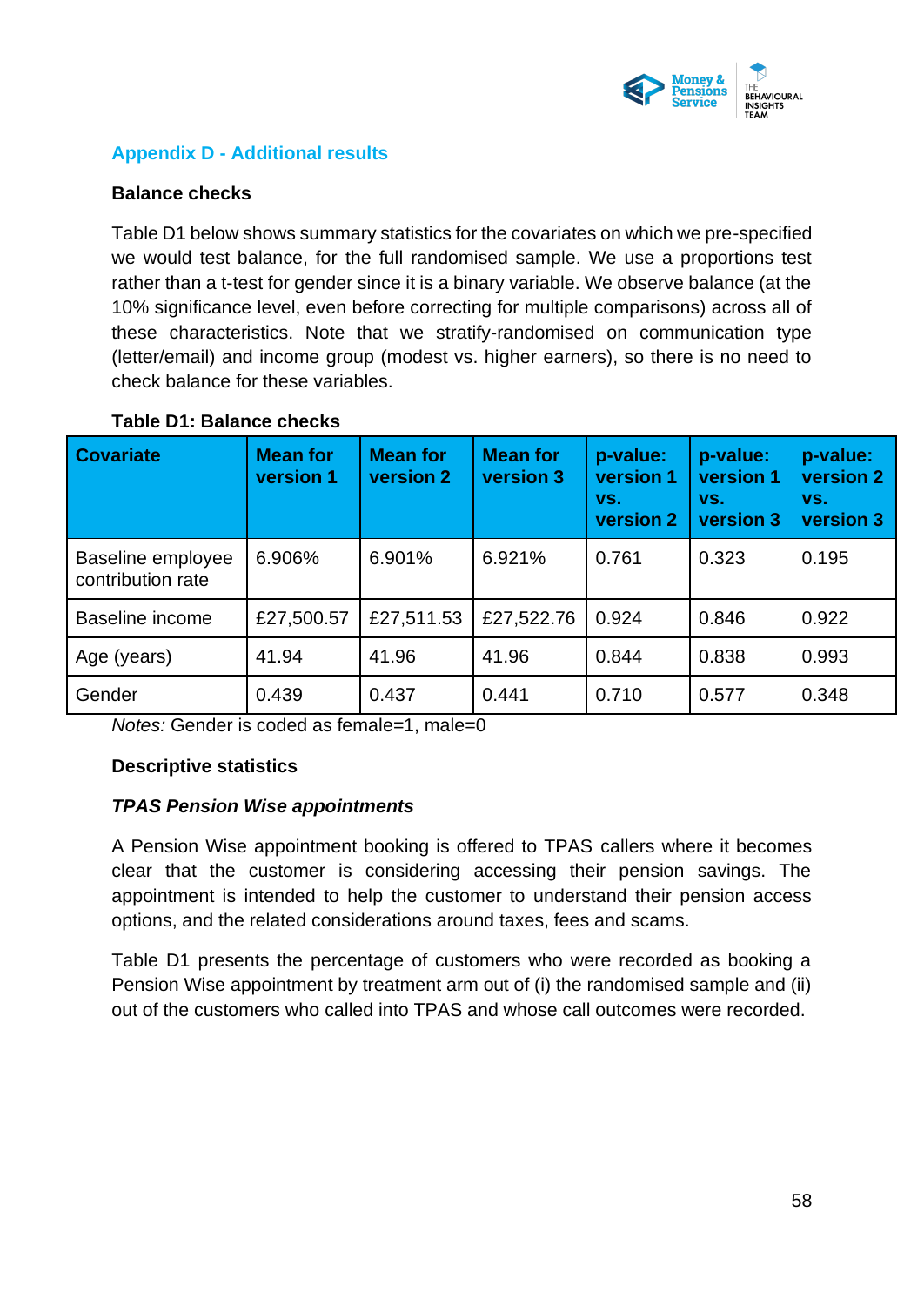## Appendix D - Additional results

### Balance checks

Table D1 below shows summary statistics for the covariates on which we pre-specified we would test balance, for the full randomised sample. We use a proportions test rather than a t-test for gender since it is a binary variable. We observe balance (at the 10% significance level, even before correcting for multiple comparisons) across all of these characteristics. Note that we stratify-randomised on communication type (letter/email) and income group (modest vs. higher earners), so there is no need to check balance for these variables.

**Table D1: Balance checks**

| Covariate | Mean for version 1 | Mean for version 2 | Mean for version 3 | p-value: version 1 vs. version 2 | p-value: version 1 vs. version 3 | p-value: version 2 vs. version 3 |
|---|---|---|---|---|---|---|
| Baseline employee contribution rate | 6.906% | 6.901% | 6.921% | 0.761 | 0.323 | 0.195 |
| Baseline income | £27,500.57 | £27,511.53 | £27,522.76 | 0.924 | 0.846 | 0.922 |
| Age (years) | 41.94 | 41.96 | 41.96 | 0.844 | 0.838 | 0.993 |
| Gender | 0.439 | 0.437 | 0.441 | 0.710 | 0.577 | 0.348 |

*Notes:* Gender is coded as female=1, male=0

### Descriptive statistics

***TPAS Pension Wise appointments***

A Pension Wise appointment booking is offered to TPAS callers where it becomes clear that the customer is considering accessing their pension savings. The appointment is intended to help the customer to understand their pension access options, and the related considerations around taxes, fees and scams.

Table D1 presents the percentage of customers who were recorded as booking a Pension Wise appointment by treatment arm out of (i) the randomised sample and (ii) out of the customers who called into TPAS and whose call outcomes were recorded.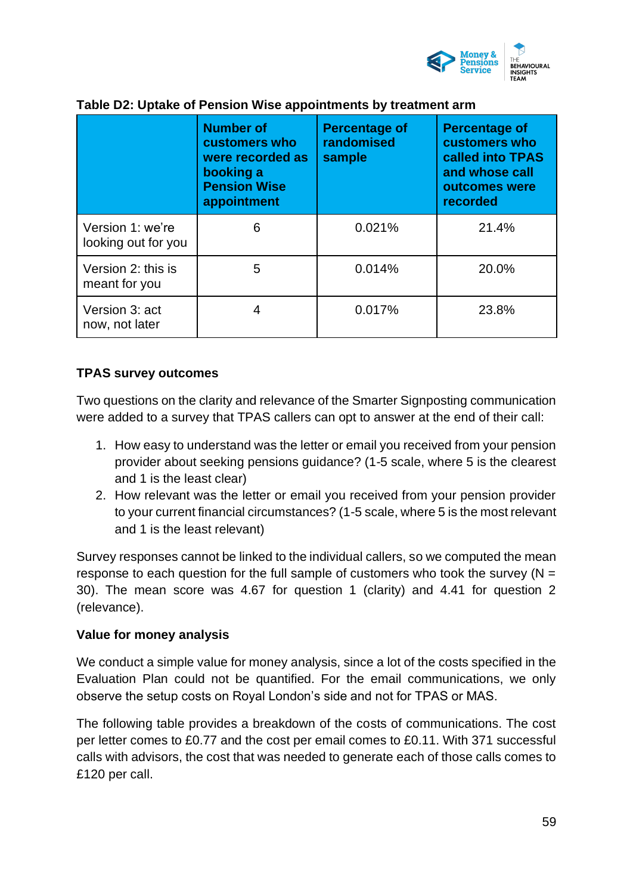**Table D2: Uptake of Pension Wise appointments by treatment arm**

| | Number of customers who were recorded as booking a Pension Wise appointment | Percentage of randomised sample | Percentage of customers who called into TPAS and whose call outcomes were recorded |
|---|---|---|---|
| Version 1: we're looking out for you | 6 | 0.021% | 21.4% |
| Version 2: this is meant for you | 5 | 0.014% | 20.0% |
| Version 3: act now, not later | 4 | 0.017% | 23.8% |

**TPAS survey outcomes**

Two questions on the clarity and relevance of the Smarter Signposting communication were added to a survey that TPAS callers can opt to answer at the end of their call:

1. How easy to understand was the letter or email you received from your pension provider about seeking pensions guidance? (1-5 scale, where 5 is the clearest and 1 is the least clear)
2. How relevant was the letter or email you received from your pension provider to your current financial circumstances? (1-5 scale, where 5 is the most relevant and 1 is the least relevant)

Survey responses cannot be linked to the individual callers, so we computed the mean response to each question for the full sample of customers who took the survey (N = 30). The mean score was 4.67 for question 1 (clarity) and 4.41 for question 2 (relevance).

**Value for money analysis**

We conduct a simple value for money analysis, since a lot of the costs specified in the Evaluation Plan could not be quantified. For the email communications, we only observe the setup costs on Royal London's side and not for TPAS or MAS.

The following table provides a breakdown of the costs of communications. The cost per letter comes to £0.77 and the cost per email comes to £0.11. With 371 successful calls with advisors, the cost that was needed to generate each of those calls comes to £120 per call.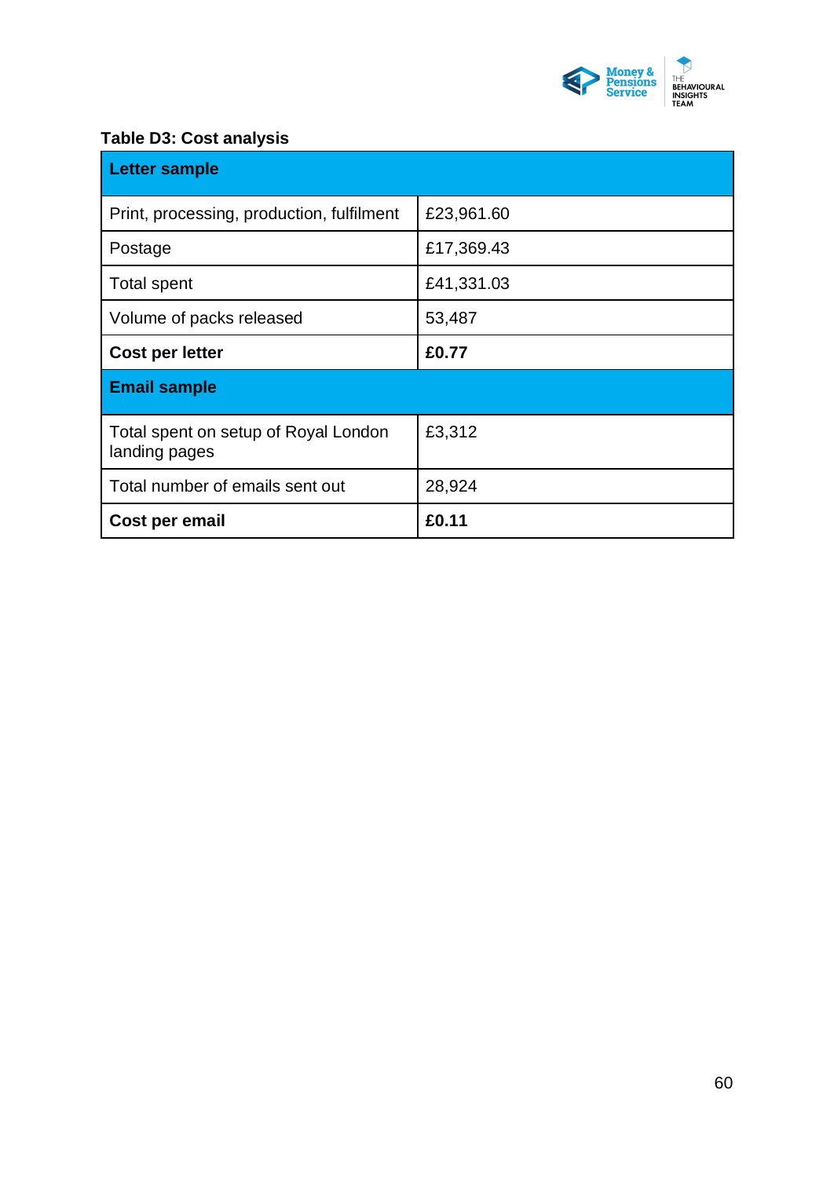**Table D3: Cost analysis**

| **Letter sample** | |
|---|---|
| Print, processing, production, fulfilment | £23,961.60 |
| Postage | £17,369.43 |
| Total spent | £41,331.03 |
| Volume of packs released | 53,487 |
| **Cost per letter** | **£0.77** |
| **Email sample** | |
| Total spent on setup of Royal London landing pages | £3,312 |
| Total number of emails sent out | 28,924 |
| **Cost per email** | **£0.11** |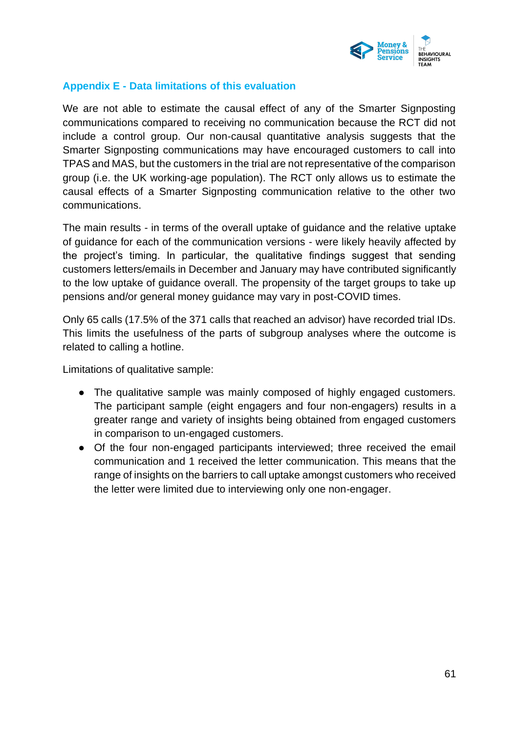## Appendix E - Data limitations of this evaluation

We are not able to estimate the causal effect of any of the Smarter Signposting communications compared to receiving no communication because the RCT did not include a control group. Our non-causal quantitative analysis suggests that the Smarter Signposting communications may have encouraged customers to call into TPAS and MAS, but the customers in the trial are not representative of the comparison group (i.e. the UK working-age population). The RCT only allows us to estimate the causal effects of a Smarter Signposting communication relative to the other two communications.

The main results - in terms of the overall uptake of guidance and the relative uptake of guidance for each of the communication versions - were likely heavily affected by the project's timing. In particular, the qualitative findings suggest that sending customers letters/emails in December and January may have contributed significantly to the low uptake of guidance overall. The propensity of the target groups to take up pensions and/or general money guidance may vary in post-COVID times.

Only 65 calls (17.5% of the 371 calls that reached an advisor) have recorded trial IDs. This limits the usefulness of the parts of subgroup analyses where the outcome is related to calling a hotline.

Limitations of qualitative sample:

- The qualitative sample was mainly composed of highly engaged customers. The participant sample (eight engagers and four non-engagers) results in a greater range and variety of insights being obtained from engaged customers in comparison to un-engaged customers.
- Of the four non-engaged participants interviewed; three received the email communication and 1 received the letter communication. This means that the range of insights on the barriers to call uptake amongst customers who received the letter were limited due to interviewing only one non-engager.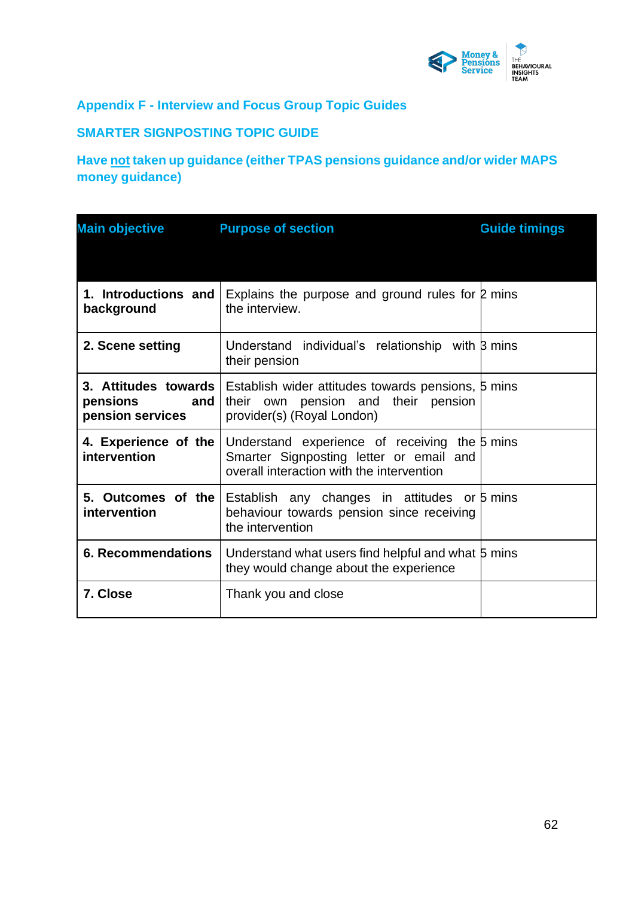## Appendix F - Interview and Focus Group Topic Guides

### SMARTER SIGNPOSTING TOPIC GUIDE

### Have <u>not</u> taken up guidance (either TPAS pensions guidance and/or wider MAPS money guidance)

| Main objective | Purpose of section | Guide timings |
|---|---|---|
| **1. Introductions and background** | Explains the purpose and ground rules for the interview. | 2 mins |
| **2. Scene setting** | Understand individual's relationship with their pension | 3 mins |
| **3. Attitudes towards pensions and pension services** | Establish wider attitudes towards pensions, their own pension and their pension provider(s) (Royal London) | 5 mins |
| **4. Experience of the intervention** | Understand experience of receiving the Smarter Signposting letter or email and overall interaction with the intervention | 5 mins |
| **5. Outcomes of the intervention** | Establish any changes in attitudes or behaviour towards pension since receiving the intervention | 5 mins |
| **6. Recommendations** | Understand what users find helpful and what they would change about the experience | 5 mins |
| **7. Close** | Thank you and close | |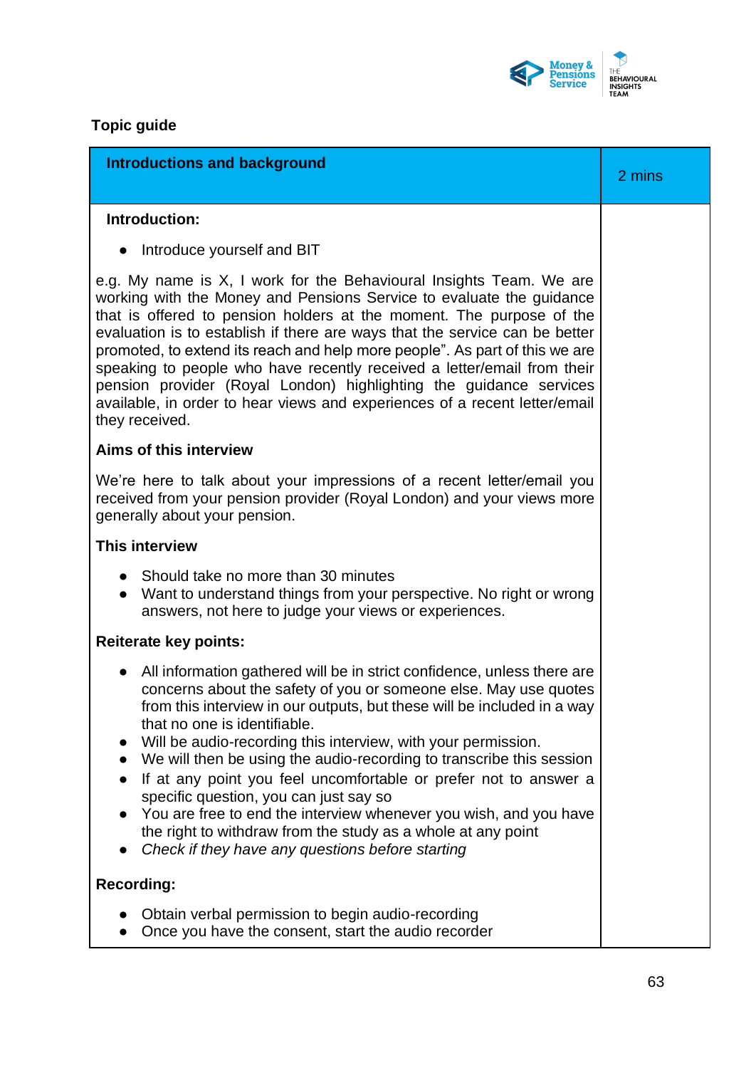## Topic guide

| Introductions and background | 2 mins |
|---|---|
| **Introduction:**<br><br>• Introduce yourself and BIT<br><br>e.g. My name is X, I work for the Behavioural Insights Team. We are working with the Money and Pensions Service to evaluate the guidance that is offered to pension holders at the moment. The purpose of the evaluation is to establish if there are ways that the service can be better promoted, to extend its reach and help more people". As part of this we are speaking to people who have recently received a letter/email from their pension provider (Royal London) highlighting the guidance services available, in order to hear views and experiences of a recent letter/email they received.<br><br>**Aims of this interview**<br><br>We're here to talk about your impressions of a recent letter/email you received from your pension provider (Royal London) and your views more generally about your pension.<br><br>**This interview**<br><br>• Should take no more than 30 minutes<br>• Want to understand things from your perspective. No right or wrong answers, not here to judge your views or experiences.<br><br>**Reiterate key points:**<br><br>• All information gathered will be in strict confidence, unless there are concerns about the safety of you or someone else. May use quotes from this interview in our outputs, but these will be included in a way that no one is identifiable.<br>• Will be audio-recording this interview, with your permission.<br>• We will then be using the audio-recording to transcribe this session<br>• If at any point you feel uncomfortable or prefer not to answer a specific question, you can just say so<br>• You are free to end the interview whenever you wish, and you have the right to withdraw from the study as a whole at any point<br>• *Check if they have any questions before starting*<br><br>**Recording:**<br><br>• Obtain verbal permission to begin audio-recording<br>• Once you have the consent, start the audio recorder | |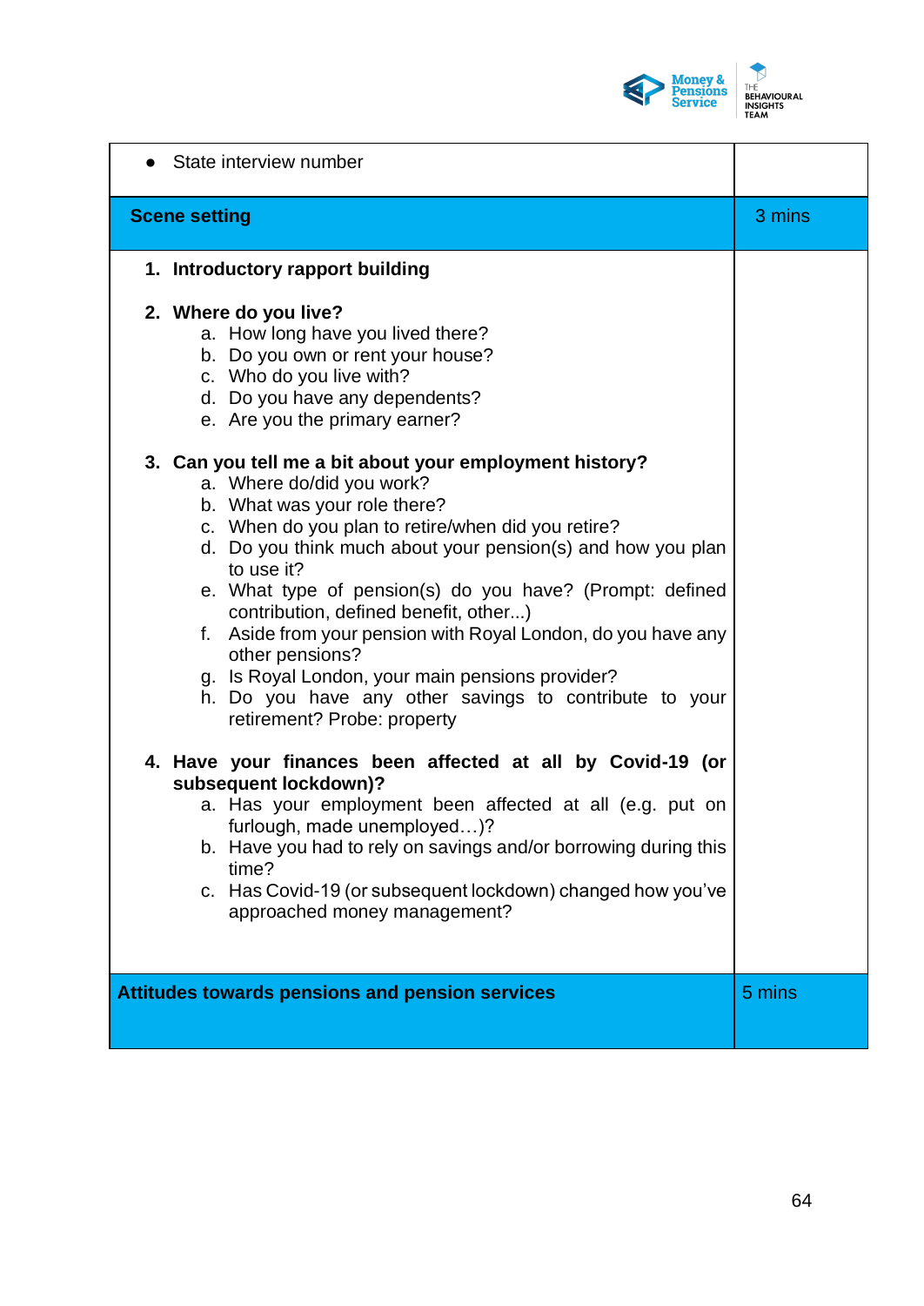| | |
|---|---|
| • State interview number | |
| **Scene setting** | 3 mins |
| **1. Introductory rapport building**<br><br>**2. Where do you live?**<br>a. How long have you lived there?<br>b. Do you own or rent your house?<br>c. Who do you live with?<br>d. Do you have any dependents?<br>e. Are you the primary earner?<br><br>**3. Can you tell me a bit about your employment history?**<br>a. Where do/did you work?<br>b. What was your role there?<br>c. When do you plan to retire/when did you retire?<br>d. Do you think much about your pension(s) and how you plan to use it?<br>e. What type of pension(s) do you have? (Prompt: defined contribution, defined benefit, other...)<br>f. Aside from your pension with Royal London, do you have any other pensions?<br>g. Is Royal London, your main pensions provider?<br>h. Do you have any other savings to contribute to your retirement? Probe: property<br><br>**4. Have your finances been affected at all by Covid-19 (or subsequent lockdown)?**<br>a. Has your employment been affected at all (e.g. put on furlough, made unemployed…)?<br>b. Have you had to rely on savings and/or borrowing during this time?<br>c. Has Covid-19 (or subsequent lockdown) changed how you've approached money management? | |
| **Attitudes towards pensions and pension services** | 5 mins |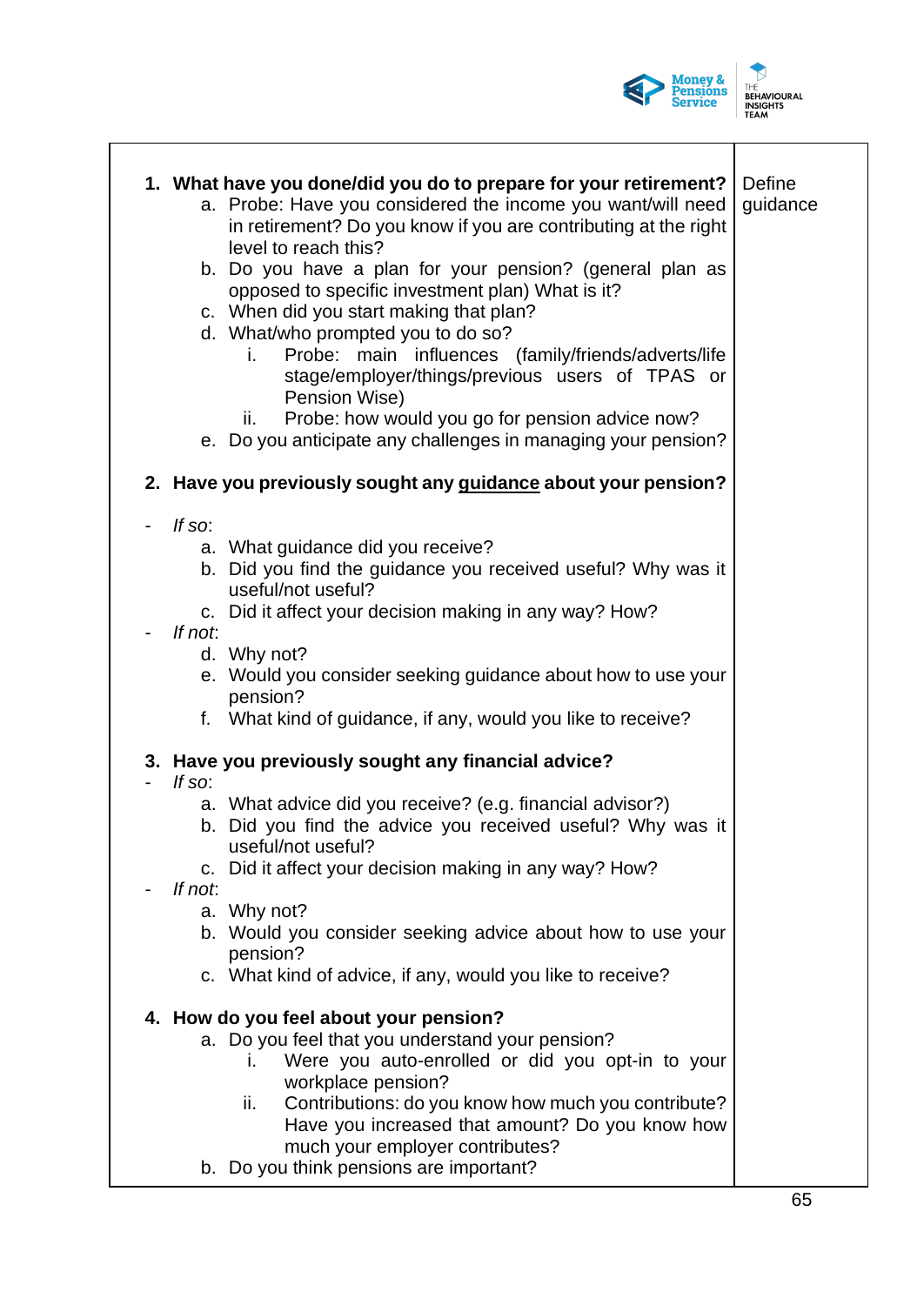| | |
|---|---|
| **1. What have you done/did you do to prepare for your retirement?**<br>a. Probe: Have you considered the income you want/will need in retirement? Do you know if you are contributing at the right level to reach this?<br>b. Do you have a plan for your pension? (general plan as opposed to specific investment plan) What is it?<br>c. When did you start making that plan?<br>d. What/who prompted you to do so?<br>i. Probe: main influences (family/friends/adverts/life stage/employer/things/previous users of TPAS or Pension Wise)<br>ii. Probe: how would you go for pension advice now?<br>e. Do you anticipate any challenges in managing your pension?<br><br>**2. Have you previously sought any <u>guidance</u> about your pension?**<br><br>- *If so*:<br>a. What guidance did you receive?<br>b. Did you find the guidance you received useful? Why was it useful/not useful?<br>c. Did it affect your decision making in any way? How?<br>- *If not*:<br>d. Why not?<br>e. Would you consider seeking guidance about how to use your pension?<br>f. What kind of guidance, if any, would you like to receive?<br><br>**3. Have you previously sought any financial advice?**<br>- *If so*:<br>a. What advice did you receive? (e.g. financial advisor?)<br>b. Did you find the advice you received useful? Why was it useful/not useful?<br>c. Did it affect your decision making in any way? How?<br>- *If not*:<br>a. Why not?<br>b. Would you consider seeking advice about how to use your pension?<br>c. What kind of advice, if any, would you like to receive?<br><br>**4. How do you feel about your pension?**<br>a. Do you feel that you understand your pension?<br>i. Were you auto-enrolled or did you opt-in to your workplace pension?<br>ii. Contributions: do you know how much you contribute? Have you increased that amount? Do you know how much your employer contributes?<br>b. Do you think pensions are important? | Define guidance |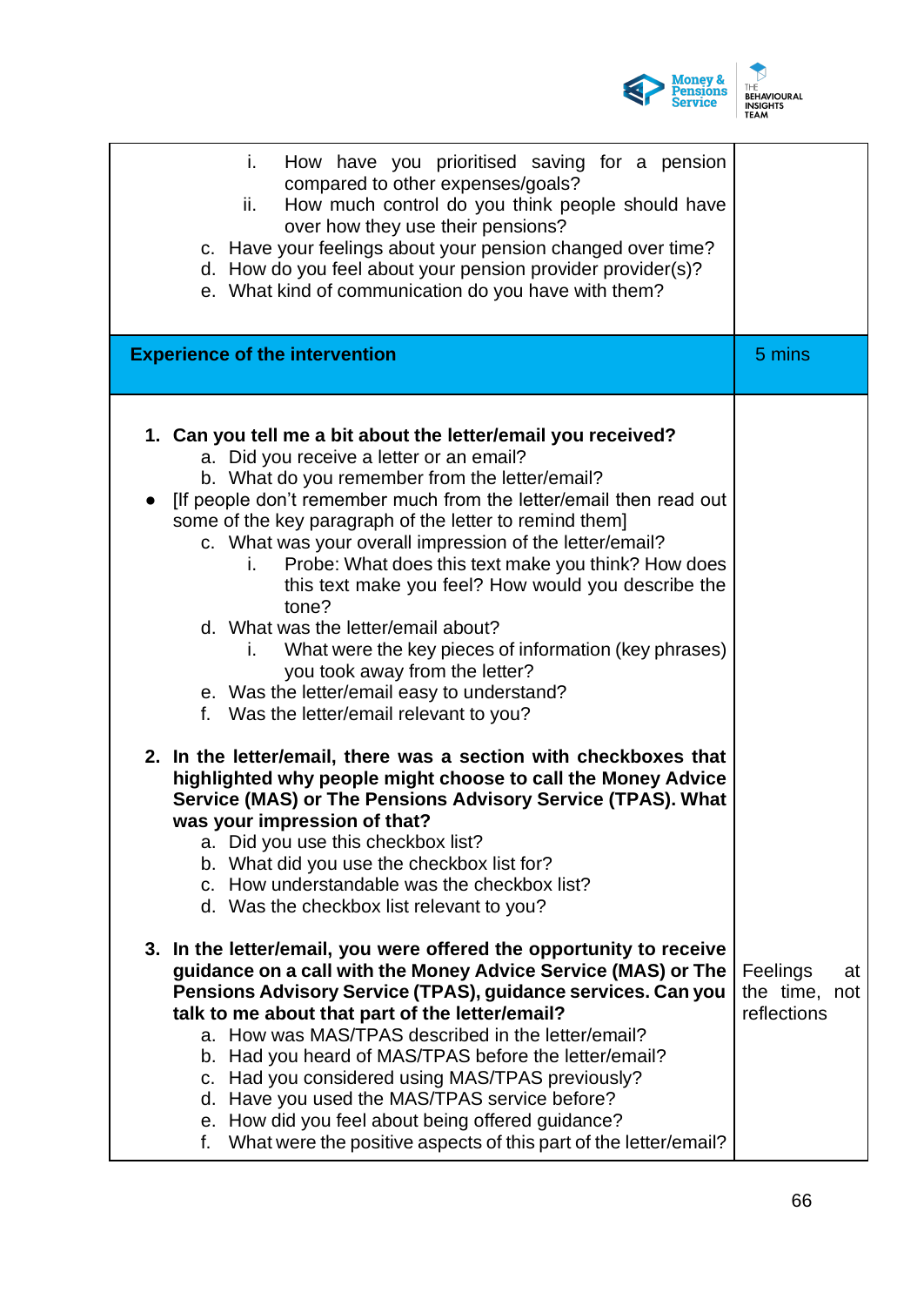| | |
|---|---|
| i. How have you prioritised saving for a pension compared to other expenses/goals?<br>ii. How much control do you think people should have over how they use their pensions?<br>c. Have your feelings about your pension changed over time?<br>d. How do you feel about your pension provider provider(s)?<br>e. What kind of communication do you have with them? | |
| **Experience of the intervention** | 5 mins |
| **1. Can you tell me a bit about the letter/email you received?**<br>a. Did you receive a letter or an email?<br>b. What do you remember from the letter/email?<br>● [If people don't remember much from the letter/email then read out some of the key paragraph of the letter to remind them]<br>c. What was your overall impression of the letter/email?<br>i. Probe: What does this text make you think? How does this text make you feel? How would you describe the tone?<br>d. What was the letter/email about?<br>i. What were the key pieces of information (key phrases) you took away from the letter?<br>e. Was the letter/email easy to understand?<br>f. Was the letter/email relevant to you?<br><br>**2. In the letter/email, there was a section with checkboxes that highlighted why people might choose to call the Money Advice Service (MAS) or The Pensions Advisory Service (TPAS). What was your impression of that?**<br>a. Did you use this checkbox list?<br>b. What did you use the checkbox list for?<br>c. How understandable was the checkbox list?<br>d. Was the checkbox list relevant to you?<br><br>**3. In the letter/email, you were offered the opportunity to receive guidance on a call with the Money Advice Service (MAS) or The Pensions Advisory Service (TPAS), guidance services. Can you talk to me about that part of the letter/email?**<br>a. How was MAS/TPAS described in the letter/email?<br>b. Had you heard of MAS/TPAS before the letter/email?<br>c. Had you considered using MAS/TPAS previously?<br>d. Have you used the MAS/TPAS service before?<br>e. How did you feel about being offered guidance?<br>f. What were the positive aspects of this part of the letter/email? | Feelings at the time, not reflections |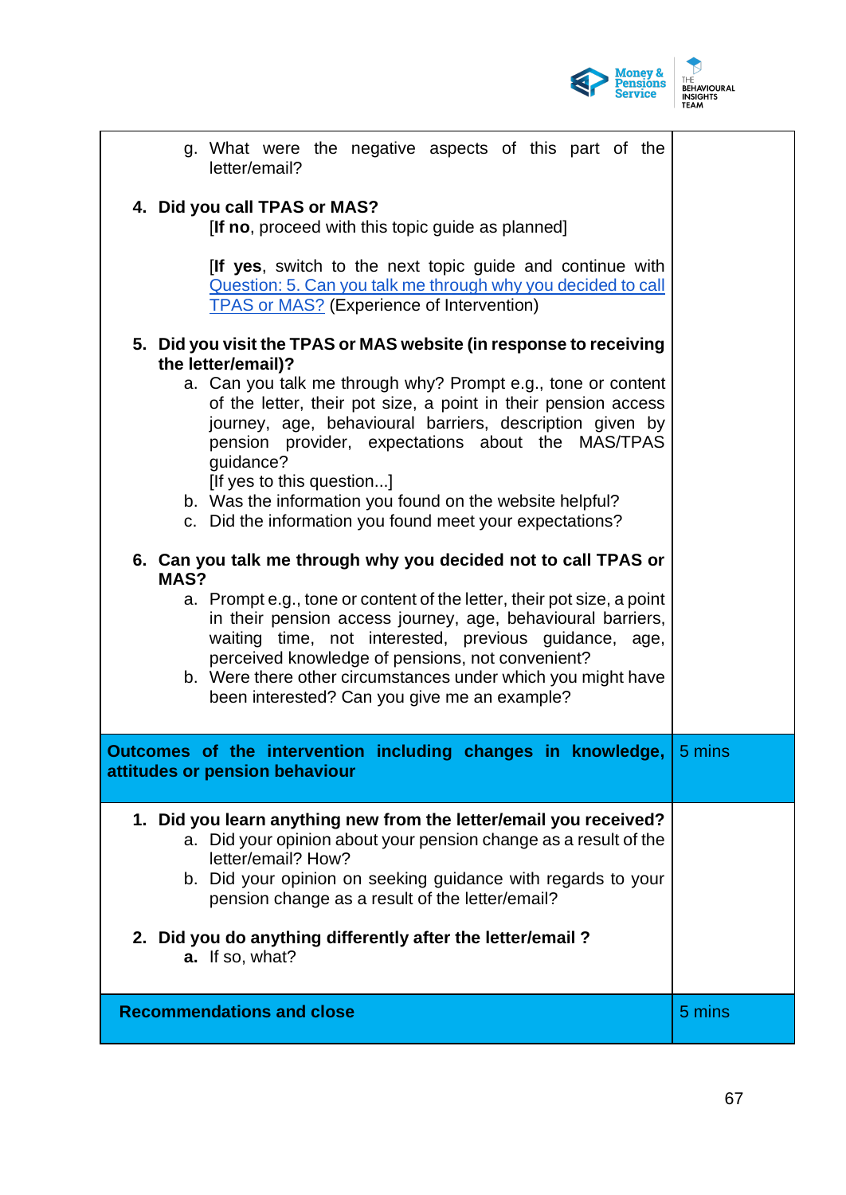| | |
|---|---|
| g. What were the negative aspects of this part of the letter/email?<br><br>**4. Did you call TPAS or MAS?**<br>[**If no**, proceed with this topic guide as planned]<br><br>[**If yes**, switch to the next topic guide and continue with Question: 5. Can you talk me through why you decided to call TPAS or MAS? (Experience of Intervention)<br><br>**5. Did you visit the TPAS or MAS website (in response to receiving the letter/email)?**<br>a. Can you talk me through why? Prompt e.g., tone or content of the letter, their pot size, a point in their pension access journey, age, behavioural barriers, description given by pension provider, expectations about the MAS/TPAS guidance?<br>[If yes to this question...]<br>b. Was the information you found on the website helpful?<br>c. Did the information you found meet your expectations?<br><br>**6. Can you talk me through why you decided not to call TPAS or MAS?**<br>a. Prompt e.g., tone or content of the letter, their pot size, a point in their pension access journey, age, behavioural barriers, waiting time, not interested, previous guidance, age, perceived knowledge of pensions, not convenient?<br>b. Were there other circumstances under which you might have been interested? Can you give me an example? | |
| **Outcomes of the intervention including changes in knowledge, attitudes or pension behaviour** | 5 mins |
| **1. Did you learn anything new from the letter/email you received?**<br>a. Did your opinion about your pension change as a result of the letter/email? How?<br>b. Did your opinion on seeking guidance with regards to your pension change as a result of the letter/email?<br><br>**2. Did you do anything differently after the letter/email ?**<br>**a.** If so, what? | |
| **Recommendations and close** | 5 mins |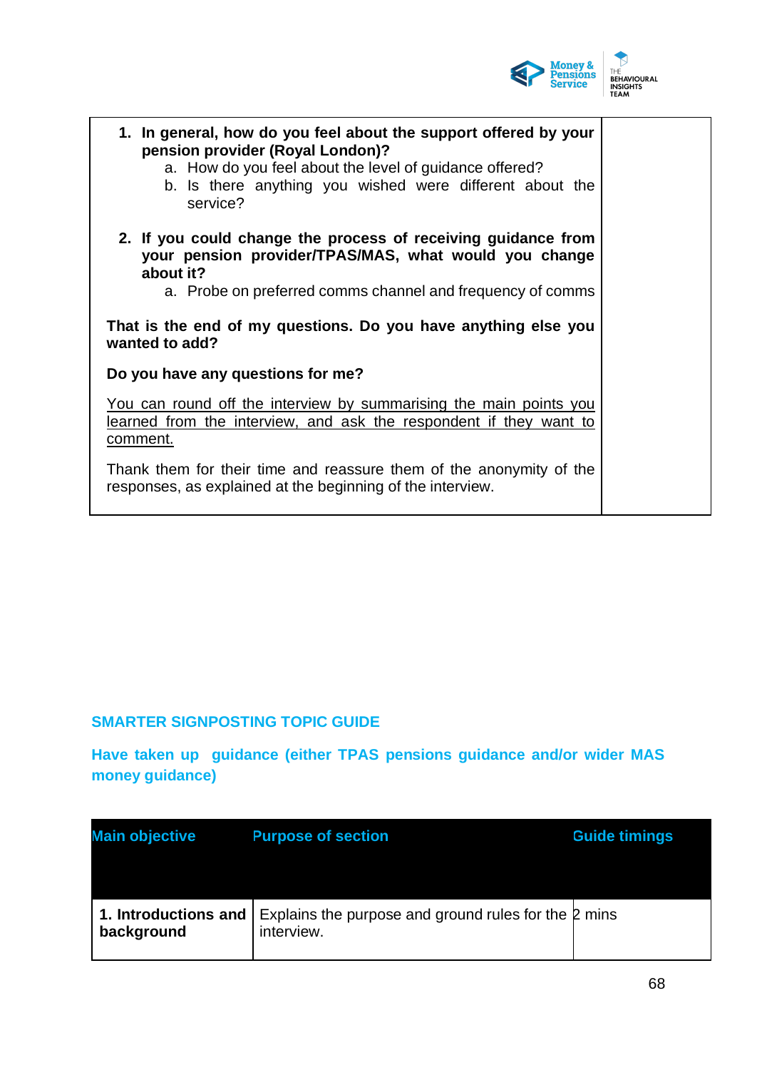| | |
|---|---|
| 1. **In general, how do you feel about the support offered by your pension provider (Royal London)?**<br>a. How do you feel about the level of guidance offered?<br>b. Is there anything you wished were different about the service?<br><br>2. **If you could change the process of receiving guidance from your pension provider/TPAS/MAS, what would you change about it?**<br>a. Probe on preferred comms channel and frequency of comms<br><br>**That is the end of my questions. Do you have anything else you wanted to add?**<br><br>**Do you have any questions for me?**<br><br>You can round off the interview by summarising the main points you learned from the interview, and ask the respondent if they want to comment.<br><br>Thank them for their time and reassure them of the anonymity of the responses, as explained at the beginning of the interview. | |

## SMARTER SIGNPOSTING TOPIC GUIDE

### Have taken up guidance (either TPAS pensions guidance and/or wider MAS money guidance)

| Main objective | Purpose of section | Guide timings |
|---|---|---|
| **1. Introductions and background** | Explains the purpose and ground rules for the interview. | 2 mins |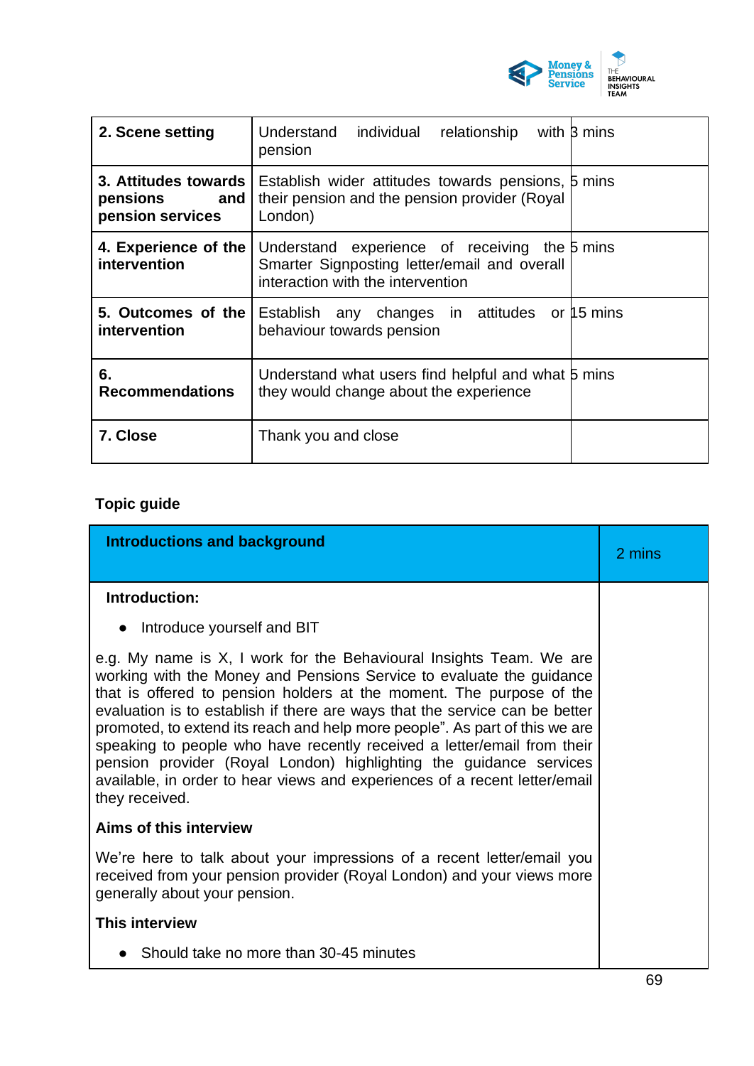| | | |
|---|---|---|
| **2. Scene setting** | Understand individual relationship with pension | 3 mins |
| **3. Attitudes towards pensions and pension services** | Establish wider attitudes towards pensions, their pension and the pension provider (Royal London) | 5 mins |
| **4. Experience of the intervention** | Understand experience of receiving the Smarter Signposting letter/email and overall interaction with the intervention | 5 mins |
| **5. Outcomes of the intervention** | Establish any changes in attitudes or behaviour towards pension | 15 mins |
| **6. Recommendations** | Understand what users find helpful and what they would change about the experience | 5 mins |
| **7. Close** | Thank you and close | |

**Topic guide**

| **Introductions and background** | 2 mins |
|---|---|
| **Introduction:**<br><br>• Introduce yourself and BIT<br><br>e.g. My name is X, I work for the Behavioural Insights Team. We are working with the Money and Pensions Service to evaluate the guidance that is offered to pension holders at the moment. The purpose of the evaluation is to establish if there are ways that the service can be better promoted, to extend its reach and help more people". As part of this we are speaking to people who have recently received a letter/email from their pension provider (Royal London) highlighting the guidance services available, in order to hear views and experiences of a recent letter/email they received.<br><br>**Aims of this interview**<br><br>We're here to talk about your impressions of a recent letter/email you received from your pension provider (Royal London) and your views more generally about your pension.<br><br>**This interview**<br><br>• Should take no more than 30-45 minutes | |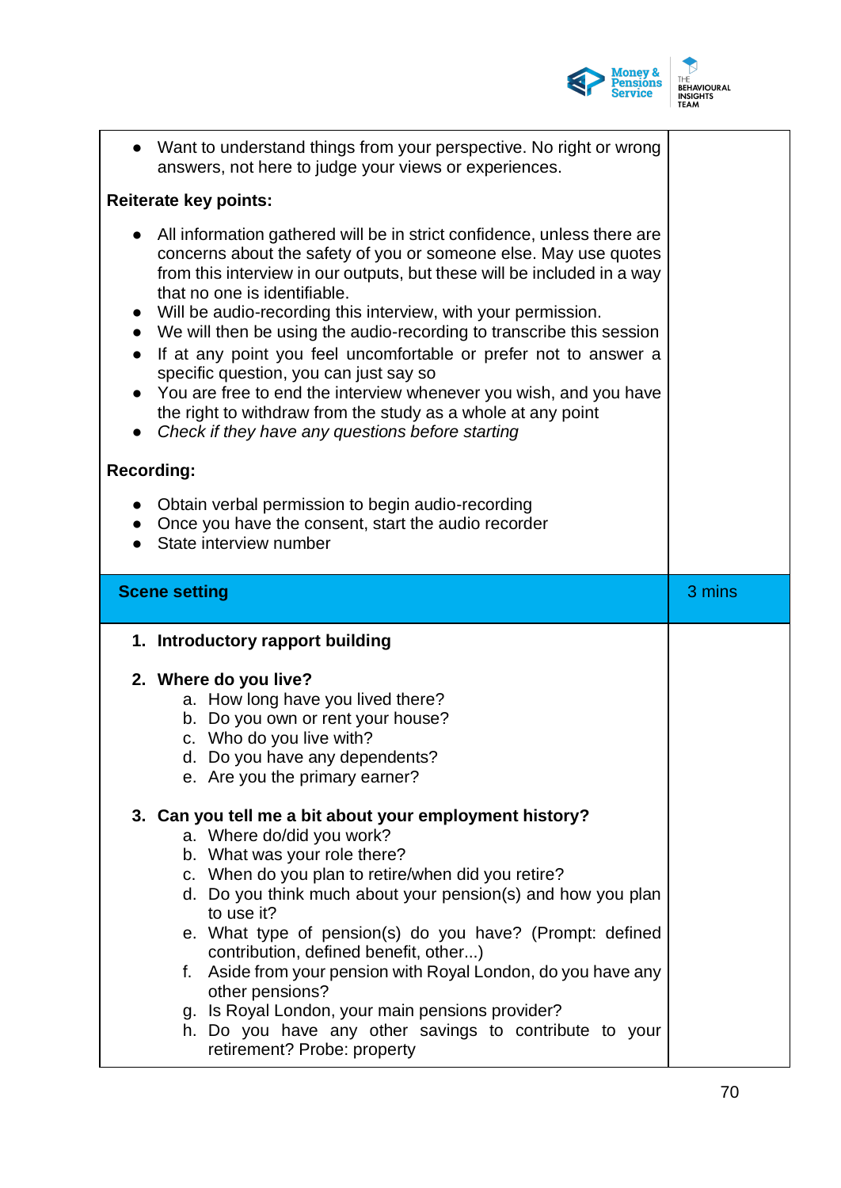| | |
|---|---|
| - Want to understand things from your perspective. No right or wrong answers, not here to judge your views or experiences.<br><br>**Reiterate key points:**<br><br>- All information gathered will be in strict confidence, unless there are concerns about the safety of you or someone else. May use quotes from this interview in our outputs, but these will be included in a way that no one is identifiable.<br>- Will be audio-recording this interview, with your permission.<br>- We will then be using the audio-recording to transcribe this session<br>- If at any point you feel uncomfortable or prefer not to answer a specific question, you can just say so<br>- You are free to end the interview whenever you wish, and you have the right to withdraw from the study as a whole at any point<br>- *Check if they have any questions before starting*<br><br>**Recording:**<br><br>- Obtain verbal permission to begin audio-recording<br>- Once you have the consent, start the audio recorder<br>- State interview number | |
| **Scene setting** | 3 mins |
| 1. **Introductory rapport building**<br><br>2. **Where do you live?**<br>a. How long have you lived there?<br>b. Do you own or rent your house?<br>c. Who do you live with?<br>d. Do you have any dependents?<br>e. Are you the primary earner?<br><br>3. **Can you tell me a bit about your employment history?**<br>a. Where do/did you work?<br>b. What was your role there?<br>c. When do you plan to retire/when did you retire?<br>d. Do you think much about your pension(s) and how you plan to use it?<br>e. What type of pension(s) do you have? (Prompt: defined contribution, defined benefit, other...)<br>f. Aside from your pension with Royal London, do you have any other pensions?<br>g. Is Royal London, your main pensions provider?<br>h. Do you have any other savings to contribute to your retirement? Probe: property | |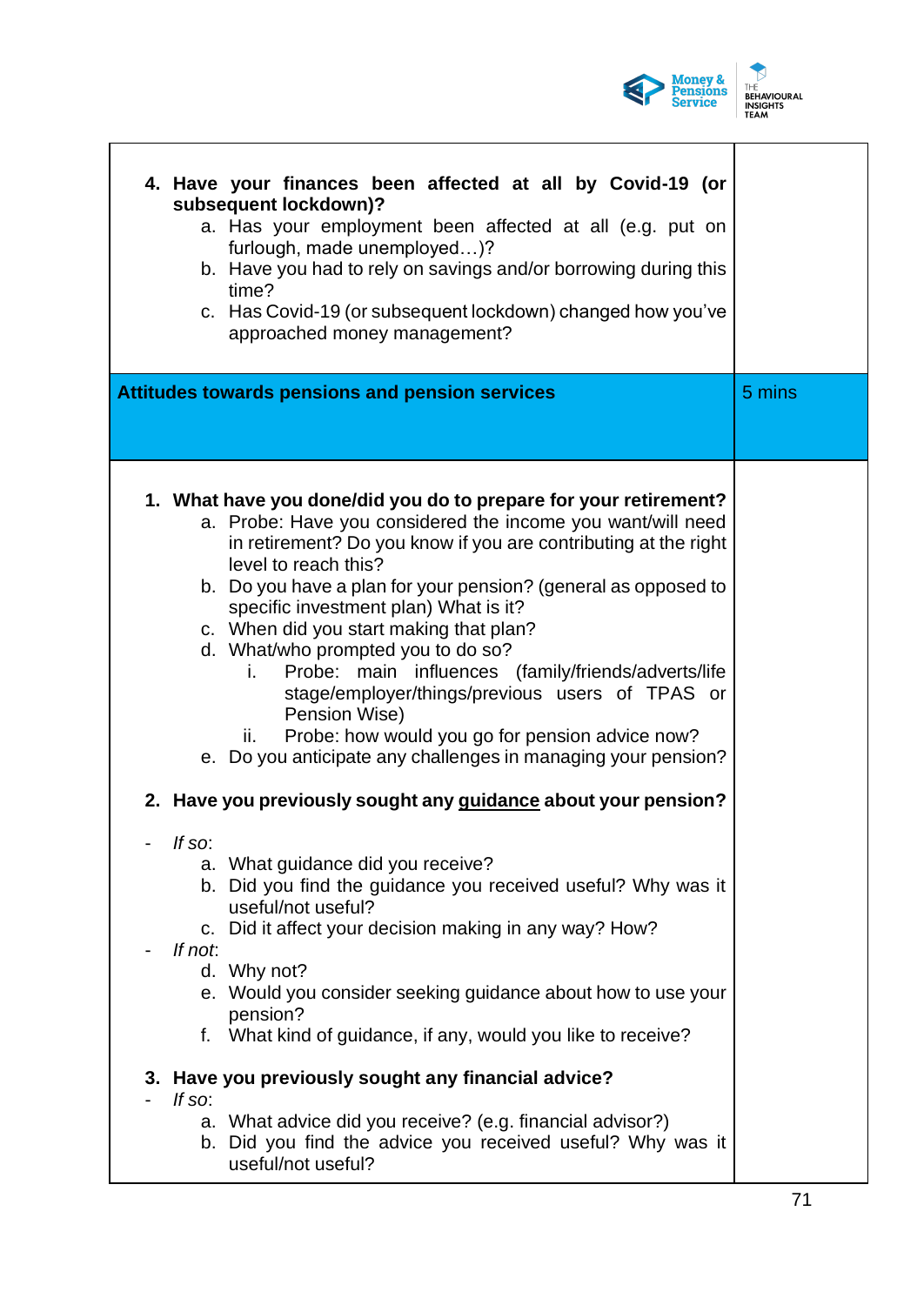4. **Have your finances been affected at all by Covid-19 (or subsequent lockdown)?**
    a. Has your employment been affected at all (e.g. put on furlough, made unemployed…)?
    b. Have you had to rely on savings and/or borrowing during this time?
    c. Has Covid-19 (or subsequent lockdown) changed how you've approached money management?

| **Attitudes towards pensions and pension services** | 5 mins |
|---|---|

1. **What have you done/did you do to prepare for your retirement?**
    a. Probe: Have you considered the income you want/will need in retirement? Do you know if you are contributing at the right level to reach this?
    b. Do you have a plan for your pension? (general as opposed to specific investment plan) What is it?
    c. When did you start making that plan?
    d. What/who prompted you to do so?
        i. Probe: main influences (family/friends/adverts/life stage/employer/things/previous users of TPAS or Pension Wise)
        ii. Probe: how would you go for pension advice now?
    e. Do you anticipate any challenges in managing your pension?

2. **Have you previously sought any <u>guidance</u> about your pension?**

- *If so*:
    a. What guidance did you receive?
    b. Did you find the guidance you received useful? Why was it useful/not useful?
    c. Did it affect your decision making in any way? How?
- *If not*:
    d. Why not?
    e. Would you consider seeking guidance about how to use your pension?
    f. What kind of guidance, if any, would you like to receive?

3. **Have you previously sought any financial advice?**
- *If so*:
    a. What advice did you receive? (e.g. financial advisor?)
    b. Did you find the advice you received useful? Why was it useful/not useful?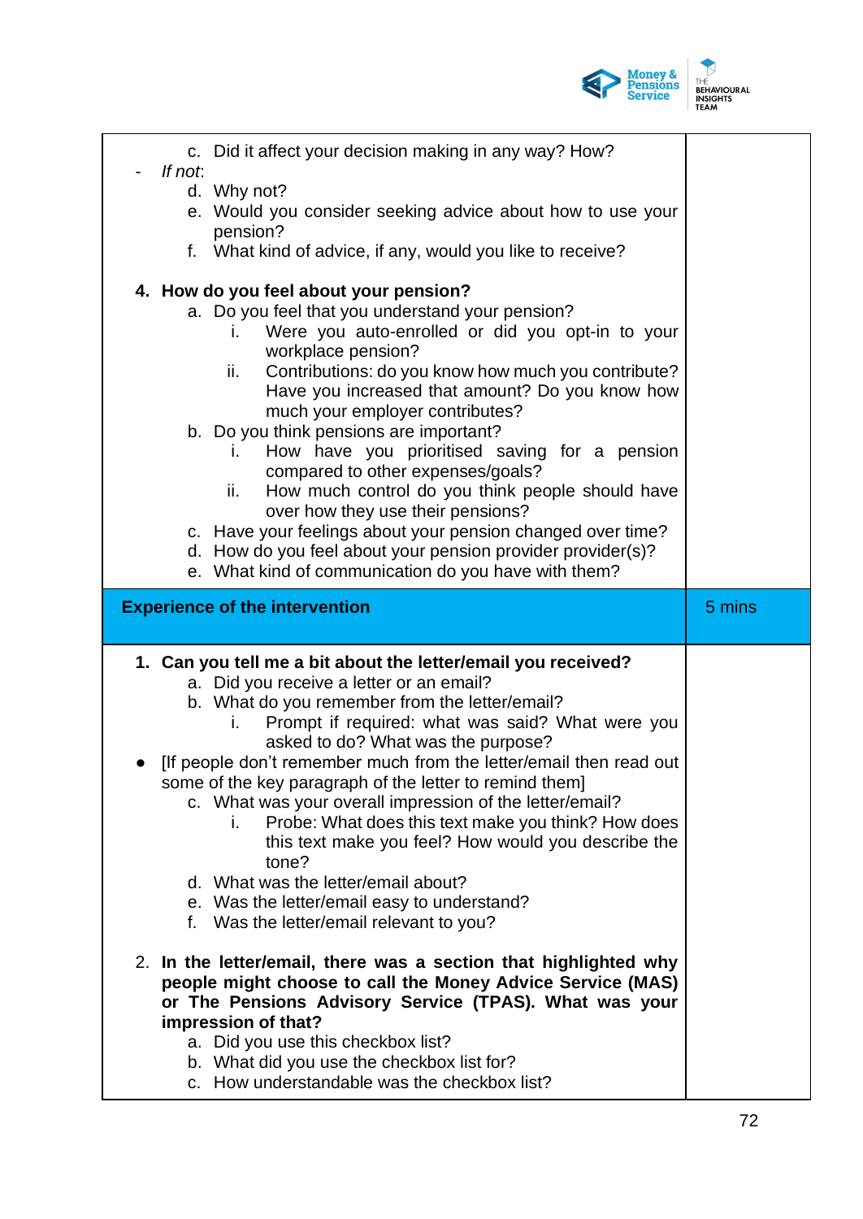| | |
|---|---|
| c. Did it affect your decision making in any way? How?<br>- *If not*:<br>d. Why not?<br>e. Would you consider seeking advice about how to use your pension?<br>f. What kind of advice, if any, would you like to receive?<br><br>**4. How do you feel about your pension?**<br>a. Do you feel that you understand your pension?<br>i. Were you auto-enrolled or did you opt-in to your workplace pension?<br>ii. Contributions: do you know how much you contribute? Have you increased that amount? Do you know how much your employer contributes?<br>b. Do you think pensions are important?<br>i. How have you prioritised saving for a pension compared to other expenses/goals?<br>ii. How much control do you think people should have over how they use their pensions?<br>c. Have your feelings about your pension changed over time?<br>d. How do you feel about your pension provider provider(s)?<br>e. What kind of communication do you have with them? | |
| **Experience of the intervention** | 5 mins |
| **1. Can you tell me a bit about the letter/email you received?**<br>a. Did you receive a letter or an email?<br>b. What do you remember from the letter/email?<br>i. Prompt if required: what was said? What were you asked to do? What was the purpose?<br>● [If people don't remember much from the letter/email then read out some of the key paragraph of the letter to remind them]<br>c. What was your overall impression of the letter/email?<br>i. Probe: What does this text make you think? How does this text make you feel? How would you describe the tone?<br>d. What was the letter/email about?<br>e. Was the letter/email easy to understand?<br>f. Was the letter/email relevant to you?<br><br>2. **In the letter/email, there was a section that highlighted why people might choose to call the Money Advice Service (MAS) or The Pensions Advisory Service (TPAS). What was your impression of that?**<br>a. Did you use this checkbox list?<br>b. What did you use the checkbox list for?<br>c. How understandable was the checkbox list? | |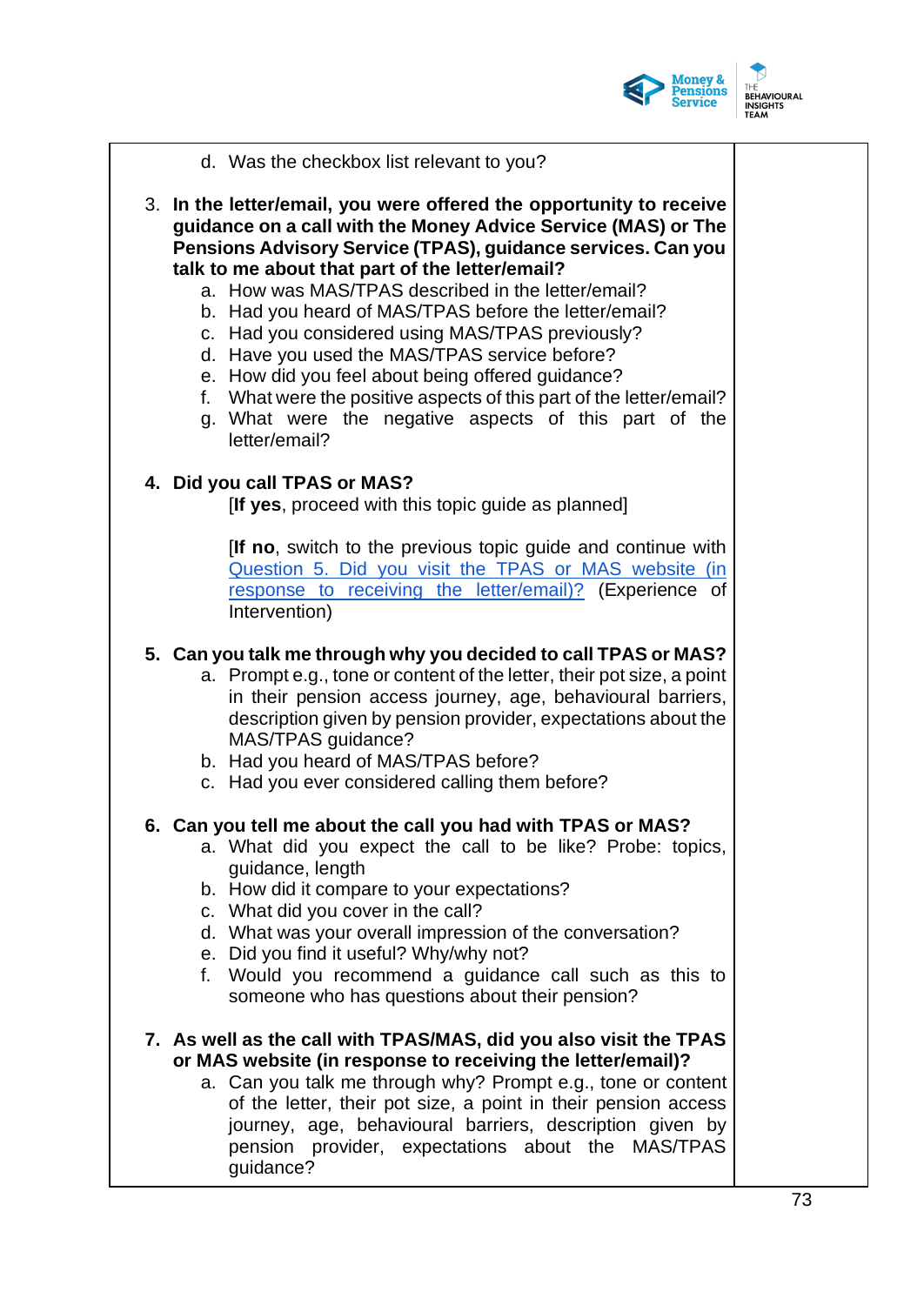d. Was the checkbox list relevant to you?

3. **In the letter/email, you were offered the opportunity to receive guidance on a call with the Money Advice Service (MAS) or The Pensions Advisory Service (TPAS), guidance services. Can you talk to me about that part of the letter/email?**
   a. How was MAS/TPAS described in the letter/email?
   b. Had you heard of MAS/TPAS before the letter/email?
   c. Had you considered using MAS/TPAS previously?
   d. Have you used the MAS/TPAS service before?
   e. How did you feel about being offered guidance?
   f. What were the positive aspects of this part of the letter/email?
   g. What were the negative aspects of this part of the letter/email?

4. **Did you call TPAS or MAS?**

   [**If yes**, proceed with this topic guide as planned]

   [**If no**, switch to the previous topic guide and continue with Question 5. Did you visit the TPAS or MAS website (in response to receiving the letter/email)? (Experience of Intervention)

5. **Can you talk me through why you decided to call TPAS or MAS?**
   a. Prompt e.g., tone or content of the letter, their pot size, a point in their pension access journey, age, behavioural barriers, description given by pension provider, expectations about the MAS/TPAS guidance?
   b. Had you heard of MAS/TPAS before?
   c. Had you ever considered calling them before?

6. **Can you tell me about the call you had with TPAS or MAS?**
   a. What did you expect the call to be like? Probe: topics, guidance, length
   b. How did it compare to your expectations?
   c. What did you cover in the call?
   d. What was your overall impression of the conversation?
   e. Did you find it useful? Why/why not?
   f. Would you recommend a guidance call such as this to someone who has questions about their pension?

7. **As well as the call with TPAS/MAS, did you also visit the TPAS or MAS website (in response to receiving the letter/email)?**
   a. Can you talk me through why? Prompt e.g., tone or content of the letter, their pot size, a point in their pension access journey, age, behavioural barriers, description given by pension provider, expectations about the MAS/TPAS guidance?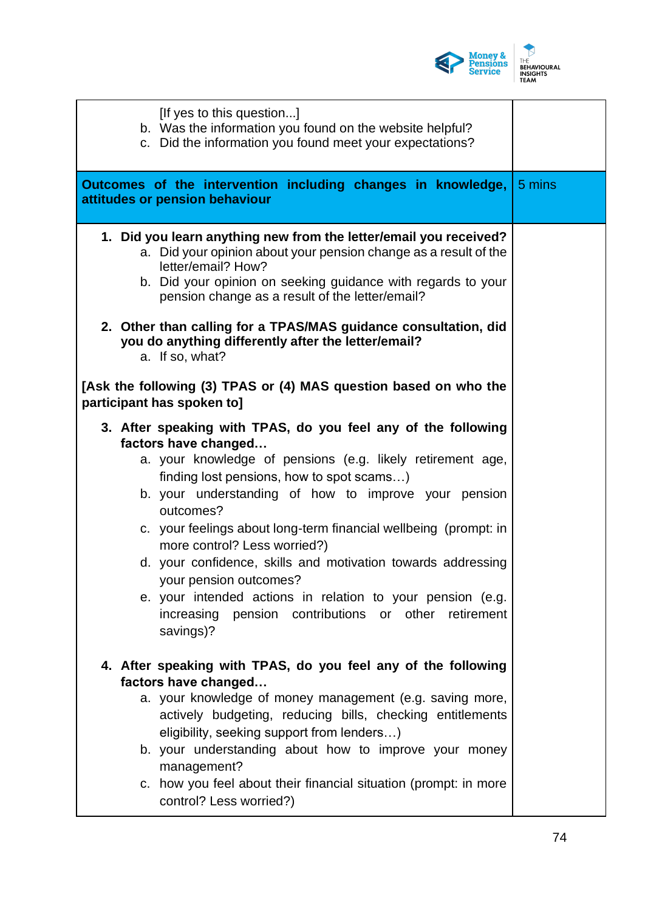| | |
|---|---|
| [If yes to this question...]<br>b. Was the information you found on the website helpful?<br>c. Did the information you found meet your expectations? | |
| **Outcomes of the intervention including changes in knowledge, attitudes or pension behaviour** | 5 mins |
| **1. Did you learn anything new from the letter/email you received?**<br>a. Did your opinion about your pension change as a result of the letter/email? How?<br>b. Did your opinion on seeking guidance with regards to your pension change as a result of the letter/email?<br><br>**2. Other than calling for a TPAS/MAS guidance consultation, did you do anything differently after the letter/email?**<br>a. If so, what?<br><br>**[Ask the following (3) TPAS or (4) MAS question based on who the participant has spoken to]**<br><br>**3. After speaking with TPAS, do you feel any of the following factors have changed…**<br>a. your knowledge of pensions (e.g. likely retirement age, finding lost pensions, how to spot scams…)<br>b. your understanding of how to improve your pension outcomes?<br>c. your feelings about long-term financial wellbeing (prompt: in more control? Less worried?)<br>d. your confidence, skills and motivation towards addressing your pension outcomes?<br>e. your intended actions in relation to your pension (e.g. increasing pension contributions or other retirement savings)?<br><br>**4. After speaking with TPAS, do you feel any of the following factors have changed…**<br>a. your knowledge of money management (e.g. saving more, actively budgeting, reducing bills, checking entitlements eligibility, seeking support from lenders…)<br>b. your understanding about how to improve your money management?<br>c. how you feel about their financial situation (prompt: in more control? Less worried?) | |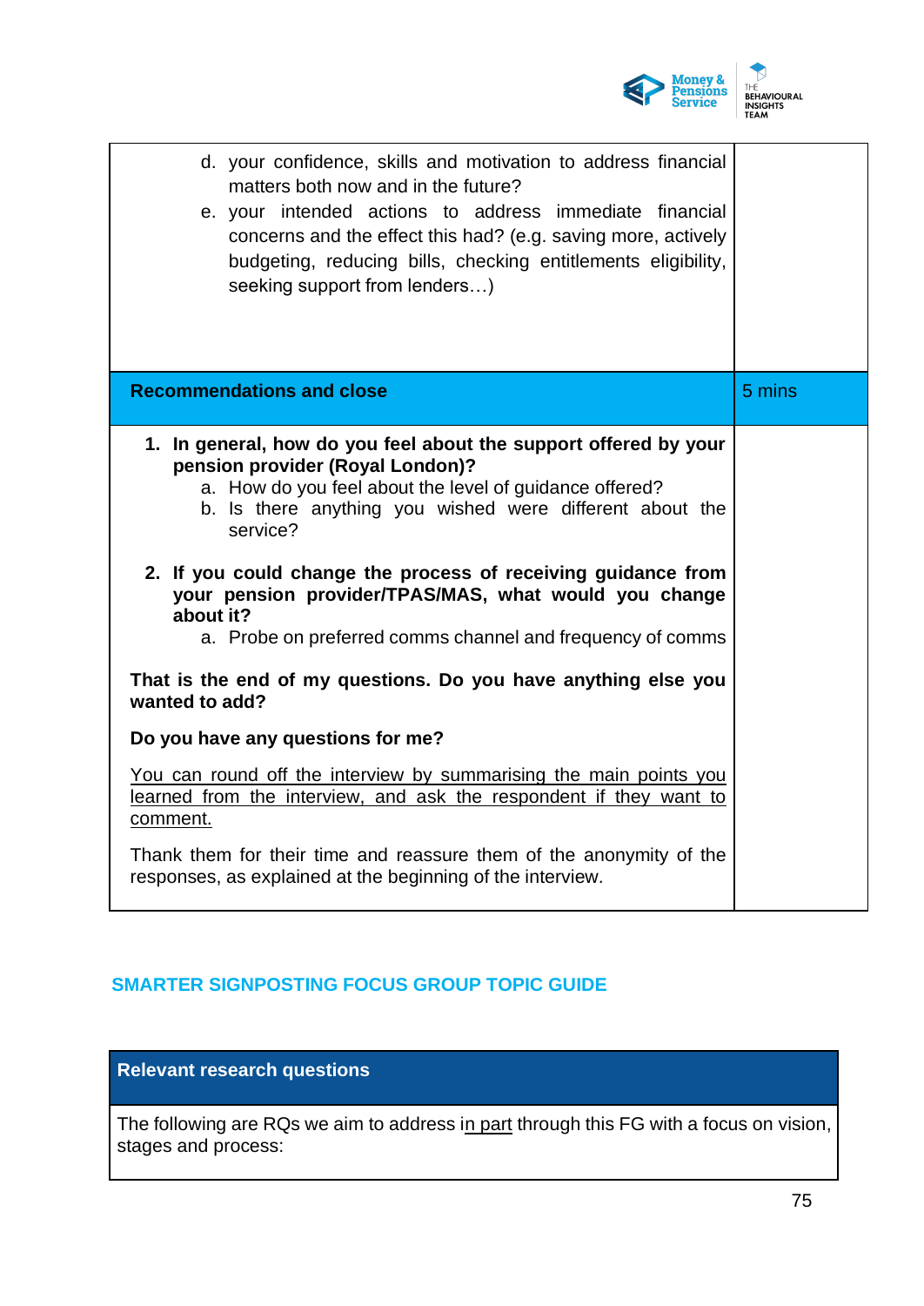| | |
|---|---|
| d. your confidence, skills and motivation to address financial matters both now and in the future?<br>e. your intended actions to address immediate financial concerns and the effect this had? (e.g. saving more, actively budgeting, reducing bills, checking entitlements eligibility, seeking support from lenders…) | |
| **Recommendations and close** | 5 mins |
| **1. In general, how do you feel about the support offered by your pension provider (Royal London)?**<br>a. How do you feel about the level of guidance offered?<br>b. Is there anything you wished were different about the service?<br><br>**2. If you could change the process of receiving guidance from your pension provider/TPAS/MAS, what would you change about it?**<br>a. Probe on preferred comms channel and frequency of comms<br><br>**That is the end of my questions. Do you have anything else you wanted to add?**<br><br>**Do you have any questions for me?**<br><br><u>You can round off the interview by summarising the main points you learned from the interview, and ask the respondent if they want to comment.</u><br><br>Thank them for their time and reassure them of the anonymity of the responses, as explained at the beginning of the interview. | |

## SMARTER SIGNPOSTING FOCUS GROUP TOPIC GUIDE

| **Relevant research questions** |
|---|
| The following are RQs we aim to address <u>in part</u> through this FG with a focus on vision, stages and process: |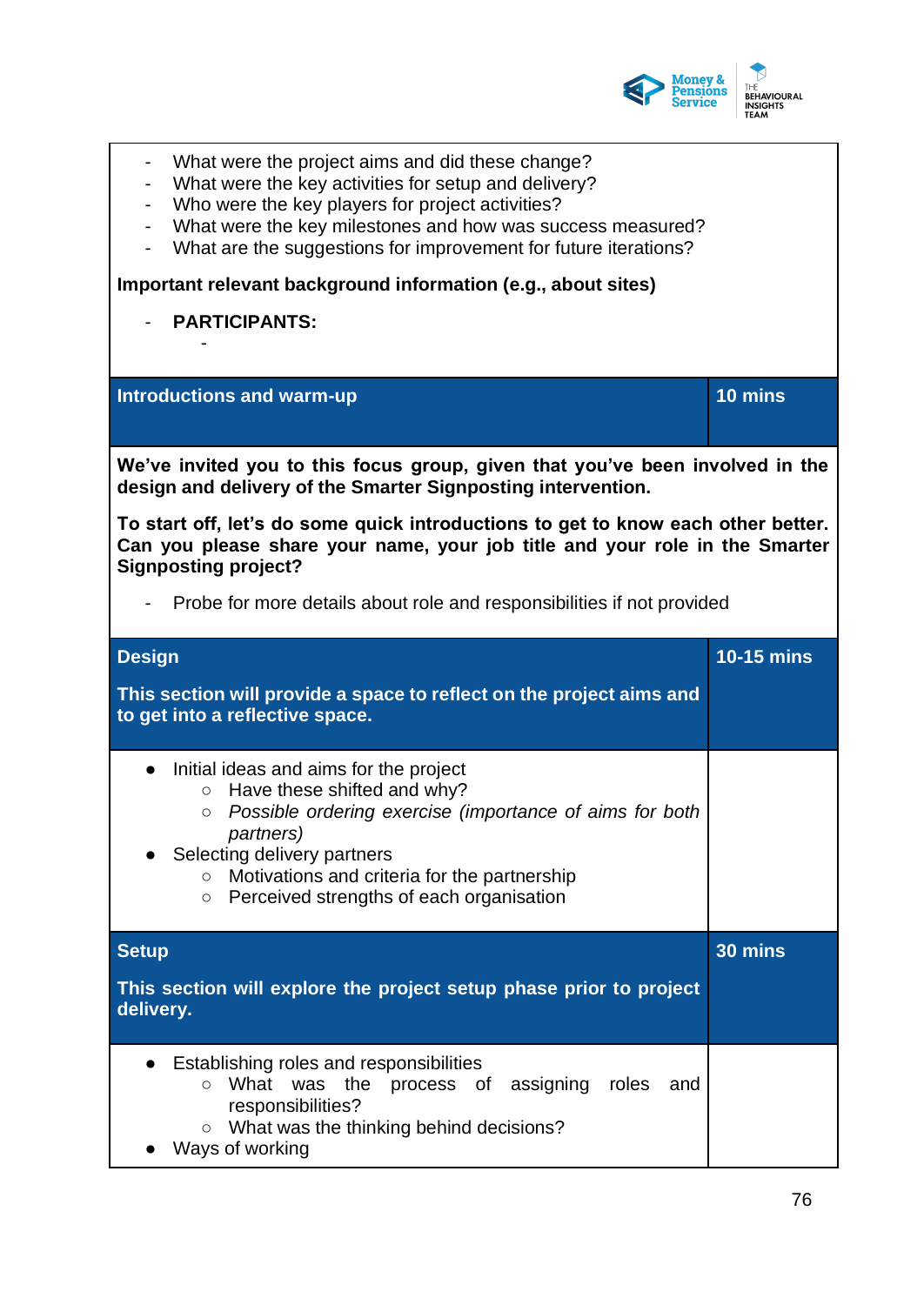- What were the project aims and did these change?
- What were the key activities for setup and delivery?
- Who were the key players for project activities?
- What were the key milestones and how was success measured?
- What are the suggestions for improvement for future iterations?

**Important relevant background information (e.g., about sites)**

- **PARTICIPANTS:**
    -

| Introductions and warm-up | 10 mins |
|---|---|
| **We've invited you to this focus group, given that you've been involved in the design and delivery of the Smarter Signposting intervention.**<br><br>**To start off, let's do some quick introductions to get to know each other better. Can you please share your name, your job title and your role in the Smarter Signposting project?**<br><br>- Probe for more details about role and responsibilities if not provided | |
| **Design**<br><br>**This section will provide a space to reflect on the project aims and to get into a reflective space.** | **10-15 mins** |
| • Initial ideas and aims for the project<br>&nbsp;&nbsp;○ Have these shifted and why?<br>&nbsp;&nbsp;○ *Possible ordering exercise (importance of aims for both partners)*<br>• Selecting delivery partners<br>&nbsp;&nbsp;○ Motivations and criteria for the partnership<br>&nbsp;&nbsp;○ Perceived strengths of each organisation | |
| **Setup**<br><br>**This section will explore the project setup phase prior to project delivery.** | **30 mins** |
| • Establishing roles and responsibilities<br>&nbsp;&nbsp;○ What was the process of assigning roles and responsibilities?<br>&nbsp;&nbsp;○ What was the thinking behind decisions?<br>• Ways of working | |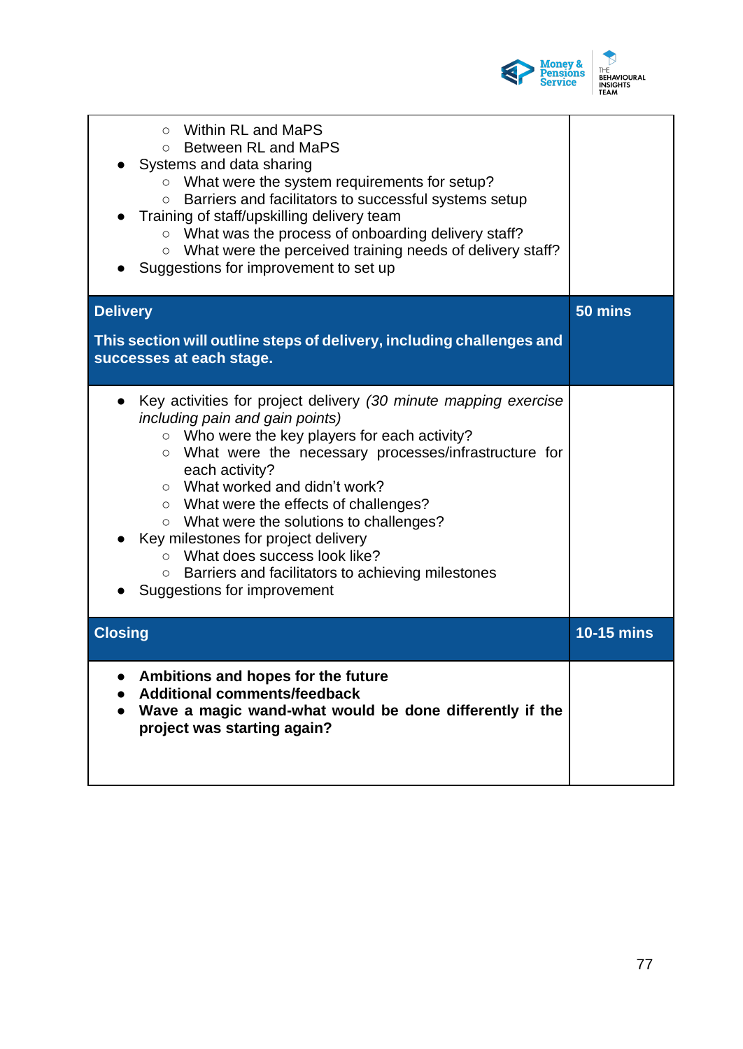| | |
|---|---|
| ○ Within RL and MaPS<br>○ Between RL and MaPS<br>● Systems and data sharing<br>○ What were the system requirements for setup?<br>○ Barriers and facilitators to successful systems setup<br>● Training of staff/upskilling delivery team<br>○ What was the process of onboarding delivery staff?<br>○ What were the perceived training needs of delivery staff?<br>● Suggestions for improvement to set up | |
| **Delivery**<br><br>**This section will outline steps of delivery, including challenges and successes at each stage.** | **50 mins** |
| ● Key activities for project delivery *(30 minute mapping exercise including pain and gain points)*<br>○ Who were the key players for each activity?<br>○ What were the necessary processes/infrastructure for each activity?<br>○ What worked and didn't work?<br>○ What were the effects of challenges?<br>○ What were the solutions to challenges?<br>● Key milestones for project delivery<br>○ What does success look like?<br>○ Barriers and facilitators to achieving milestones<br>● Suggestions for improvement | |
| **Closing** | **10-15 mins** |
| ● **Ambitions and hopes for the future**<br>● **Additional comments/feedback**<br>● **Wave a magic wand-what would be done differently if the project was starting again?** | |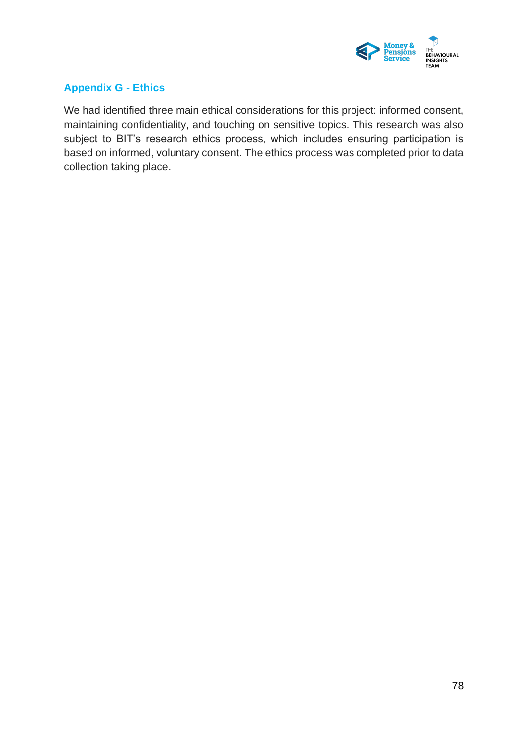## Appendix G - Ethics

We had identified three main ethical considerations for this project: informed consent, maintaining confidentiality, and touching on sensitive topics. This research was also subject to BIT's research ethics process, which includes ensuring participation is based on informed, voluntary consent. The ethics process was completed prior to data collection taking place.